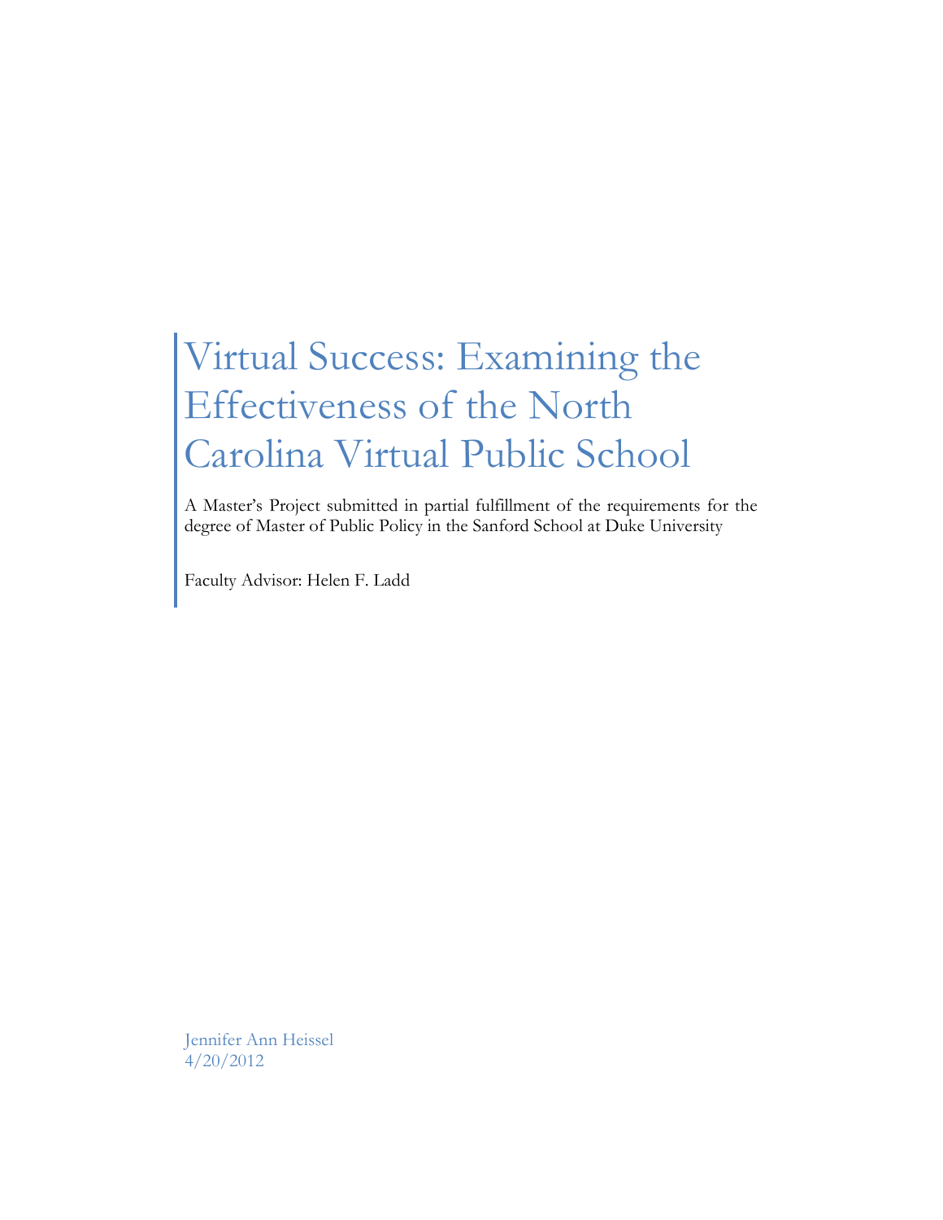# Virtual Success: Examining the Effectiveness of the North Carolina Virtual Public School

A Master's Project submitted in partial fulfillment of the requirements for the degree of Master of Public Policy in the Sanford School at Duke University

Faculty Advisor: Helen F. Ladd

Jennifer Ann Heissel
4/20/2012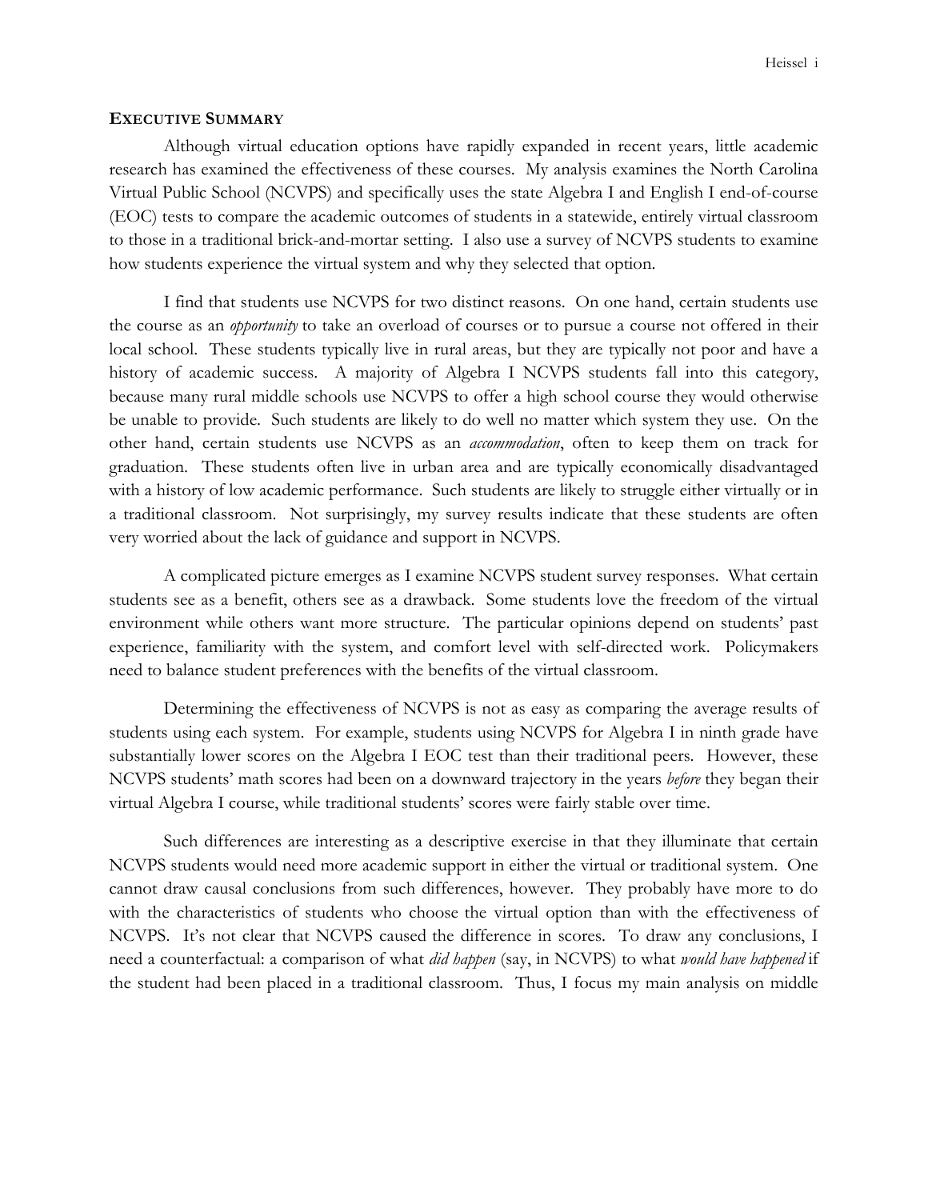## EXECUTIVE SUMMARY

Although virtual education options have rapidly expanded in recent years, little academic research has examined the effectiveness of these courses. My analysis examines the North Carolina Virtual Public School (NCVPS) and specifically uses the state Algebra I and English I end-of-course (EOC) tests to compare the academic outcomes of students in a statewide, entirely virtual classroom to those in a traditional brick-and-mortar setting. I also use a survey of NCVPS students to examine how students experience the virtual system and why they selected that option.

I find that students use NCVPS for two distinct reasons. On one hand, certain students use the course as an *opportunity* to take an overload of courses or to pursue a course not offered in their local school. These students typically live in rural areas, but they are typically not poor and have a history of academic success. A majority of Algebra I NCVPS students fall into this category, because many rural middle schools use NCVPS to offer a high school course they would otherwise be unable to provide. Such students are likely to do well no matter which system they use. On the other hand, certain students use NCVPS as an *accommodation*, often to keep them on track for graduation. These students often live in urban area and are typically economically disadvantaged with a history of low academic performance. Such students are likely to struggle either virtually or in a traditional classroom. Not surprisingly, my survey results indicate that these students are often very worried about the lack of guidance and support in NCVPS.

A complicated picture emerges as I examine NCVPS student survey responses. What certain students see as a benefit, others see as a drawback. Some students love the freedom of the virtual environment while others want more structure. The particular opinions depend on students' past experience, familiarity with the system, and comfort level with self-directed work. Policymakers need to balance student preferences with the benefits of the virtual classroom.

Determining the effectiveness of NCVPS is not as easy as comparing the average results of students using each system. For example, students using NCVPS for Algebra I in ninth grade have substantially lower scores on the Algebra I EOC test than their traditional peers. However, these NCVPS students' math scores had been on a downward trajectory in the years *before* they began their virtual Algebra I course, while traditional students' scores were fairly stable over time.

Such differences are interesting as a descriptive exercise in that they illuminate that certain NCVPS students would need more academic support in either the virtual or traditional system. One cannot draw causal conclusions from such differences, however. They probably have more to do with the characteristics of students who choose the virtual option than with the effectiveness of NCVPS. It's not clear that NCVPS caused the difference in scores. To draw any conclusions, I need a counterfactual: a comparison of what *did happen* (say, in NCVPS) to what *would have happened* if the student had been placed in a traditional classroom. Thus, I focus my main analysis on middle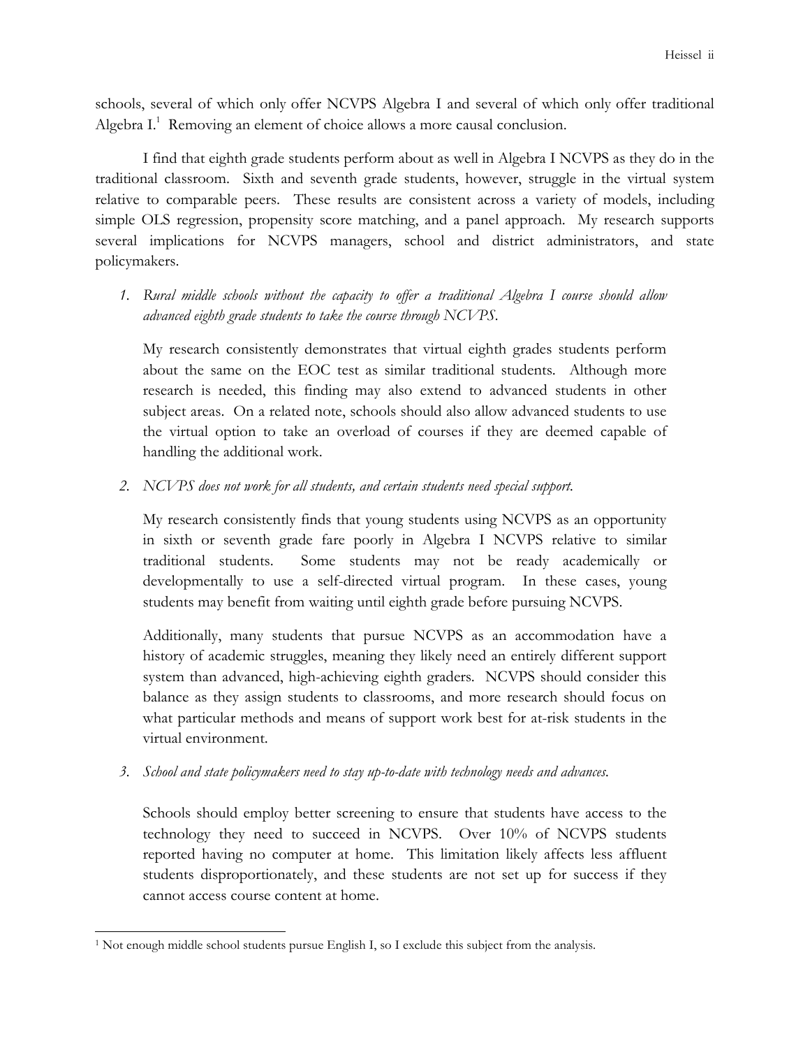schools, several of which only offer NCVPS Algebra I and several of which only offer traditional Algebra I.[1] Removing an element of choice allows a more causal conclusion.

I find that eighth grade students perform about as well in Algebra I NCVPS as they do in the traditional classroom. Sixth and seventh grade students, however, struggle in the virtual system relative to comparable peers. These results are consistent across a variety of models, including simple OLS regression, propensity score matching, and a panel approach. My research supports several implications for NCVPS managers, school and district administrators, and state policymakers.

1. *Rural middle schools without the capacity to offer a traditional Algebra I course should allow advanced eighth grade students to take the course through NCVPS.*

   My research consistently demonstrates that virtual eighth grades students perform about the same on the EOC test as similar traditional students. Although more research is needed, this finding may also extend to advanced students in other subject areas. On a related note, schools should also allow advanced students to use the virtual option to take an overload of courses if they are deemed capable of handling the additional work.

2. *NCVPS does not work for all students, and certain students need special support.*

   My research consistently finds that young students using NCVPS as an opportunity in sixth or seventh grade fare poorly in Algebra I NCVPS relative to similar traditional students. Some students may not be ready academically or developmentally to use a self-directed virtual program. In these cases, young students may benefit from waiting until eighth grade before pursuing NCVPS.

   Additionally, many students that pursue NCVPS as an accommodation have a history of academic struggles, meaning they likely need an entirely different support system than advanced, high-achieving eighth graders. NCVPS should consider this balance as they assign students to classrooms, and more research should focus on what particular methods and means of support work best for at-risk students in the virtual environment.

3. *School and state policymakers need to stay up-to-date with technology needs and advances.*

   Schools should employ better screening to ensure that students have access to the technology they need to succeed in NCVPS. Over 10% of NCVPS students reported having no computer at home. This limitation likely affects less affluent students disproportionately, and these students are not set up for success if they cannot access course content at home.

---

[1] Not enough middle school students pursue English I, so I exclude this subject from the analysis.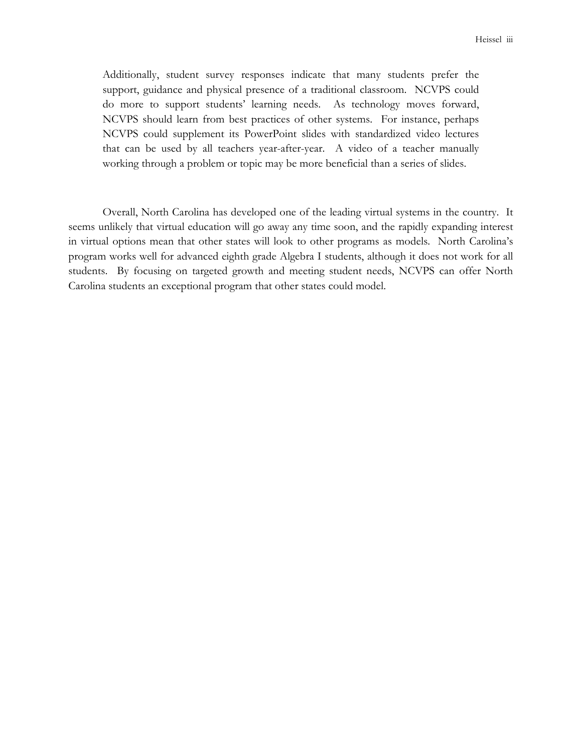> Additionally, student survey responses indicate that many students prefer the support, guidance and physical presence of a traditional classroom. NCVPS could do more to support students' learning needs. As technology moves forward, NCVPS should learn from best practices of other systems. For instance, perhaps NCVPS could supplement its PowerPoint slides with standardized video lectures that can be used by all teachers year-after-year. A video of a teacher manually working through a problem or topic may be more beneficial than a series of slides.

Overall, North Carolina has developed one of the leading virtual systems in the country. It seems unlikely that virtual education will go away any time soon, and the rapidly expanding interest in virtual options mean that other states will look to other programs as models. North Carolina's program works well for advanced eighth grade Algebra I students, although it does not work for all students. By focusing on targeted growth and meeting student needs, NCVPS can offer North Carolina students an exceptional program that other states could model.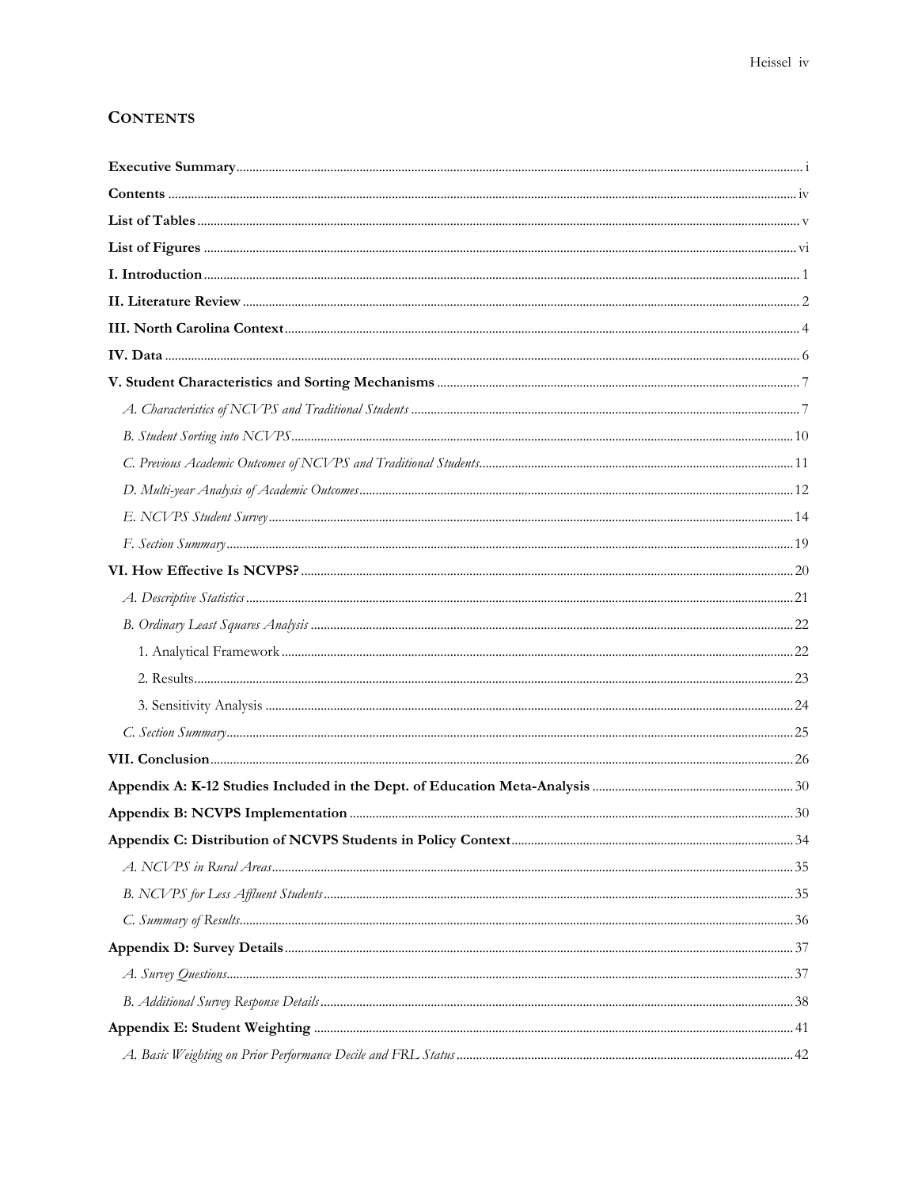## CONTENTS

**Executive Summary** ....... i

**Contents** ....... iv

**List of Tables** ....... v

**List of Figures** ....... vi

**I. Introduction** ....... 1

**II. Literature Review** ....... 2

**III. North Carolina Context** ....... 4

**IV. Data** ....... 6

**V. Student Characteristics and Sorting Mechanisms** ....... 7

- *A. Characteristics of NCVPS and Traditional Students* ....... 7
- *B. Student Sorting into NCVPS* ....... 10
- *C. Previous Academic Outcomes of NCVPS and Traditional Students* ....... 11
- *D. Multi-year Analysis of Academic Outcomes* ....... 12
- *E. NCVPS Student Survey* ....... 14
- *F. Section Summary* ....... 19

**VI. How Effective Is NCVPS?** ....... 20

- *A. Descriptive Statistics* ....... 21
- *B. Ordinary Least Squares Analysis* ....... 22
  - 1. Analytical Framework ....... 22
  - 2. Results ....... 23
  - 3. Sensitivity Analysis ....... 24
- *C. Section Summary* ....... 25

**VII. Conclusion** ....... 26

**Appendix A: K-12 Studies Included in the Dept. of Education Meta-Analysis** ....... 30

**Appendix B: NCVPS Implementation** ....... 30

**Appendix C: Distribution of NCVPS Students in Policy Context** ....... 34

- *A. NCVPS in Rural Areas* ....... 35
- *B. NCVPS for Less Affluent Students* ....... 35
- *C. Summary of Results* ....... 36

**Appendix D: Survey Details** ....... 37

- *A. Survey Questions* ....... 37
- *B. Additional Survey Response Details* ....... 38

**Appendix E: Student Weighting** ....... 41

- *A. Basic Weighting on Prior Performance Decile and FRL Status* ....... 42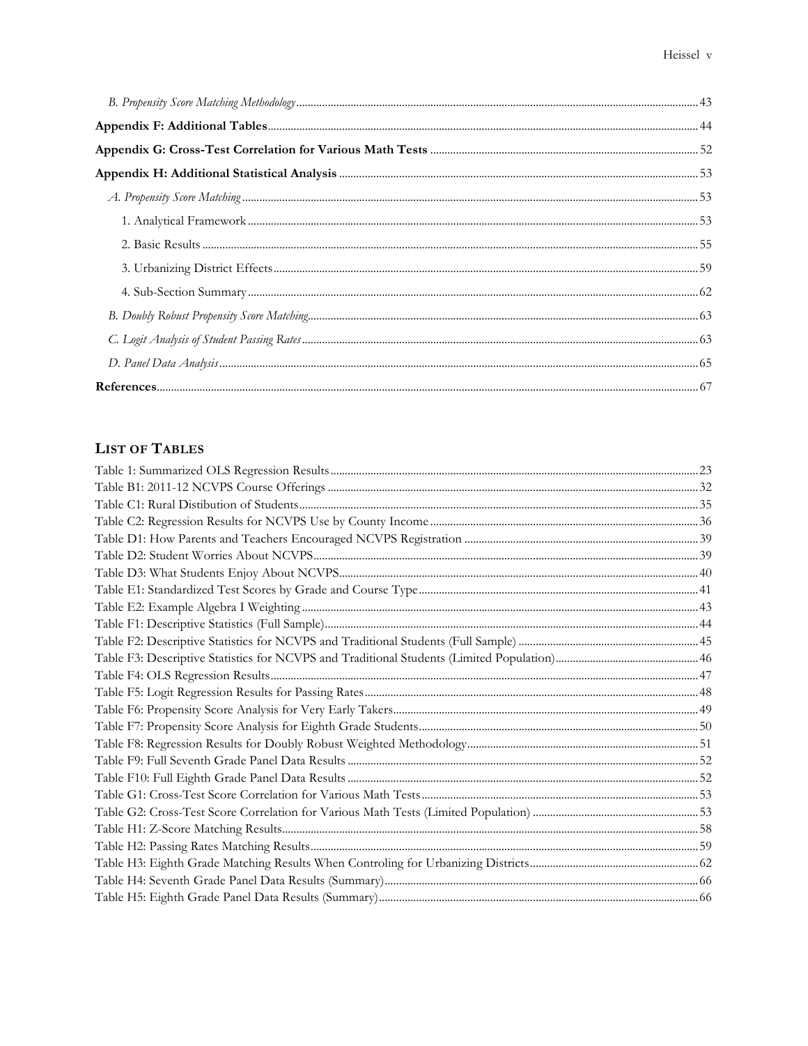*B. Propensity Score Matching Methodology* ........ 43

**Appendix F: Additional Tables** ........ 44

**Appendix G: Cross-Test Correlation for Various Math Tests** ........ 52

**Appendix H: Additional Statistical Analysis** ........ 53

*A. Propensity Score Matching* ........ 53

1. Analytical Framework ........ 53

2. Basic Results ........ 55

3. Urbanizing District Effects ........ 59

4. Sub-Section Summary ........ 62

*B. Doubly Robust Propensity Score Matching* ........ 63

*C. Logit Analysis of Student Passing Rates* ........ 63

*D. Panel Data Analysis* ........ 65

**References** ........ 67

## LIST OF TABLES

Table 1: Summarized OLS Regression Results ........ 23

Table B1: 2011-12 NCVPS Course Offerings ........ 32

Table C1: Rural Distibution of Students ........ 35

Table C2: Regression Results for NCVPS Use by County Income ........ 36

Table D1: How Parents and Teachers Encouraged NCVPS Registration ........ 39

Table D2: Student Worries About NCVPS ........ 39

Table D3: What Students Enjoy About NCVPS ........ 40

Table E1: Standardized Test Scores by Grade and Course Type ........ 41

Table E2: Example Algebra I Weighting ........ 43

Table F1: Descriptive Statistics (Full Sample) ........ 44

Table F2: Descriptive Statistics for NCVPS and Traditional Students (Full Sample) ........ 45

Table F3: Descriptive Statistics for NCVPS and Traditional Students (Limited Population) ........ 46

Table F4: OLS Regression Results ........ 47

Table F5: Logit Regression Results for Passing Rates ........ 48

Table F6: Propensity Score Analysis for Very Early Takers ........ 49

Table F7: Propensity Score Analysis for Eighth Grade Students ........ 50

Table F8: Regression Results for Doubly Robust Weighted Methodology ........ 51

Table F9: Full Seventh Grade Panel Data Results ........ 52

Table F10: Full Eighth Grade Panel Data Results ........ 52

Table G1: Cross-Test Score Correlation for Various Math Tests ........ 53

Table G2: Cross-Test Score Correlation for Various Math Tests (Limited Population) ........ 53

Table H1: Z-Score Matching Results ........ 58

Table H2: Passing Rates Matching Results ........ 59

Table H3: Eighth Grade Matching Results When Controling for Urbanizing Districts ........ 62

Table H4: Seventh Grade Panel Data Results (Summary) ........ 66

Table H5: Eighth Grade Panel Data Results (Summary) ........ 66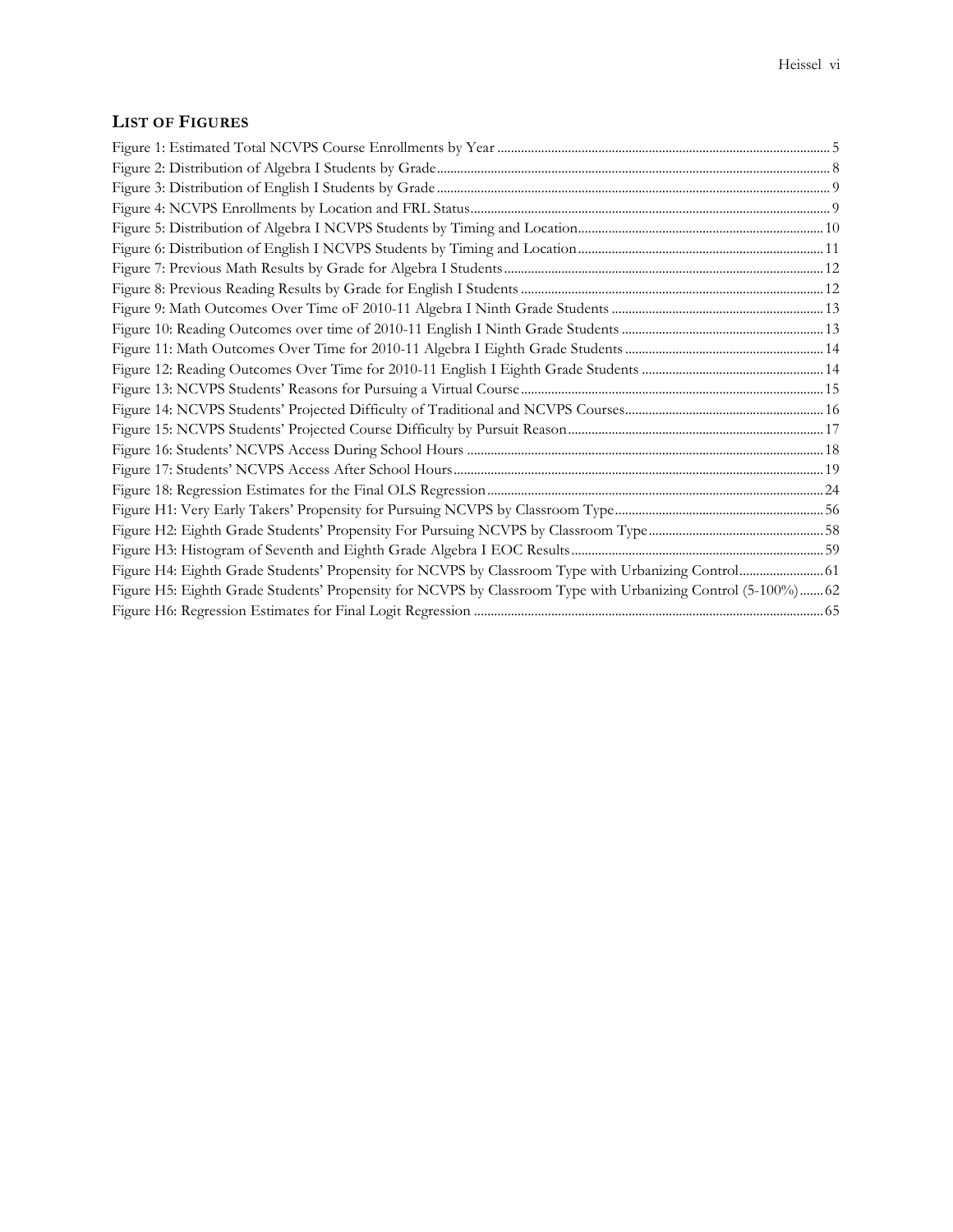## List of Figures

Figure 1: Estimated Total NCVPS Course Enrollments by Year ..... 5
Figure 2: Distribution of Algebra I Students by Grade ..... 8
Figure 3: Distribution of English I Students by Grade ..... 9
Figure 4: NCVPS Enrollments by Location and FRL Status ..... 9
Figure 5: Distribution of Algebra I NCVPS Students by Timing and Location ..... 10
Figure 6: Distribution of English I NCVPS Students by Timing and Location ..... 11
Figure 7: Previous Math Results by Grade for Algebra I Students ..... 12
Figure 8: Previous Reading Results by Grade for English I Students ..... 12
Figure 9: Math Outcomes Over Time oF 2010-11 Algebra I Ninth Grade Students ..... 13
Figure 10: Reading Outcomes over time of 2010-11 English I Ninth Grade Students ..... 13
Figure 11: Math Outcomes Over Time for 2010-11 Algebra I Eighth Grade Students ..... 14
Figure 12: Reading Outcomes Over Time for 2010-11 English I Eighth Grade Students ..... 14
Figure 13: NCVPS Students' Reasons for Pursuing a Virtual Course ..... 15
Figure 14: NCVPS Students' Projected Difficulty of Traditional and NCVPS Courses ..... 16
Figure 15: NCVPS Students' Projected Course Difficulty by Pursuit Reason ..... 17
Figure 16: Students' NCVPS Access During School Hours ..... 18
Figure 17: Students' NCVPS Access After School Hours ..... 19
Figure 18: Regression Estimates for the Final OLS Regression ..... 24
Figure H1: Very Early Takers' Propensity for Pursuing NCVPS by Classroom Type ..... 56
Figure H2: Eighth Grade Students' Propensity For Pursuing NCVPS by Classroom Type ..... 58
Figure H3: Histogram of Seventh and Eighth Grade Algebra I EOC Results ..... 59
Figure H4: Eighth Grade Students' Propensity for NCVPS by Classroom Type with Urbanizing Control ..... 61
Figure H5: Eighth Grade Students' Propensity for NCVPS by Classroom Type with Urbanizing Control (5-100%) ..... 62
Figure H6: Regression Estimates for Final Logit Regression ..... 65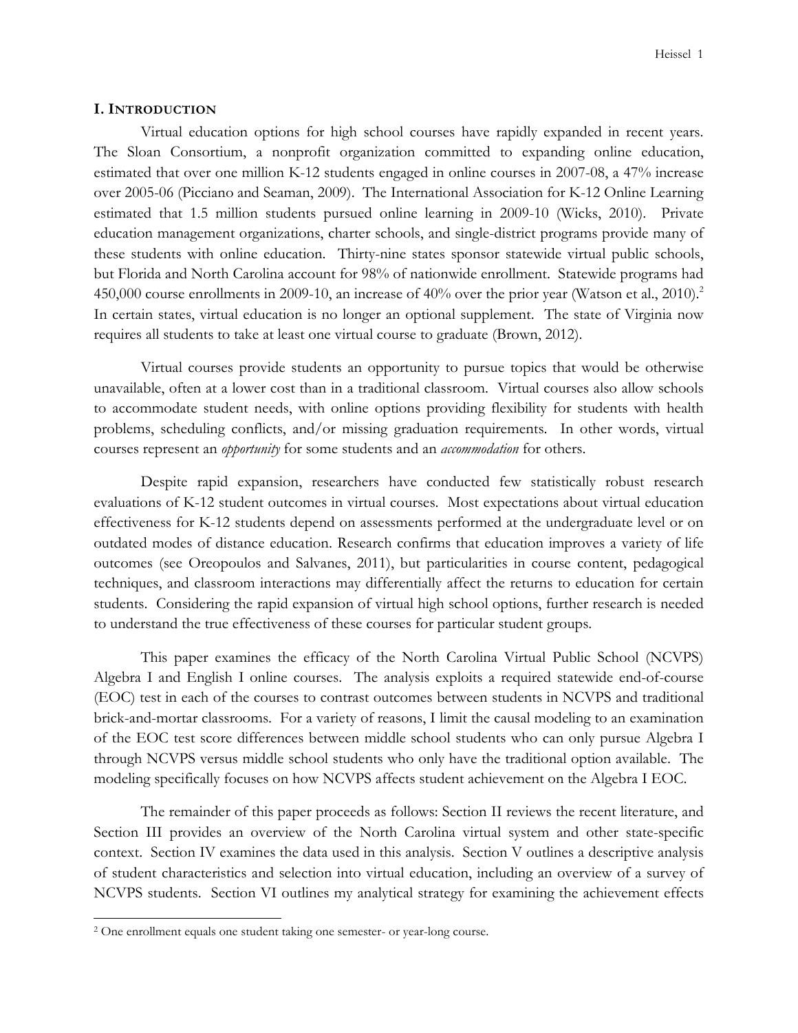## I. INTRODUCTION

Virtual education options for high school courses have rapidly expanded in recent years. The Sloan Consortium, a nonprofit organization committed to expanding online education, estimated that over one million K-12 students engaged in online courses in 2007-08, a 47% increase over 2005-06 (Picciano and Seaman, 2009). The International Association for K-12 Online Learning estimated that 1.5 million students pursued online learning in 2009-10 (Wicks, 2010). Private education management organizations, charter schools, and single-district programs provide many of these students with online education. Thirty-nine states sponsor statewide virtual public schools, but Florida and North Carolina account for 98% of nationwide enrollment. Statewide programs had 450,000 course enrollments in 2009-10, an increase of 40% over the prior year (Watson et al., 2010).[2] In certain states, virtual education is no longer an optional supplement. The state of Virginia now requires all students to take at least one virtual course to graduate (Brown, 2012).

Virtual courses provide students an opportunity to pursue topics that would be otherwise unavailable, often at a lower cost than in a traditional classroom. Virtual courses also allow schools to accommodate student needs, with online options providing flexibility for students with health problems, scheduling conflicts, and/or missing graduation requirements. In other words, virtual courses represent an *opportunity* for some students and an *accommodation* for others.

Despite rapid expansion, researchers have conducted few statistically robust research evaluations of K-12 student outcomes in virtual courses. Most expectations about virtual education effectiveness for K-12 students depend on assessments performed at the undergraduate level or on outdated modes of distance education. Research confirms that education improves a variety of life outcomes (see Oreopoulos and Salvanes, 2011), but particularities in course content, pedagogical techniques, and classroom interactions may differentially affect the returns to education for certain students. Considering the rapid expansion of virtual high school options, further research is needed to understand the true effectiveness of these courses for particular student groups.

This paper examines the efficacy of the North Carolina Virtual Public School (NCVPS) Algebra I and English I online courses. The analysis exploits a required statewide end-of-course (EOC) test in each of the courses to contrast outcomes between students in NCVPS and traditional brick-and-mortar classrooms. For a variety of reasons, I limit the causal modeling to an examination of the EOC test score differences between middle school students who can only pursue Algebra I through NCVPS versus middle school students who only have the traditional option available. The modeling specifically focuses on how NCVPS affects student achievement on the Algebra I EOC.

The remainder of this paper proceeds as follows: Section II reviews the recent literature, and Section III provides an overview of the North Carolina virtual system and other state-specific context. Section IV examines the data used in this analysis. Section V outlines a descriptive analysis of student characteristics and selection into virtual education, including an overview of a survey of NCVPS students. Section VI outlines my analytical strategy for examining the achievement effects

---

[2] One enrollment equals one student taking one semester- or year-long course.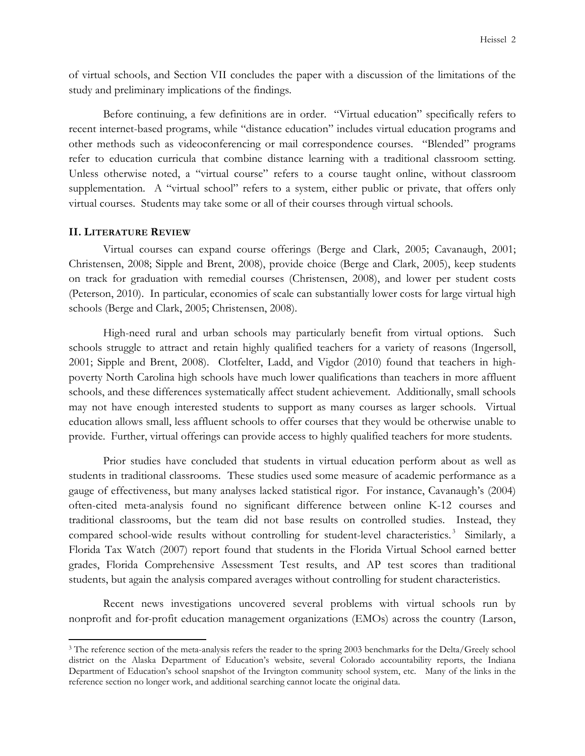of virtual schools, and Section VII concludes the paper with a discussion of the limitations of the study and preliminary implications of the findings.

Before continuing, a few definitions are in order. "Virtual education" specifically refers to recent internet-based programs, while "distance education" includes virtual education programs and other methods such as videoconferencing or mail correspondence courses. "Blended" programs refer to education curricula that combine distance learning with a traditional classroom setting. Unless otherwise noted, a "virtual course" refers to a course taught online, without classroom supplementation. A "virtual school" refers to a system, either public or private, that offers only virtual courses. Students may take some or all of their courses through virtual schools.

## II. Literature Review

Virtual courses can expand course offerings (Berge and Clark, 2005; Cavanaugh, 2001; Christensen, 2008; Sipple and Brent, 2008), provide choice (Berge and Clark, 2005), keep students on track for graduation with remedial courses (Christensen, 2008), and lower per student costs (Peterson, 2010). In particular, economies of scale can substantially lower costs for large virtual high schools (Berge and Clark, 2005; Christensen, 2008).

High-need rural and urban schools may particularly benefit from virtual options. Such schools struggle to attract and retain highly qualified teachers for a variety of reasons (Ingersoll, 2001; Sipple and Brent, 2008). Clotfelter, Ladd, and Vigdor (2010) found that teachers in high-poverty North Carolina high schools have much lower qualifications than teachers in more affluent schools, and these differences systematically affect student achievement. Additionally, small schools may not have enough interested students to support as many courses as larger schools. Virtual education allows small, less affluent schools to offer courses that they would be otherwise unable to provide. Further, virtual offerings can provide access to highly qualified teachers for more students.

Prior studies have concluded that students in virtual education perform about as well as students in traditional classrooms. These studies used some measure of academic performance as a gauge of effectiveness, but many analyses lacked statistical rigor. For instance, Cavanaugh's (2004) often-cited meta-analysis found no significant difference between online K-12 courses and traditional classrooms, but the team did not base results on controlled studies. Instead, they compared school-wide results without controlling for student-level characteristics.[3] Similarly, a Florida Tax Watch (2007) report found that students in the Florida Virtual School earned better grades, Florida Comprehensive Assessment Test results, and AP test scores than traditional students, but again the analysis compared averages without controlling for student characteristics.

Recent news investigations uncovered several problems with virtual schools run by nonprofit and for-profit education management organizations (EMOs) across the country (Larson,

[3] The reference section of the meta-analysis refers the reader to the spring 2003 benchmarks for the Delta/Greely school district on the Alaska Department of Education's website, several Colorado accountability reports, the Indiana Department of Education's school snapshot of the Irvington community school system, etc. Many of the links in the reference section no longer work, and additional searching cannot locate the original data.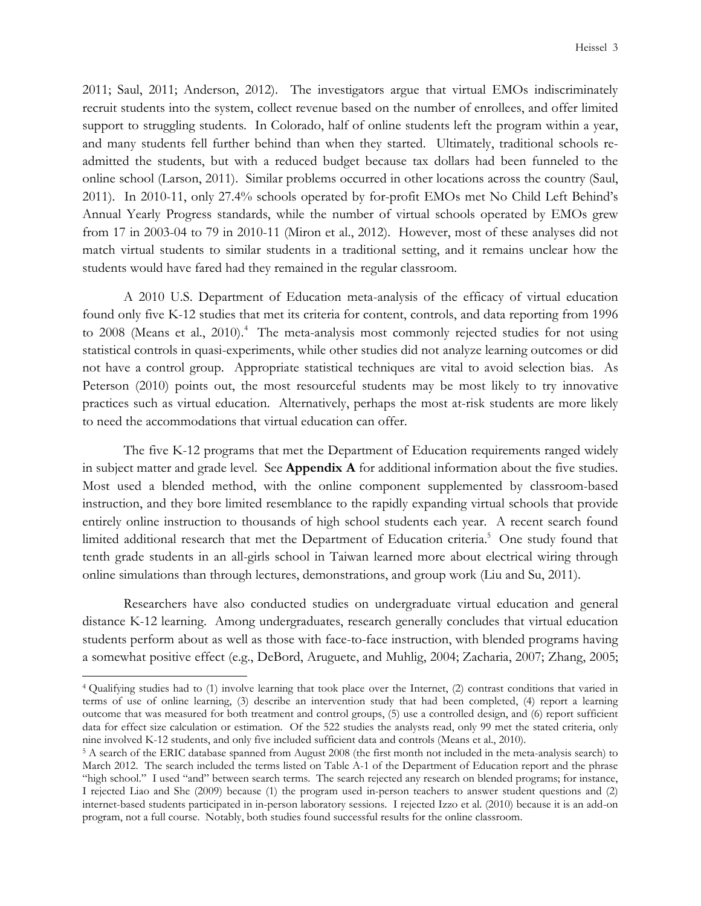2011; Saul, 2011; Anderson, 2012). The investigators argue that virtual EMOs indiscriminately recruit students into the system, collect revenue based on the number of enrollees, and offer limited support to struggling students. In Colorado, half of online students left the program within a year, and many students fell further behind than when they started. Ultimately, traditional schools re-admitted the students, but with a reduced budget because tax dollars had been funneled to the online school (Larson, 2011). Similar problems occurred in other locations across the country (Saul, 2011). In 2010-11, only 27.4% schools operated by for-profit EMOs met No Child Left Behind's Annual Yearly Progress standards, while the number of virtual schools operated by EMOs grew from 17 in 2003-04 to 79 in 2010-11 (Miron et al., 2012). However, most of these analyses did not match virtual students to similar students in a traditional setting, and it remains unclear how the students would have fared had they remained in the regular classroom.

A 2010 U.S. Department of Education meta-analysis of the efficacy of virtual education found only five K-12 studies that met its criteria for content, controls, and data reporting from 1996 to 2008 (Means et al., 2010).[4] The meta-analysis most commonly rejected studies for not using statistical controls in quasi-experiments, while other studies did not analyze learning outcomes or did not have a control group. Appropriate statistical techniques are vital to avoid selection bias. As Peterson (2010) points out, the most resourceful students may be most likely to try innovative practices such as virtual education. Alternatively, perhaps the most at-risk students are more likely to need the accommodations that virtual education can offer.

The five K-12 programs that met the Department of Education requirements ranged widely in subject matter and grade level. See **Appendix A** for additional information about the five studies. Most used a blended method, with the online component supplemented by classroom-based instruction, and they bore limited resemblance to the rapidly expanding virtual schools that provide entirely online instruction to thousands of high school students each year. A recent search found limited additional research that met the Department of Education criteria.[5] One study found that tenth grade students in an all-girls school in Taiwan learned more about electrical wiring through online simulations than through lectures, demonstrations, and group work (Liu and Su, 2011).

Researchers have also conducted studies on undergraduate virtual education and general distance K-12 learning. Among undergraduates, research generally concludes that virtual education students perform about as well as those with face-to-face instruction, with blended programs having a somewhat positive effect (e.g., DeBord, Aruguete, and Muhlig, 2004; Zacharia, 2007; Zhang, 2005;

---

[4] Qualifying studies had to (1) involve learning that took place over the Internet, (2) contrast conditions that varied in terms of use of online learning, (3) describe an intervention study that had been completed, (4) report a learning outcome that was measured for both treatment and control groups, (5) use a controlled design, and (6) report sufficient data for effect size calculation or estimation. Of the 522 studies the analysts read, only 99 met the stated criteria, only nine involved K-12 students, and only five included sufficient data and controls (Means et al., 2010).

[5] A search of the ERIC database spanned from August 2008 (the first month not included in the meta-analysis search) to March 2012. The search included the terms listed on Table A-1 of the Department of Education report and the phrase "high school." I used "and" between search terms. The search rejected any research on blended programs; for instance, I rejected Liao and She (2009) because (1) the program used in-person teachers to answer student questions and (2) internet-based students participated in in-person laboratory sessions. I rejected Izzo et al. (2010) because it is an add-on program, not a full course. Notably, both studies found successful results for the online classroom.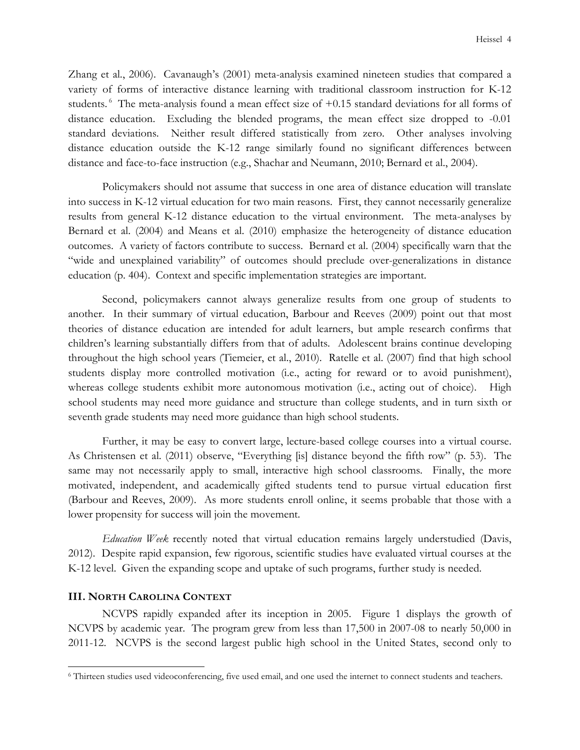Zhang et al., 2006). Cavanaugh's (2001) meta-analysis examined nineteen studies that compared a variety of forms of interactive distance learning with traditional classroom instruction for K-12 students.[6] The meta-analysis found a mean effect size of +0.15 standard deviations for all forms of distance education. Excluding the blended programs, the mean effect size dropped to -0.01 standard deviations. Neither result differed statistically from zero. Other analyses involving distance education outside the K-12 range similarly found no significant differences between distance and face-to-face instruction (e.g., Shachar and Neumann, 2010; Bernard et al., 2004).

Policymakers should not assume that success in one area of distance education will translate into success in K-12 virtual education for two main reasons. First, they cannot necessarily generalize results from general K-12 distance education to the virtual environment. The meta-analyses by Bernard et al. (2004) and Means et al. (2010) emphasize the heterogeneity of distance education outcomes. A variety of factors contribute to success. Bernard et al. (2004) specifically warn that the "wide and unexplained variability" of outcomes should preclude over-generalizations in distance education (p. 404). Context and specific implementation strategies are important.

Second, policymakers cannot always generalize results from one group of students to another. In their summary of virtual education, Barbour and Reeves (2009) point out that most theories of distance education are intended for adult learners, but ample research confirms that children's learning substantially differs from that of adults. Adolescent brains continue developing throughout the high school years (Tiemeier, et al., 2010). Ratelle et al. (2007) find that high school students display more controlled motivation (i.e., acting for reward or to avoid punishment), whereas college students exhibit more autonomous motivation (i.e., acting out of choice). High school students may need more guidance and structure than college students, and in turn sixth or seventh grade students may need more guidance than high school students.

Further, it may be easy to convert large, lecture-based college courses into a virtual course. As Christensen et al. (2011) observe, "Everything [is] distance beyond the fifth row" (p. 53). The same may not necessarily apply to small, interactive high school classrooms. Finally, the more motivated, independent, and academically gifted students tend to pursue virtual education first (Barbour and Reeves, 2009). As more students enroll online, it seems probable that those with a lower propensity for success will join the movement.

*Education Week* recently noted that virtual education remains largely understudied (Davis, 2012). Despite rapid expansion, few rigorous, scientific studies have evaluated virtual courses at the K-12 level. Given the expanding scope and uptake of such programs, further study is needed.

## III. North Carolina Context

NCVPS rapidly expanded after its inception in 2005. Figure 1 displays the growth of NCVPS by academic year. The program grew from less than 17,500 in 2007-08 to nearly 50,000 in 2011-12. NCVPS is the second largest public high school in the United States, second only to

[6] Thirteen studies used videoconferencing, five used email, and one used the internet to connect students and teachers.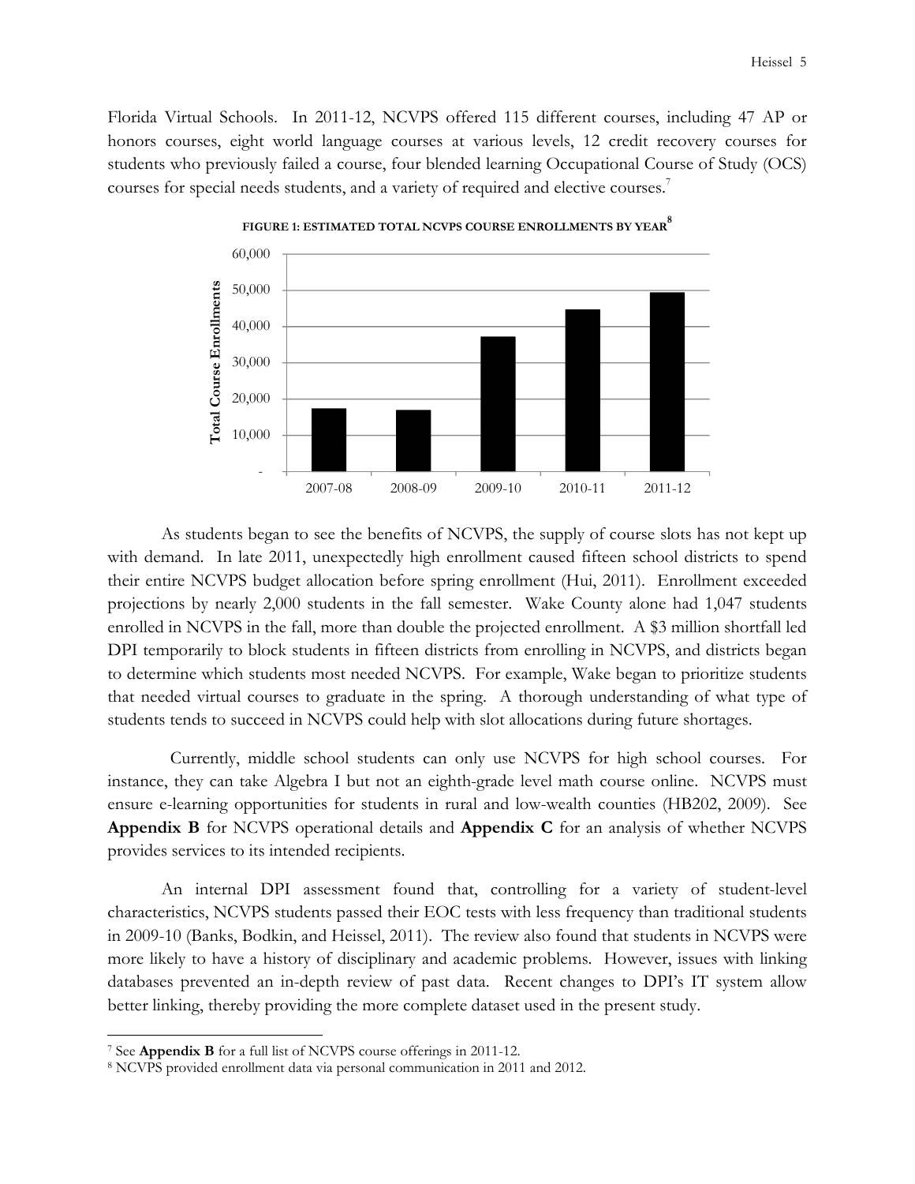Florida Virtual Schools. In 2011-12, NCVPS offered 115 different courses, including 47 AP or honors courses, eight world language courses at various levels, 12 credit recovery courses for students who previously failed a course, four blended learning Occupational Course of Study (OCS) courses for special needs students, and a variety of required and elective courses.[7]

**FIGURE 1: ESTIMATED TOTAL NCVPS COURSE ENROLLMENTS BY YEAR[8]**

As students began to see the benefits of NCVPS, the supply of course slots has not kept up with demand. In late 2011, unexpectedly high enrollment caused fifteen school districts to spend their entire NCVPS budget allocation before spring enrollment (Hui, 2011). Enrollment exceeded projections by nearly 2,000 students in the fall semester. Wake County alone had 1,047 students enrolled in NCVPS in the fall, more than double the projected enrollment. A $3 million shortfall led DPI temporarily to block students in fifteen districts from enrolling in NCVPS, and districts began to determine which students most needed NCVPS. For example, Wake began to prioritize students that needed virtual courses to graduate in the spring. A thorough understanding of what type of students tends to succeed in NCVPS could help with slot allocations during future shortages.

Currently, middle school students can only use NCVPS for high school courses. For instance, they can take Algebra I but not an eighth-grade level math course online. NCVPS must ensure e-learning opportunities for students in rural and low-wealth counties (HB202, 2009). See **Appendix B** for NCVPS operational details and **Appendix C** for an analysis of whether NCVPS provides services to its intended recipients.

An internal DPI assessment found that, controlling for a variety of student-level characteristics, NCVPS students passed their EOC tests with less frequency than traditional students in 2009-10 (Banks, Bodkin, and Heissel, 2011). The review also found that students in NCVPS were more likely to have a history of disciplinary and academic problems. However, issues with linking databases prevented an in-depth review of past data. Recent changes to DPI's IT system allow better linking, thereby providing the more complete dataset used in the present study.

---

[7] See **Appendix B** for a full list of NCVPS course offerings in 2011-12.

[8] NCVPS provided enrollment data via personal communication in 2011 and 2012.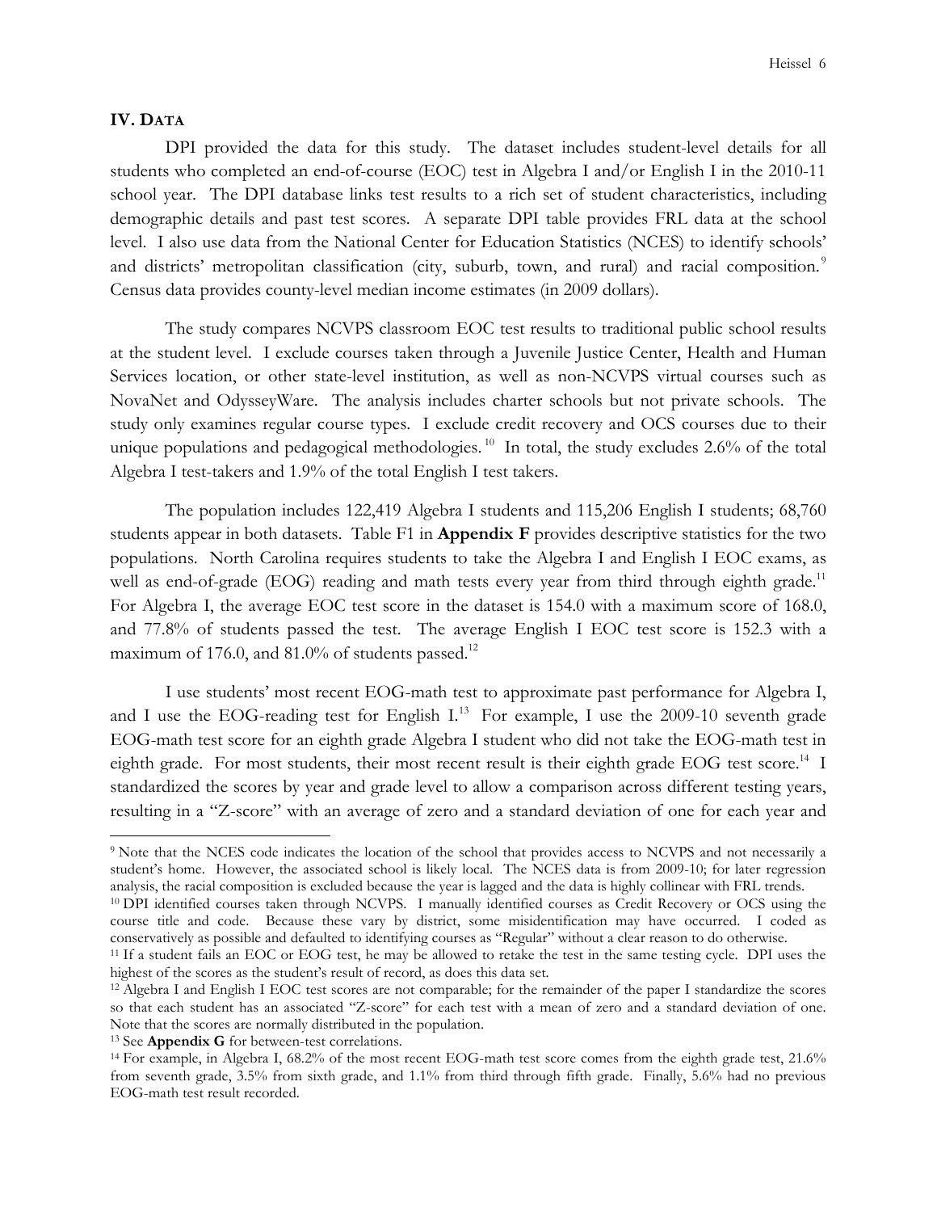## IV. DATA

DPI provided the data for this study. The dataset includes student-level details for all students who completed an end-of-course (EOC) test in Algebra I and/or English I in the 2010-11 school year. The DPI database links test results to a rich set of student characteristics, including demographic details and past test scores. A separate DPI table provides FRL data at the school level. I also use data from the National Center for Education Statistics (NCES) to identify schools' and districts' metropolitan classification (city, suburb, town, and rural) and racial composition.[9] Census data provides county-level median income estimates (in 2009 dollars).

The study compares NCVPS classroom EOC test results to traditional public school results at the student level. I exclude courses taken through a Juvenile Justice Center, Health and Human Services location, or other state-level institution, as well as non-NCVPS virtual courses such as NovaNet and OdysseyWare. The analysis includes charter schools but not private schools. The study only examines regular course types. I exclude credit recovery and OCS courses due to their unique populations and pedagogical methodologies.[10] In total, the study excludes 2.6% of the total Algebra I test-takers and 1.9% of the total English I test takers.

The population includes 122,419 Algebra I students and 115,206 English I students; 68,760 students appear in both datasets. Table F1 in **Appendix F** provides descriptive statistics for the two populations. North Carolina requires students to take the Algebra I and English I EOC exams, as well as end-of-grade (EOG) reading and math tests every year from third through eighth grade.[11] For Algebra I, the average EOC test score in the dataset is 154.0 with a maximum score of 168.0, and 77.8% of students passed the test. The average English I EOC test score is 152.3 with a maximum of 176.0, and 81.0% of students passed.[12]

I use students' most recent EOG-math test to approximate past performance for Algebra I, and I use the EOG-reading test for English I.[13] For example, I use the 2009-10 seventh grade EOG-math test score for an eighth grade Algebra I student who did not take the EOG-math test in eighth grade. For most students, their most recent result is their eighth grade EOG test score.[14] I standardized the scores by year and grade level to allow a comparison across different testing years, resulting in a "Z-score" with an average of zero and a standard deviation of one for each year and

---

[9] Note that the NCES code indicates the location of the school that provides access to NCVPS and not necessarily a student's home. However, the associated school is likely local. The NCES data is from 2009-10; for later regression analysis, the racial composition is excluded because the year is lagged and the data is highly collinear with FRL trends.

[10] DPI identified courses taken through NCVPS. I manually identified courses as Credit Recovery or OCS using the course title and code. Because these vary by district, some misidentification may have occurred. I coded as conservatively as possible and defaulted to identifying courses as "Regular" without a clear reason to do otherwise.

[11] If a student fails an EOC or EOG test, he may be allowed to retake the test in the same testing cycle. DPI uses the highest of the scores as the student's result of record, as does this data set.

[12] Algebra I and English I EOC test scores are not comparable; for the remainder of the paper I standardize the scores so that each student has an associated "Z-score" for each test with a mean of zero and a standard deviation of one. Note that the scores are normally distributed in the population.

[13] See **Appendix G** for between-test correlations.

[14] For example, in Algebra I, 68.2% of the most recent EOG-math test score comes from the eighth grade test, 21.6% from seventh grade, 3.5% from sixth grade, and 1.1% from third through fifth grade. Finally, 5.6% had no previous EOG-math test result recorded.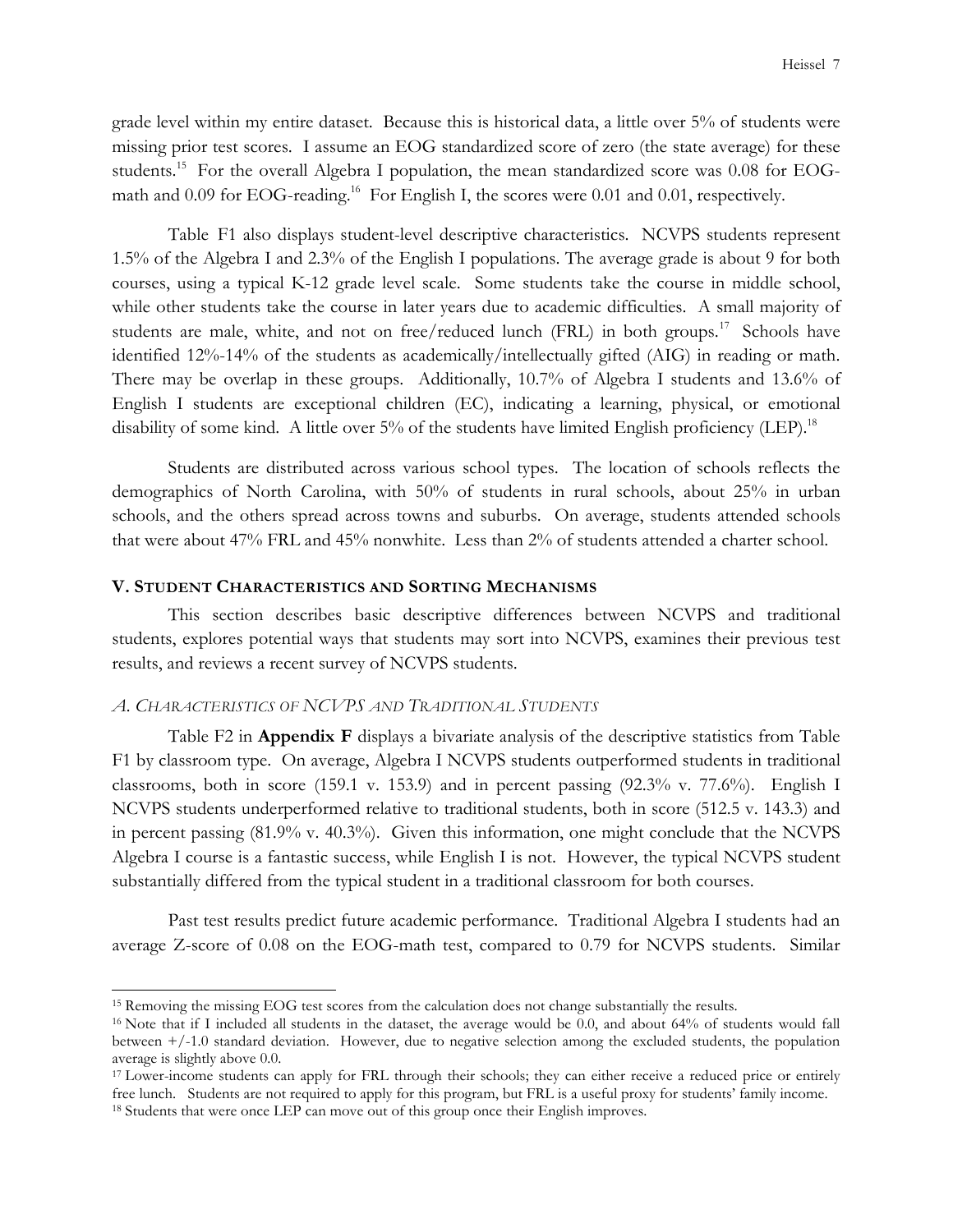grade level within my entire dataset. Because this is historical data, a little over 5% of students were missing prior test scores. I assume an EOG standardized score of zero (the state average) for these students.[15] For the overall Algebra I population, the mean standardized score was 0.08 for EOG-math and 0.09 for EOG-reading.[16] For English I, the scores were 0.01 and 0.01, respectively.

Table F1 also displays student-level descriptive characteristics. NCVPS students represent 1.5% of the Algebra I and 2.3% of the English I populations. The average grade is about 9 for both courses, using a typical K-12 grade level scale. Some students take the course in middle school, while other students take the course in later years due to academic difficulties. A small majority of students are male, white, and not on free/reduced lunch (FRL) in both groups.[17] Schools have identified 12%-14% of the students as academically/intellectually gifted (AIG) in reading or math. There may be overlap in these groups. Additionally, 10.7% of Algebra I students and 13.6% of English I students are exceptional children (EC), indicating a learning, physical, or emotional disability of some kind. A little over 5% of the students have limited English proficiency (LEP).[18]

Students are distributed across various school types. The location of schools reflects the demographics of North Carolina, with 50% of students in rural schools, about 25% in urban schools, and the others spread across towns and suburbs. On average, students attended schools that were about 47% FRL and 45% nonwhite. Less than 2% of students attended a charter school.

## V. Student Characteristics and Sorting Mechanisms

This section describes basic descriptive differences between NCVPS and traditional students, explores potential ways that students may sort into NCVPS, examines their previous test results, and reviews a recent survey of NCVPS students.

### *A. Characteristics of NCVPS and Traditional Students*

Table F2 in **Appendix F** displays a bivariate analysis of the descriptive statistics from Table F1 by classroom type. On average, Algebra I NCVPS students outperformed students in traditional classrooms, both in score (159.1 v. 153.9) and in percent passing (92.3% v. 77.6%). English I NCVPS students underperformed relative to traditional students, both in score (512.5 v. 143.3) and in percent passing (81.9% v. 40.3%). Given this information, one might conclude that the NCVPS Algebra I course is a fantastic success, while English I is not. However, the typical NCVPS student substantially differed from the typical student in a traditional classroom for both courses.

Past test results predict future academic performance. Traditional Algebra I students had an average Z-score of 0.08 on the EOG-math test, compared to 0.79 for NCVPS students. Similar

---

[15] Removing the missing EOG test scores from the calculation does not change substantially the results.

[16] Note that if I included all students in the dataset, the average would be 0.0, and about 64% of students would fall between +/-1.0 standard deviation. However, due to negative selection among the excluded students, the population average is slightly above 0.0.

[17] Lower-income students can apply for FRL through their schools; they can either receive a reduced price or entirely free lunch. Students are not required to apply for this program, but FRL is a useful proxy for students' family income.

[18] Students that were once LEP can move out of this group once their English improves.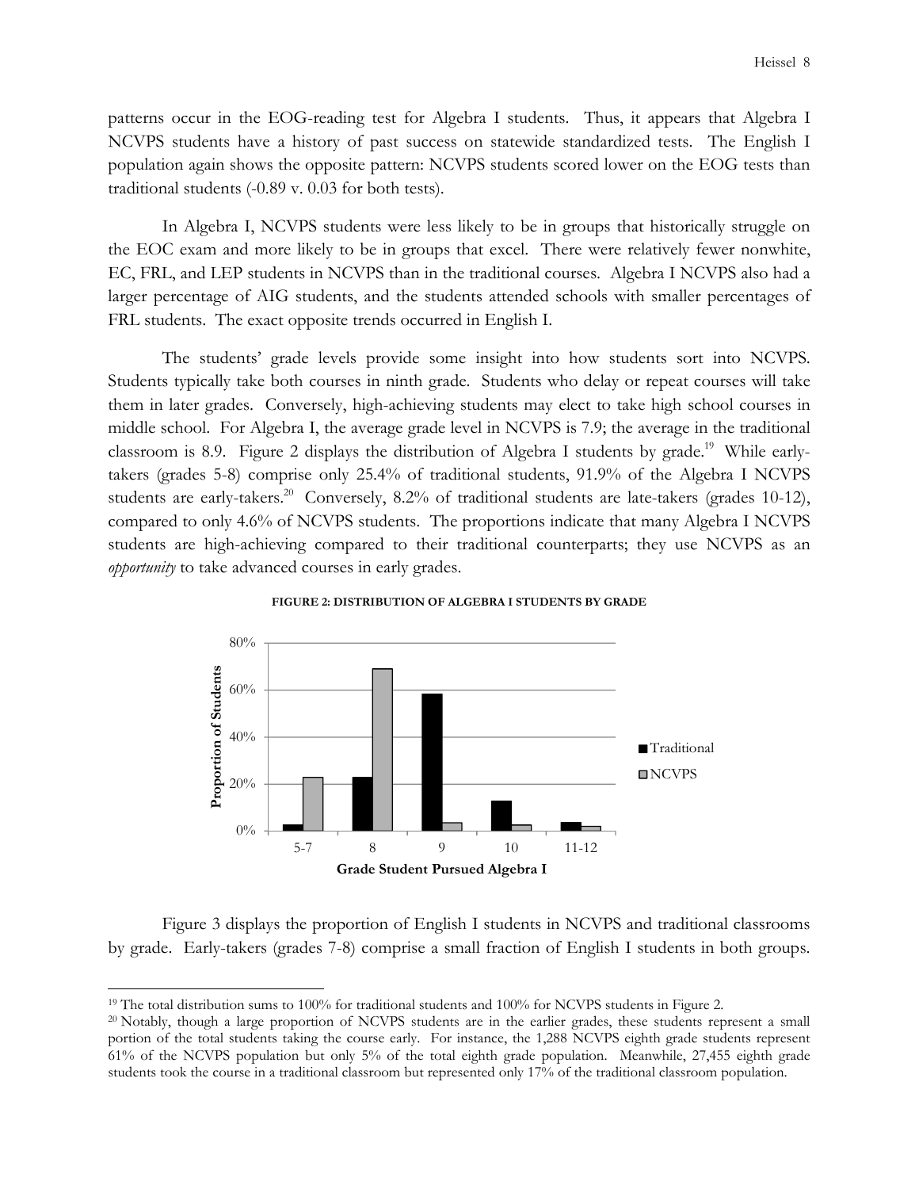patterns occur in the EOG-reading test for Algebra I students. Thus, it appears that Algebra I NCVPS students have a history of past success on statewide standardized tests. The English I population again shows the opposite pattern: NCVPS students scored lower on the EOG tests than traditional students (-0.89 v. 0.03 for both tests).

In Algebra I, NCVPS students were less likely to be in groups that historically struggle on the EOC exam and more likely to be in groups that excel. There were relatively fewer nonwhite, EC, FRL, and LEP students in NCVPS than in the traditional courses. Algebra I NCVPS also had a larger percentage of AIG students, and the students attended schools with smaller percentages of FRL students. The exact opposite trends occurred in English I.

The students' grade levels provide some insight into how students sort into NCVPS. Students typically take both courses in ninth grade. Students who delay or repeat courses will take them in later grades. Conversely, high-achieving students may elect to take high school courses in middle school. For Algebra I, the average grade level in NCVPS is 7.9; the average in the traditional classroom is 8.9. Figure 2 displays the distribution of Algebra I students by grade.[19] While early-takers (grades 5-8) comprise only 25.4% of traditional students, 91.9% of the Algebra I NCVPS students are early-takers.[20] Conversely, 8.2% of traditional students are late-takers (grades 10-12), compared to only 4.6% of NCVPS students. The proportions indicate that many Algebra I NCVPS students are high-achieving compared to their traditional counterparts; they use NCVPS as an *opportunity* to take advanced courses in early grades.

**FIGURE 2: DISTRIBUTION OF ALGEBRA I STUDENTS BY GRADE**

Figure 3 displays the proportion of English I students in NCVPS and traditional classrooms by grade. Early-takers (grades 7-8) comprise a small fraction of English I students in both groups.

[19] The total distribution sums to 100% for traditional students and 100% for NCVPS students in Figure 2.

[20] Notably, though a large proportion of NCVPS students are in the earlier grades, these students represent a small portion of the total students taking the course early. For instance, the 1,288 NCVPS eighth grade students represent 61% of the NCVPS population but only 5% of the total eighth grade population. Meanwhile, 27,455 eighth grade students took the course in a traditional classroom but represented only 17% of the traditional classroom population.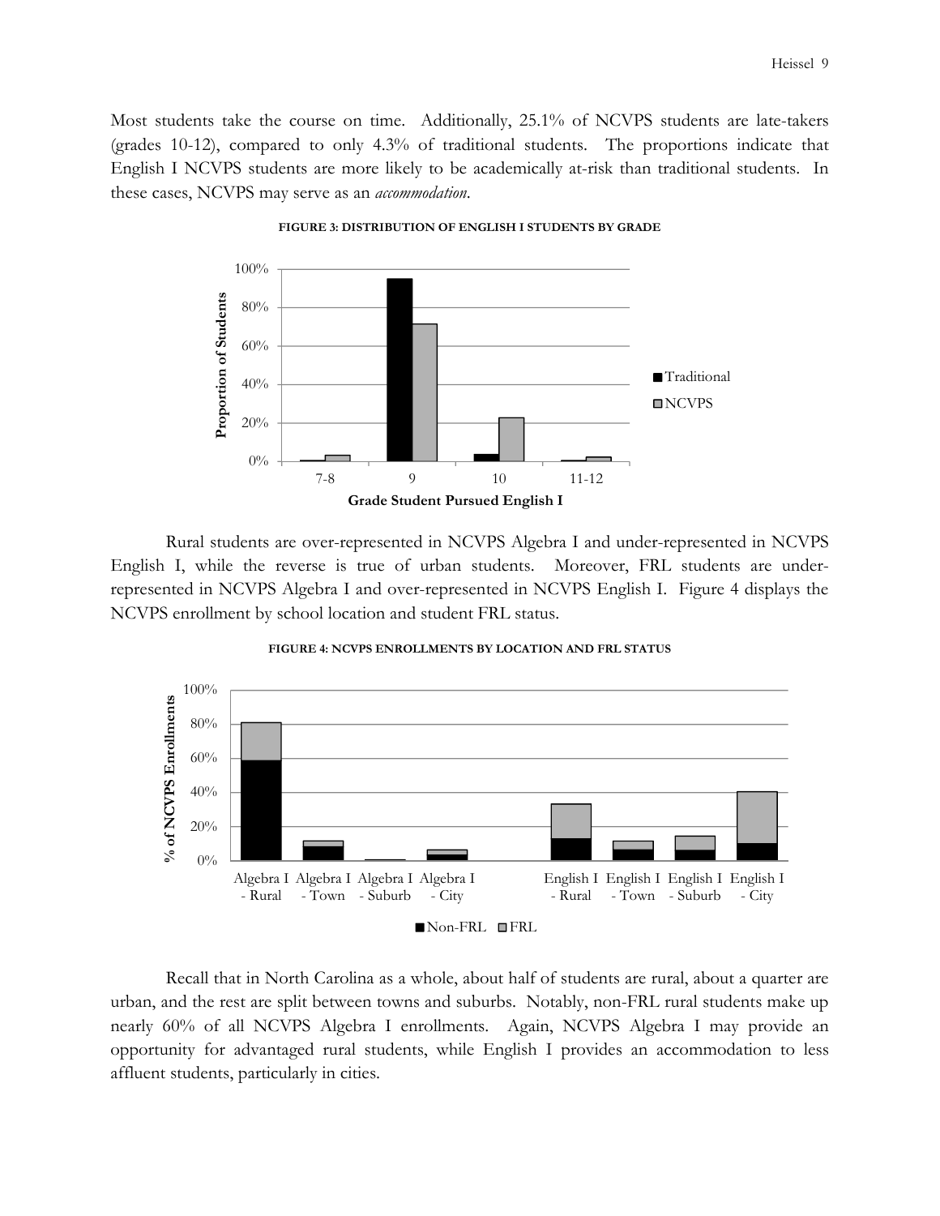Most students take the course on time. Additionally, 25.1% of NCVPS students are late-takers (grades 10-12), compared to only 4.3% of traditional students. The proportions indicate that English I NCVPS students are more likely to be academically at-risk than traditional students. In these cases, NCVPS may serve as an *accommodation*.

**FIGURE 3: DISTRIBUTION OF ENGLISH I STUDENTS BY GRADE**

Rural students are over-represented in NCVPS Algebra I and under-represented in NCVPS English I, while the reverse is true of urban students. Moreover, FRL students are under-represented in NCVPS Algebra I and over-represented in NCVPS English I. Figure 4 displays the NCVPS enrollment by school location and student FRL status.

**FIGURE 4: NCVPS ENROLLMENTS BY LOCATION AND FRL STATUS**

Recall that in North Carolina as a whole, about half of students are rural, about a quarter are urban, and the rest are split between towns and suburbs. Notably, non-FRL rural students make up nearly 60% of all NCVPS Algebra I enrollments. Again, NCVPS Algebra I may provide an opportunity for advantaged rural students, while English I provides an accommodation to less affluent students, particularly in cities.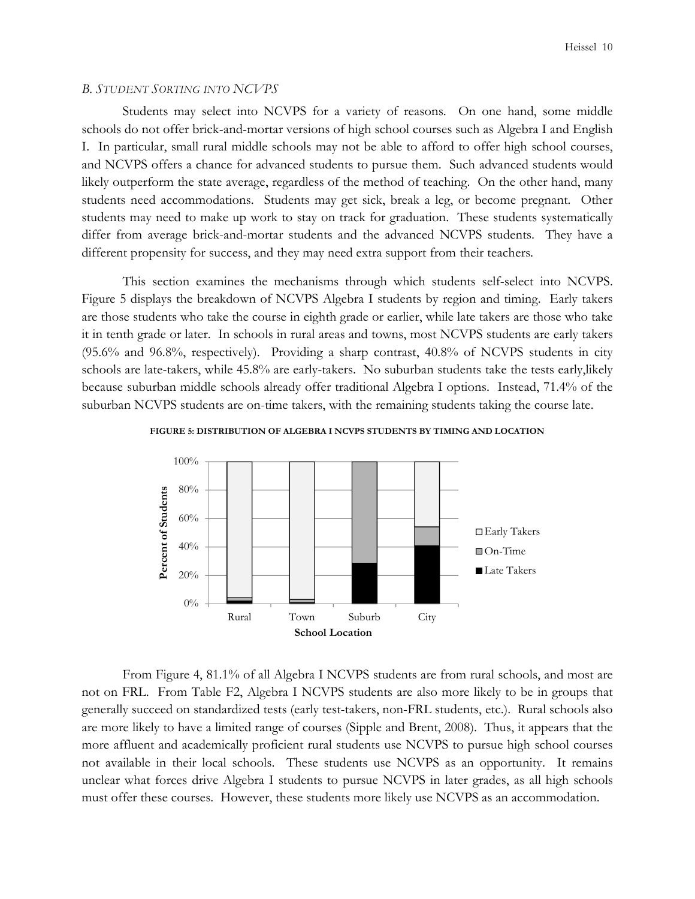### *B. Student Sorting into NCVPS*

Students may select into NCVPS for a variety of reasons. On one hand, some middle schools do not offer brick-and-mortar versions of high school courses such as Algebra I and English I. In particular, small rural middle schools may not be able to afford to offer high school courses, and NCVPS offers a chance for advanced students to pursue them. Such advanced students would likely outperform the state average, regardless of the method of teaching. On the other hand, many students need accommodations. Students may get sick, break a leg, or become pregnant. Other students may need to make up work to stay on track for graduation. These students systematically differ from average brick-and-mortar students and the advanced NCVPS students. They have a different propensity for success, and they may need extra support from their teachers.

This section examines the mechanisms through which students self-select into NCVPS. Figure 5 displays the breakdown of NCVPS Algebra I students by region and timing. Early takers are those students who take the course in eighth grade or earlier, while late takers are those who take it in tenth grade or later. In schools in rural areas and towns, most NCVPS students are early takers (95.6% and 96.8%, respectively). Providing a sharp contrast, 40.8% of NCVPS students in city schools are late-takers, while 45.8% are early-takers. No suburban students take the tests early,likely because suburban middle schools already offer traditional Algebra I options. Instead, 71.4% of the suburban NCVPS students are on-time takers, with the remaining students taking the course late.

**FIGURE 5: DISTRIBUTION OF ALGEBRA I NCVPS STUDENTS BY TIMING AND LOCATION**

From Figure 4, 81.1% of all Algebra I NCVPS students are from rural schools, and most are not on FRL. From Table F2, Algebra I NCVPS students are also more likely to be in groups that generally succeed on standardized tests (early test-takers, non-FRL students, etc.). Rural schools also are more likely to have a limited range of courses (Sipple and Brent, 2008). Thus, it appears that the more affluent and academically proficient rural students use NCVPS to pursue high school courses not available in their local schools. These students use NCVPS as an opportunity. It remains unclear what forces drive Algebra I students to pursue NCVPS in later grades, as all high schools must offer these courses. However, these students more likely use NCVPS as an accommodation.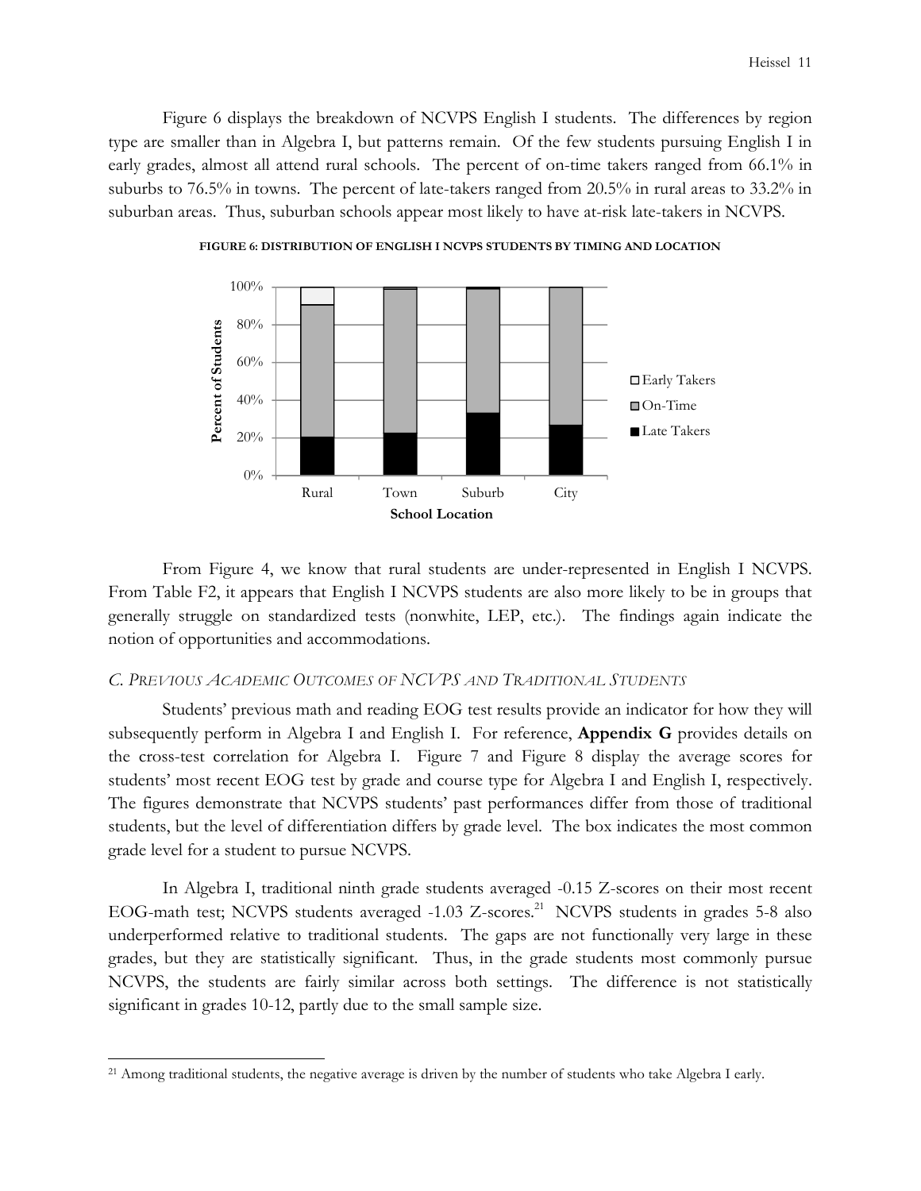Figure 6 displays the breakdown of NCVPS English I students. The differences by region type are smaller than in Algebra I, but patterns remain. Of the few students pursuing English I in early grades, almost all attend rural schools. The percent of on-time takers ranged from 66.1% in suburbs to 76.5% in towns. The percent of late-takers ranged from 20.5% in rural areas to 33.2% in suburban areas. Thus, suburban schools appear most likely to have at-risk late-takers in NCVPS.

**FIGURE 6: DISTRIBUTION OF ENGLISH I NCVPS STUDENTS BY TIMING AND LOCATION**

From Figure 4, we know that rural students are under-represented in English I NCVPS. From Table F2, it appears that English I NCVPS students are also more likely to be in groups that generally struggle on standardized tests (nonwhite, LEP, etc.). The findings again indicate the notion of opportunities and accommodations.

### *C. Previous Academic Outcomes of NCVPS and Traditional Students*

Students' previous math and reading EOG test results provide an indicator for how they will subsequently perform in Algebra I and English I. For reference, **Appendix G** provides details on the cross-test correlation for Algebra I. Figure 7 and Figure 8 display the average scores for students' most recent EOG test by grade and course type for Algebra I and English I, respectively. The figures demonstrate that NCVPS students' past performances differ from those of traditional students, but the level of differentiation differs by grade level. The box indicates the most common grade level for a student to pursue NCVPS.

In Algebra I, traditional ninth grade students averaged -0.15 Z-scores on their most recent EOG-math test; NCVPS students averaged -1.03 Z-scores.[21] NCVPS students in grades 5-8 also underperformed relative to traditional students. The gaps are not functionally very large in these grades, but they are statistically significant. Thus, in the grade students most commonly pursue NCVPS, the students are fairly similar across both settings. The difference is not statistically significant in grades 10-12, partly due to the small sample size.

[21] Among traditional students, the negative average is driven by the number of students who take Algebra I early.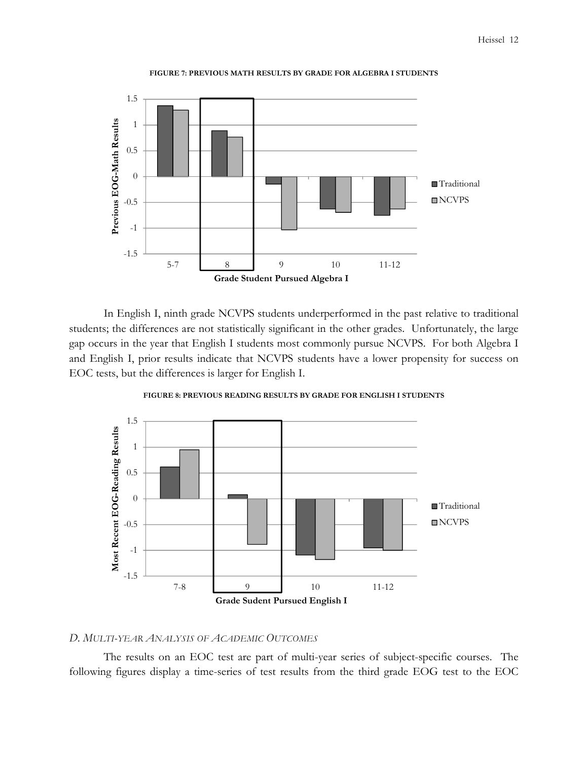**FIGURE 7: PREVIOUS MATH RESULTS BY GRADE FOR ALGEBRA I STUDENTS**

In English I, ninth grade NCVPS students underperformed in the past relative to traditional students; the differences are not statistically significant in the other grades. Unfortunately, the large gap occurs in the year that English I students most commonly pursue NCVPS. For both Algebra I and English I, prior results indicate that NCVPS students have a lower propensity for success on EOC tests, but the differences is larger for English I.

**FIGURE 8: PREVIOUS READING RESULTS BY GRADE FOR ENGLISH I STUDENTS**

### *D. Multi-year Analysis of Academic Outcomes*

The results on an EOC test are part of multi-year series of subject-specific courses. The following figures display a time-series of test results from the third grade EOG test to the EOC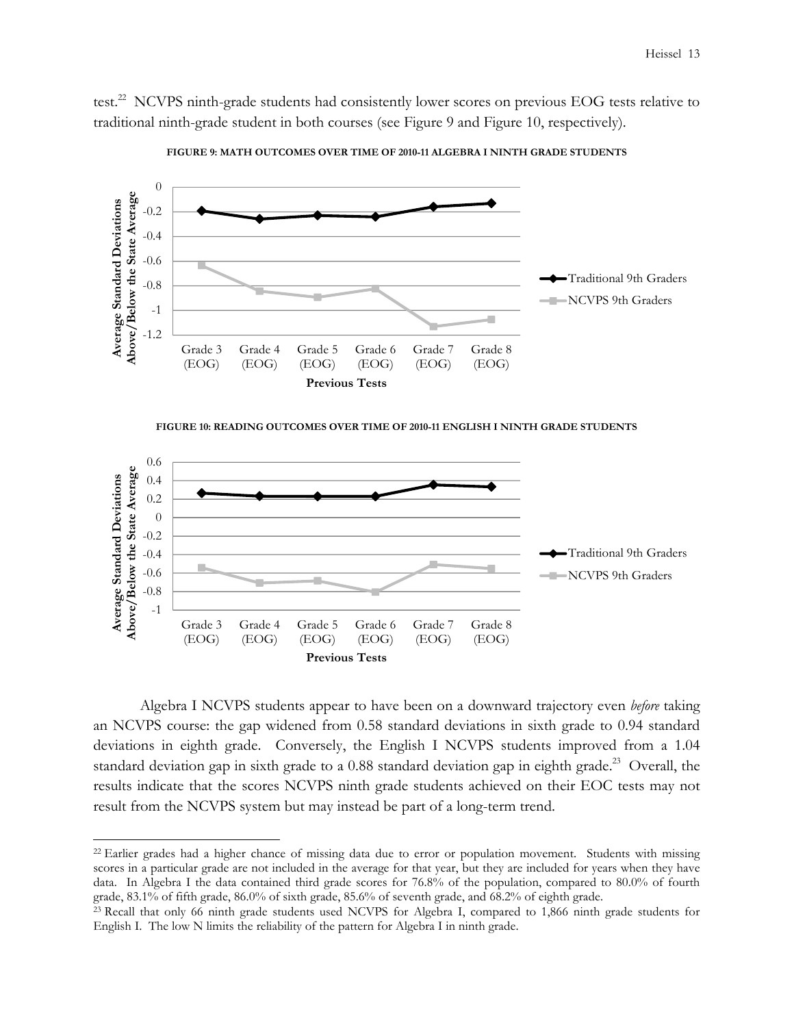test.[22] NCVPS ninth-grade students had consistently lower scores on previous EOG tests relative to traditional ninth-grade student in both courses (see Figure 9 and Figure 10, respectively).

**FIGURE 9: MATH OUTCOMES OVER TIME OF 2010-11 ALGEBRA I NINTH GRADE STUDENTS**

**FIGURE 10: READING OUTCOMES OVER TIME OF 2010-11 ENGLISH I NINTH GRADE STUDENTS**

Algebra I NCVPS students appear to have been on a downward trajectory even *before* taking an NCVPS course: the gap widened from 0.58 standard deviations in sixth grade to 0.94 standard deviations in eighth grade. Conversely, the English I NCVPS students improved from a 1.04 standard deviation gap in sixth grade to a 0.88 standard deviation gap in eighth grade.[23] Overall, the results indicate that the scores NCVPS ninth grade students achieved on their EOC tests may not result from the NCVPS system but may instead be part of a long-term trend.

---

[22] Earlier grades had a higher chance of missing data due to error or population movement. Students with missing scores in a particular grade are not included in the average for that year, but they are included for years when they have data. In Algebra I the data contained third grade scores for 76.8% of the population, compared to 80.0% of fourth grade, 83.1% of fifth grade, 86.0% of sixth grade, 85.6% of seventh grade, and 68.2% of eighth grade.

[23] Recall that only 66 ninth grade students used NCVPS for Algebra I, compared to 1,866 ninth grade students for English I. The low N limits the reliability of the pattern for Algebra I in ninth grade.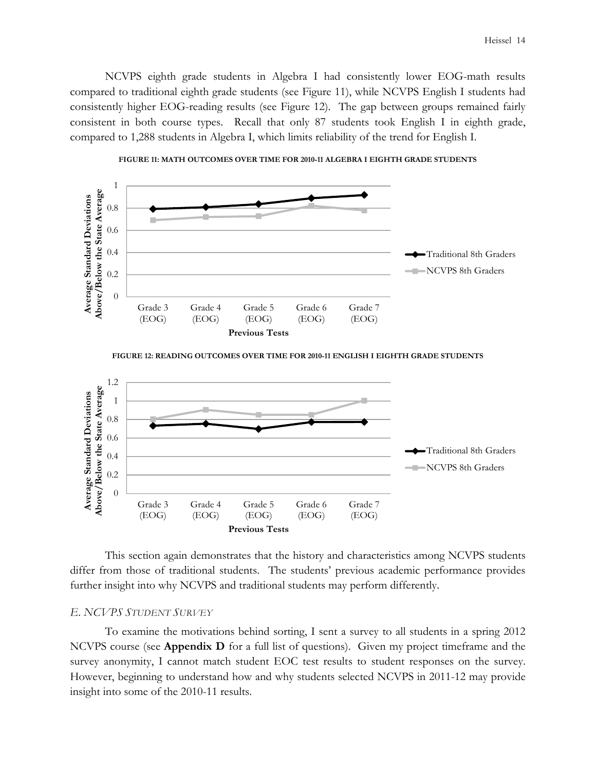NCVPS eighth grade students in Algebra I had consistently lower EOG-math results compared to traditional eighth grade students (see Figure 11), while NCVPS English I students had consistently higher EOG-reading results (see Figure 12). The gap between groups remained fairly consistent in both course types. Recall that only 87 students took English I in eighth grade, compared to 1,288 students in Algebra I, which limits reliability of the trend for English I.

**FIGURE 11: MATH OUTCOMES OVER TIME FOR 2010-11 ALGEBRA I EIGHTH GRADE STUDENTS**

**FIGURE 12: READING OUTCOMES OVER TIME FOR 2010-11 ENGLISH I EIGHTH GRADE STUDENTS**

This section again demonstrates that the history and characteristics among NCVPS students differ from those of traditional students. The students' previous academic performance provides further insight into why NCVPS and traditional students may perform differently.

### *E. NCVPS Student Survey*

To examine the motivations behind sorting, I sent a survey to all students in a spring 2012 NCVPS course (see **Appendix D** for a full list of questions). Given my project timeframe and the survey anonymity, I cannot match student EOC test results to student responses on the survey. However, beginning to understand how and why students selected NCVPS in 2011-12 may provide insight into some of the 2010-11 results.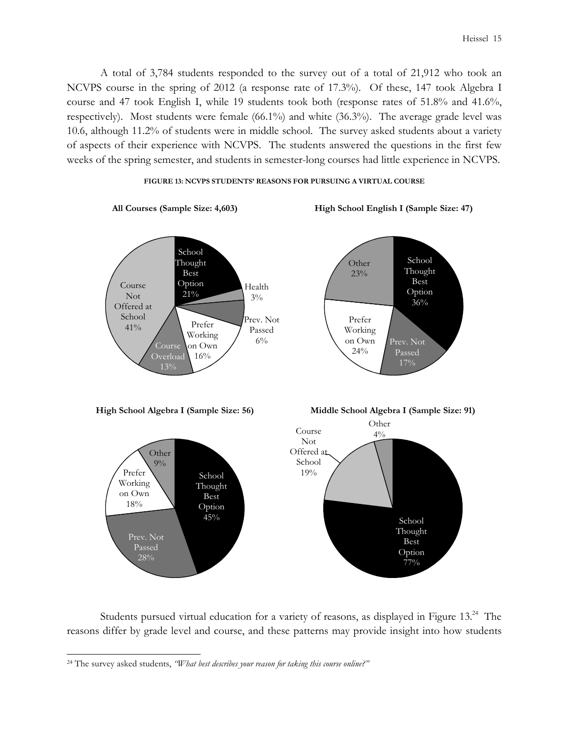A total of 3,784 students responded to the survey out of a total of 21,912 who took an NCVPS course in the spring of 2012 (a response rate of 17.3%). Of these, 147 took Algebra I course and 47 took English I, while 19 students took both (response rates of 51.8% and 41.6%, respectively). Most students were female (66.1%) and white (36.3%). The average grade level was 10.6, although 11.2% of students were in middle school. The survey asked students about a variety of aspects of their experience with NCVPS. The students answered the questions in the first few weeks of the spring semester, and students in semester-long courses had little experience in NCVPS.

**FIGURE 13: NCVPS STUDENTS' REASONS FOR PURSUING A VIRTUAL COURSE**

**All Courses (Sample Size: 4,603)**

| Reason | Percent |
|---|---|
| School Thought Best Option | 21% |
| Health | 3% |
| Prev. Not Passed | 6% |
| Prefer Working on Own | 16% |
| Course Overload | 13% |
| Course Not Offered at School | 41% |

**High School English I (Sample Size: 47)**

| Reason | Percent |
|---|---|
| School Thought Best Option | 36% |
| Prev. Not Passed | 17% |
| Prefer Working on Own | 24% |
| Other | 23% |

**High School Algebra I (Sample Size: 56)**

| Reason | Percent |
|---|---|
| School Thought Best Option | 45% |
| Prev. Not Passed | 28% |
| Prefer Working on Own | 18% |
| Other | 9% |

**Middle School Algebra I (Sample Size: 91)**

| Reason | Percent |
|---|---|
| School Thought Best Option | 77% |
| Course Not Offered at School | 19% |
| Other | 4% |

Students pursued virtual education for a variety of reasons, as displayed in Figure 13.[24] The reasons differ by grade level and course, and these patterns may provide insight into how students

[24] The survey asked students, *"What best describes your reason for taking this course online?"*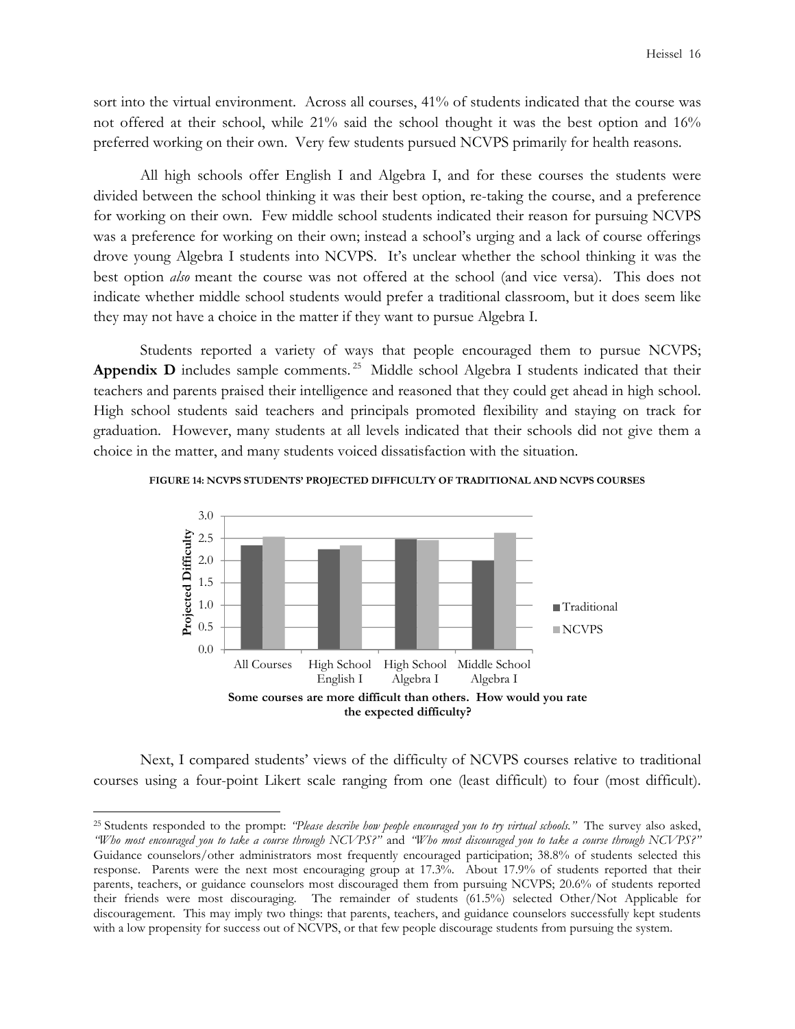sort into the virtual environment. Across all courses, 41% of students indicated that the course was not offered at their school, while 21% said the school thought it was the best option and 16% preferred working on their own. Very few students pursued NCVPS primarily for health reasons.

All high schools offer English I and Algebra I, and for these courses the students were divided between the school thinking it was their best option, re-taking the course, and a preference for working on their own. Few middle school students indicated their reason for pursuing NCVPS was a preference for working on their own; instead a school's urging and a lack of course offerings drove young Algebra I students into NCVPS. It's unclear whether the school thinking it was the best option *also* meant the course was not offered at the school (and vice versa). This does not indicate whether middle school students would prefer a traditional classroom, but it does seem like they may not have a choice in the matter if they want to pursue Algebra I.

Students reported a variety of ways that people encouraged them to pursue NCVPS; **Appendix D** includes sample comments.[25] Middle school Algebra I students indicated that their teachers and parents praised their intelligence and reasoned that they could get ahead in high school. High school students said teachers and principals promoted flexibility and staying on track for graduation. However, many students at all levels indicated that their schools did not give them a choice in the matter, and many students voiced dissatisfaction with the situation.

**FIGURE 14: NCVPS STUDENTS' PROJECTED DIFFICULTY OF TRADITIONAL AND NCVPS COURSES**

**Some courses are more difficult than others. How would you rate the expected difficulty?**

Next, I compared students' views of the difficulty of NCVPS courses relative to traditional courses using a four-point Likert scale ranging from one (least difficult) to four (most difficult).

[25] Students responded to the prompt: *"Please describe how people encouraged you to try virtual schools."* The survey also asked, *"Who most encouraged you to take a course through NCVPS?"* and *"Who most discouraged you to take a course through NCVPS?"* Guidance counselors/other administrators most frequently encouraged participation; 38.8% of students selected this response. Parents were the next most encouraging group at 17.3%. About 17.9% of students reported that their parents, teachers, or guidance counselors most discouraged them from pursuing NCVPS; 20.6% of students reported their friends were most discouraging. The remainder of students (61.5%) selected Other/Not Applicable for discouragement. This may imply two things: that parents, teachers, and guidance counselors successfully kept students with a low propensity for success out of NCVPS, or that few people discourage students from pursuing the system.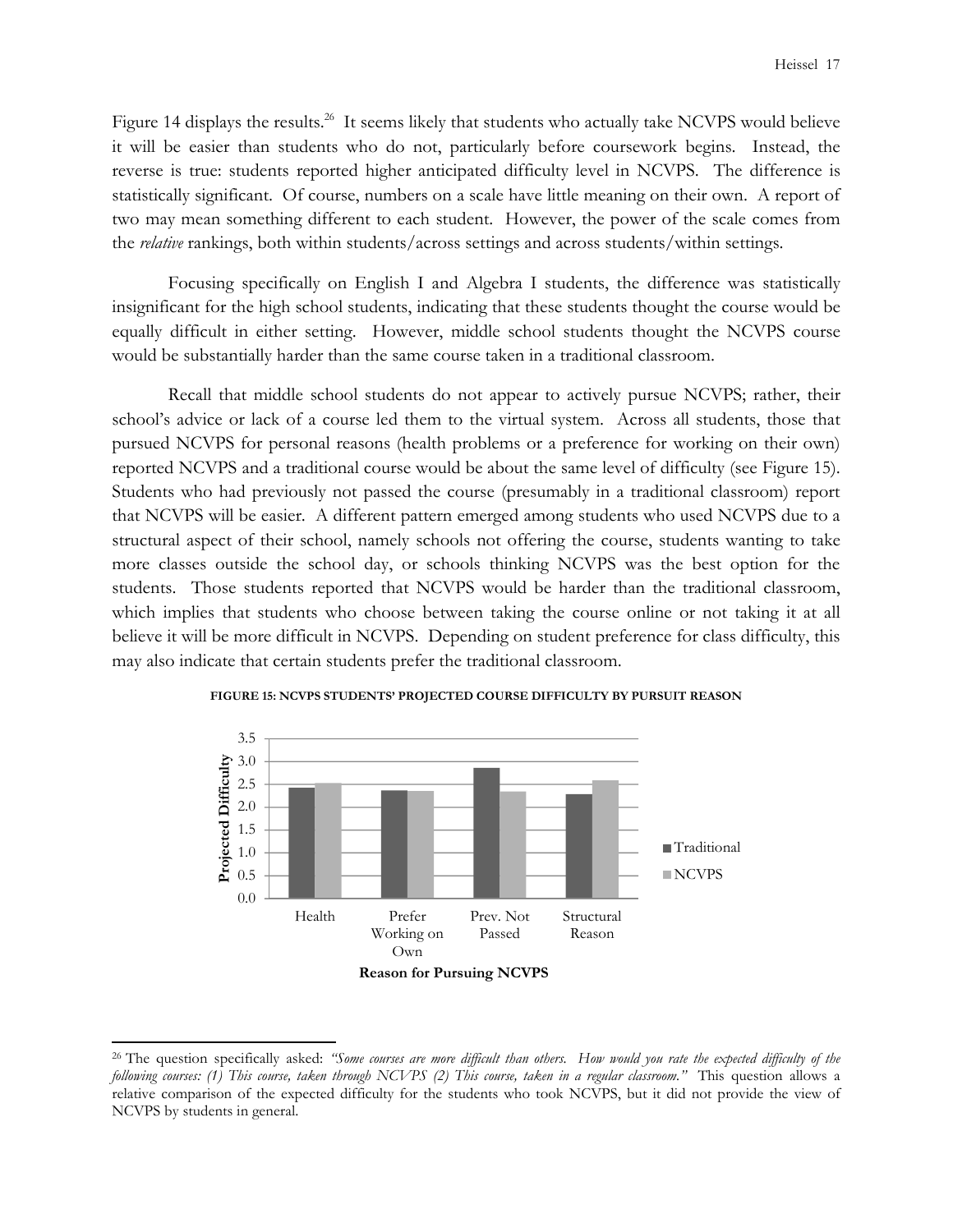Figure 14 displays the results.[26] It seems likely that students who actually take NCVPS would believe it will be easier than students who do not, particularly before coursework begins. Instead, the reverse is true: students reported higher anticipated difficulty level in NCVPS. The difference is statistically significant. Of course, numbers on a scale have little meaning on their own. A report of two may mean something different to each student. However, the power of the scale comes from the *relative* rankings, both within students/across settings and across students/within settings.

Focusing specifically on English I and Algebra I students, the difference was statistically insignificant for the high school students, indicating that these students thought the course would be equally difficult in either setting. However, middle school students thought the NCVPS course would be substantially harder than the same course taken in a traditional classroom.

Recall that middle school students do not appear to actively pursue NCVPS; rather, their school's advice or lack of a course led them to the virtual system. Across all students, those that pursued NCVPS for personal reasons (health problems or a preference for working on their own) reported NCVPS and a traditional course would be about the same level of difficulty (see Figure 15). Students who had previously not passed the course (presumably in a traditional classroom) report that NCVPS will be easier. A different pattern emerged among students who used NCVPS due to a structural aspect of their school, namely schools not offering the course, students wanting to take more classes outside the school day, or schools thinking NCVPS was the best option for the students. Those students reported that NCVPS would be harder than the traditional classroom, which implies that students who choose between taking the course online or not taking it at all believe it will be more difficult in NCVPS. Depending on student preference for class difficulty, this may also indicate that certain students prefer the traditional classroom.

**FIGURE 15: NCVPS STUDENTS' PROJECTED COURSE DIFFICULTY BY PURSUIT REASON**

---

[26] The question specifically asked: *"Some courses are more difficult than others. How would you rate the expected difficulty of the following courses: (1) This course, taken through NCVPS (2) This course, taken in a regular classroom."* This question allows a relative comparison of the expected difficulty for the students who took NCVPS, but it did not provide the view of NCVPS by students in general.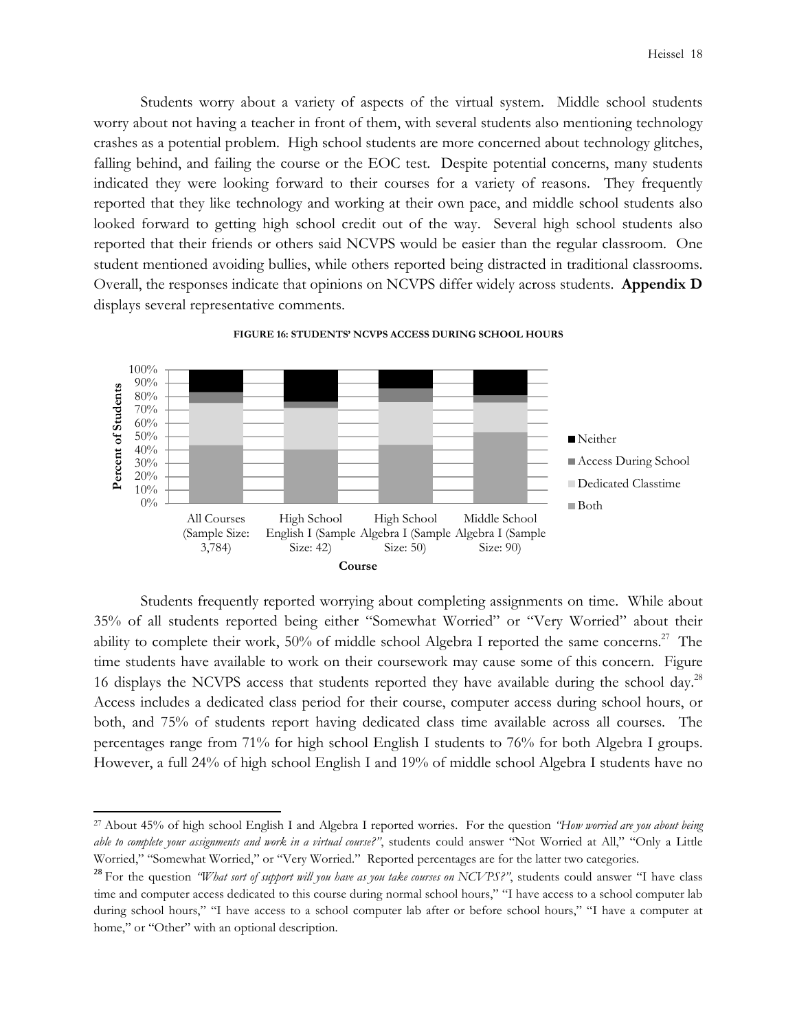Students worry about a variety of aspects of the virtual system. Middle school students worry about not having a teacher in front of them, with several students also mentioning technology crashes as a potential problem. High school students are more concerned about technology glitches, falling behind, and failing the course or the EOC test. Despite potential concerns, many students indicated they were looking forward to their courses for a variety of reasons. They frequently reported that they like technology and working at their own pace, and middle school students also looked forward to getting high school credit out of the way. Several high school students also reported that their friends or others said NCVPS would be easier than the regular classroom. One student mentioned avoiding bullies, while others reported being distracted in traditional classrooms. Overall, the responses indicate that opinions on NCVPS differ widely across students. **Appendix D** displays several representative comments.

**FIGURE 16: STUDENTS' NCVPS ACCESS DURING SCHOOL HOURS**

Students frequently reported worrying about completing assignments on time. While about 35% of all students reported being either "Somewhat Worried" or "Very Worried" about their ability to complete their work, 50% of middle school Algebra I reported the same concerns.[27] The time students have available to work on their coursework may cause some of this concern. Figure 16 displays the NCVPS access that students reported they have available during the school day.[28] Access includes a dedicated class period for their course, computer access during school hours, or both, and 75% of students report having dedicated class time available across all courses. The percentages range from 71% for high school English I students to 76% for both Algebra I groups. However, a full 24% of high school English I and 19% of middle school Algebra I students have no

[27] About 45% of high school English I and Algebra I reported worries. For the question *"How worried are you about being able to complete your assignments and work in a virtual course?"*, students could answer "Not Worried at All," "Only a Little Worried," "Somewhat Worried," or "Very Worried." Reported percentages are for the latter two categories.

[28] For the question *"What sort of support will you have as you take courses on NCVPS?"*, students could answer "I have class time and computer access dedicated to this course during normal school hours," "I have access to a school computer lab during school hours," "I have access to a school computer lab after or before school hours," "I have a computer at home," or "Other" with an optional description.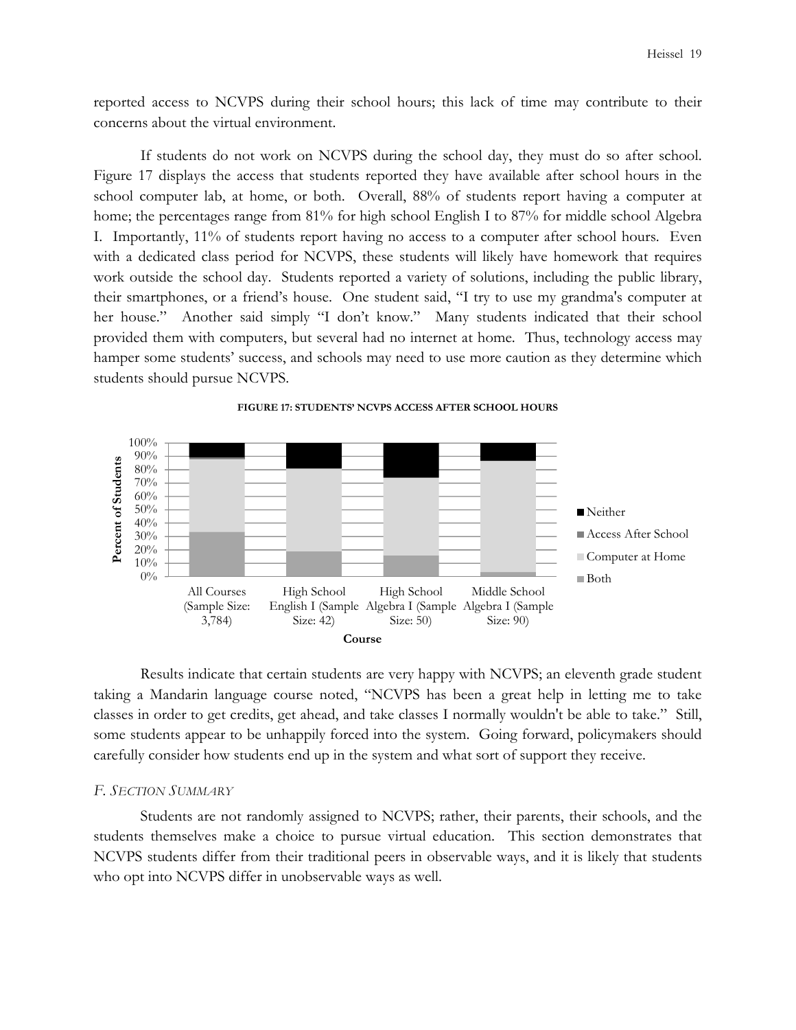reported access to NCVPS during their school hours; this lack of time may contribute to their concerns about the virtual environment.

If students do not work on NCVPS during the school day, they must do so after school. Figure 17 displays the access that students reported they have available after school hours in the school computer lab, at home, or both. Overall, 88% of students report having a computer at home; the percentages range from 81% for high school English I to 87% for middle school Algebra I. Importantly, 11% of students report having no access to a computer after school hours. Even with a dedicated class period for NCVPS, these students will likely have homework that requires work outside the school day. Students reported a variety of solutions, including the public library, their smartphones, or a friend's house. One student said, "I try to use my grandma's computer at her house." Another said simply "I don't know." Many students indicated that their school provided them with computers, but several had no internet at home. Thus, technology access may hamper some students' success, and schools may need to use more caution as they determine which students should pursue NCVPS.

**FIGURE 17: STUDENTS' NCVPS ACCESS AFTER SCHOOL HOURS**

Results indicate that certain students are very happy with NCVPS; an eleventh grade student taking a Mandarin language course noted, "NCVPS has been a great help in letting me to take classes in order to get credits, get ahead, and take classes I normally wouldn't be able to take." Still, some students appear to be unhappily forced into the system. Going forward, policymakers should carefully consider how students end up in the system and what sort of support they receive.

### *F. Section Summary*

Students are not randomly assigned to NCVPS; rather, their parents, their schools, and the students themselves make a choice to pursue virtual education. This section demonstrates that NCVPS students differ from their traditional peers in observable ways, and it is likely that students who opt into NCVPS differ in unobservable ways as well.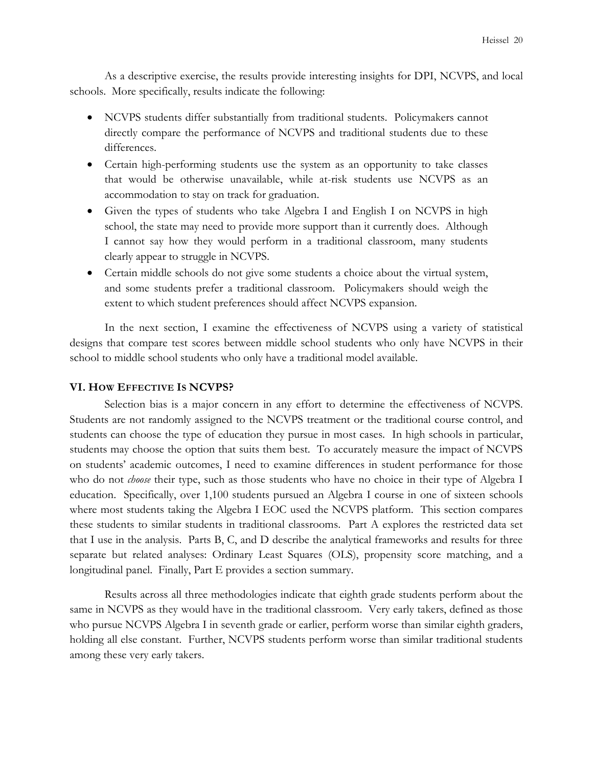As a descriptive exercise, the results provide interesting insights for DPI, NCVPS, and local schools. More specifically, results indicate the following:

- NCVPS students differ substantially from traditional students. Policymakers cannot directly compare the performance of NCVPS and traditional students due to these differences.
- Certain high-performing students use the system as an opportunity to take classes that would be otherwise unavailable, while at-risk students use NCVPS as an accommodation to stay on track for graduation.
- Given the types of students who take Algebra I and English I on NCVPS in high school, the state may need to provide more support than it currently does. Although I cannot say how they would perform in a traditional classroom, many students clearly appear to struggle in NCVPS.
- Certain middle schools do not give some students a choice about the virtual system, and some students prefer a traditional classroom. Policymakers should weigh the extent to which student preferences should affect NCVPS expansion.

In the next section, I examine the effectiveness of NCVPS using a variety of statistical designs that compare test scores between middle school students who only have NCVPS in their school to middle school students who only have a traditional model available.

## VI. How Effective Is NCVPS?

Selection bias is a major concern in any effort to determine the effectiveness of NCVPS. Students are not randomly assigned to the NCVPS treatment or the traditional course control, and students can choose the type of education they pursue in most cases. In high schools in particular, students may choose the option that suits them best. To accurately measure the impact of NCVPS on students' academic outcomes, I need to examine differences in student performance for those who do not *choose* their type, such as those students who have no choice in their type of Algebra I education. Specifically, over 1,100 students pursued an Algebra I course in one of sixteen schools where most students taking the Algebra I EOC used the NCVPS platform. This section compares these students to similar students in traditional classrooms. Part A explores the restricted data set that I use in the analysis. Parts B, C, and D describe the analytical frameworks and results for three separate but related analyses: Ordinary Least Squares (OLS), propensity score matching, and a longitudinal panel. Finally, Part E provides a section summary.

Results across all three methodologies indicate that eighth grade students perform about the same in NCVPS as they would have in the traditional classroom. Very early takers, defined as those who pursue NCVPS Algebra I in seventh grade or earlier, perform worse than similar eighth graders, holding all else constant. Further, NCVPS students perform worse than similar traditional students among these very early takers.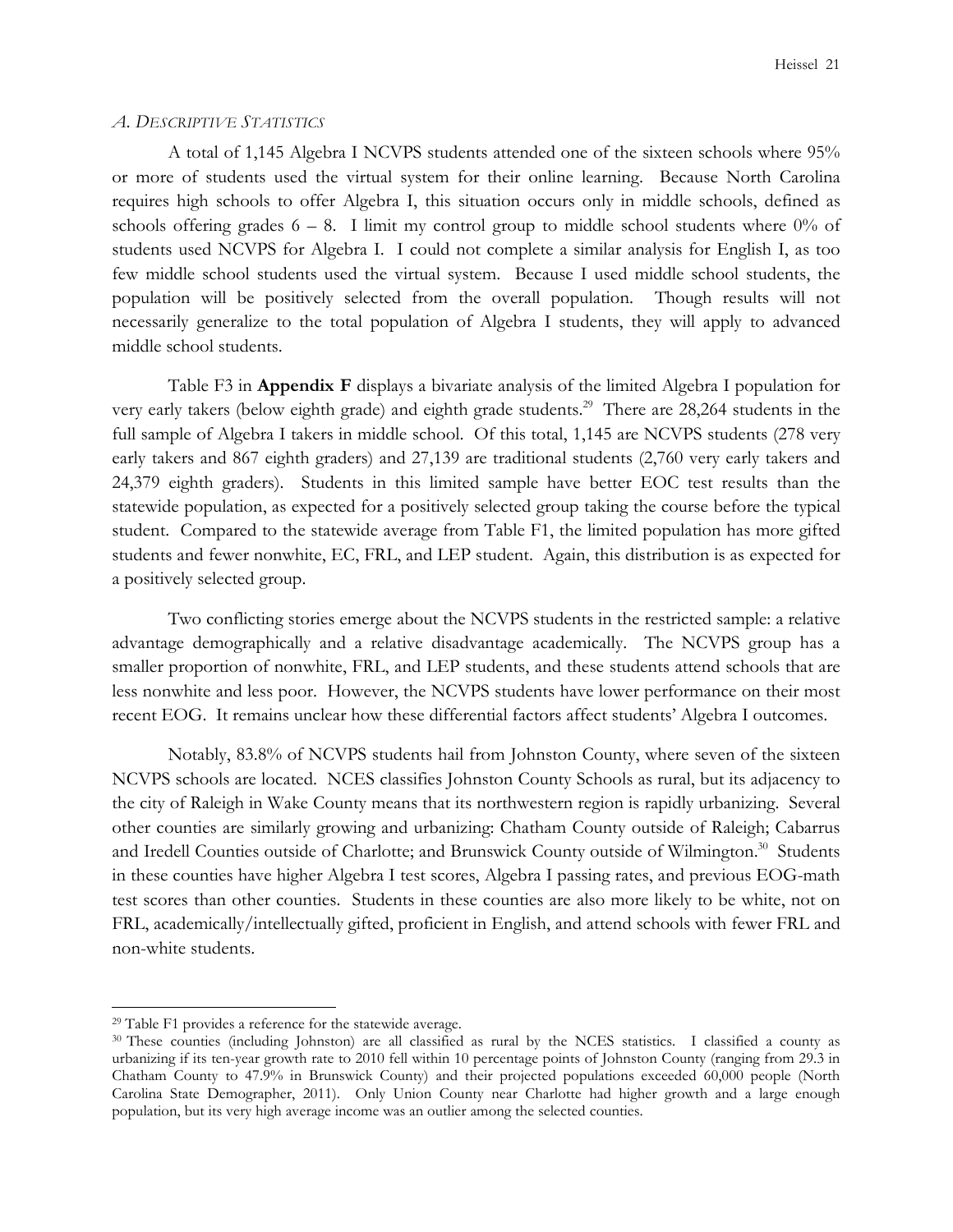### *A. Descriptive Statistics*

A total of 1,145 Algebra I NCVPS students attended one of the sixteen schools where 95% or more of students used the virtual system for their online learning. Because North Carolina requires high schools to offer Algebra I, this situation occurs only in middle schools, defined as schools offering grades 6 – 8. I limit my control group to middle school students where 0% of students used NCVPS for Algebra I. I could not complete a similar analysis for English I, as too few middle school students used the virtual system. Because I used middle school students, the population will be positively selected from the overall population. Though results will not necessarily generalize to the total population of Algebra I students, they will apply to advanced middle school students.

Table F3 in **Appendix F** displays a bivariate analysis of the limited Algebra I population for very early takers (below eighth grade) and eighth grade students.[29] There are 28,264 students in the full sample of Algebra I takers in middle school. Of this total, 1,145 are NCVPS students (278 very early takers and 867 eighth graders) and 27,139 are traditional students (2,760 very early takers and 24,379 eighth graders). Students in this limited sample have better EOC test results than the statewide population, as expected for a positively selected group taking the course before the typical student. Compared to the statewide average from Table F1, the limited population has more gifted students and fewer nonwhite, EC, FRL, and LEP student. Again, this distribution is as expected for a positively selected group.

Two conflicting stories emerge about the NCVPS students in the restricted sample: a relative advantage demographically and a relative disadvantage academically. The NCVPS group has a smaller proportion of nonwhite, FRL, and LEP students, and these students attend schools that are less nonwhite and less poor. However, the NCVPS students have lower performance on their most recent EOG. It remains unclear how these differential factors affect students' Algebra I outcomes.

Notably, 83.8% of NCVPS students hail from Johnston County, where seven of the sixteen NCVPS schools are located. NCES classifies Johnston County Schools as rural, but its adjacency to the city of Raleigh in Wake County means that its northwestern region is rapidly urbanizing. Several other counties are similarly growing and urbanizing: Chatham County outside of Raleigh; Cabarrus and Iredell Counties outside of Charlotte; and Brunswick County outside of Wilmington.[30] Students in these counties have higher Algebra I test scores, Algebra I passing rates, and previous EOG-math test scores than other counties. Students in these counties are also more likely to be white, not on FRL, academically/intellectually gifted, proficient in English, and attend schools with fewer FRL and non-white students.

---

[29] Table F1 provides a reference for the statewide average.

[30] These counties (including Johnston) are all classified as rural by the NCES statistics. I classified a county as urbanizing if its ten-year growth rate to 2010 fell within 10 percentage points of Johnston County (ranging from 29.3 in Chatham County to 47.9% in Brunswick County) and their projected populations exceeded 60,000 people (North Carolina State Demographer, 2011). Only Union County near Charlotte had higher growth and a large enough population, but its very high average income was an outlier among the selected counties.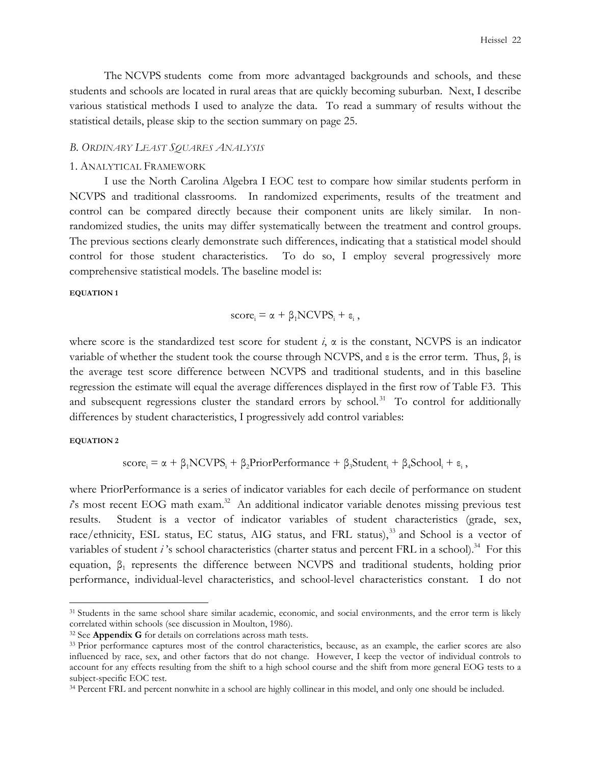The NCVPS students come from more advantaged backgrounds and schools, and these students and schools are located in rural areas that are quickly becoming suburban. Next, I describe various statistical methods I used to analyze the data. To read a summary of results without the statistical details, please skip to the section summary on page 25.

### B. ORDINARY LEAST SQUARES ANALYSIS

#### 1. ANALYTICAL FRAMEWORK

I use the North Carolina Algebra I EOC test to compare how similar students perform in NCVPS and traditional classrooms. In randomized experiments, results of the treatment and control can be compared directly because their component units are likely similar. In non-randomized studies, the units may differ systematically between the treatment and control groups. The previous sections clearly demonstrate such differences, indicating that a statistical model should control for those student characteristics. To do so, I employ several progressively more comprehensive statistical models. The baseline model is:

**EQUATION 1**

$$\text{score}_i = \alpha + \beta_1\text{NCVPS}_i + \varepsilon_i ,$$

where score is the standardized test score for student *i*, $\alpha$ is the constant, NCVPS is an indicator variable of whether the student took the course through NCVPS, and $\varepsilon$ is the error term. Thus, $\beta_1$ is the average test score difference between NCVPS and traditional students, and in this baseline regression the estimate will equal the average differences displayed in the first row of Table F3. This and subsequent regressions cluster the standard errors by school.[31] To control for additionally differences by student characteristics, I progressively add control variables:

**EQUATION 2**

$$\text{score}_i = \alpha + \beta_1\text{NCVPS}_i + \beta_2\text{PriorPerformance} + \beta_3\text{Student}_i + \beta_4\text{School}_i + \varepsilon_i ,$$

where PriorPerformance is a series of indicator variables for each decile of performance on student *i*'s most recent EOG math exam.[32] An additional indicator variable denotes missing previous test results. Student is a vector of indicator variables of student characteristics (grade, sex, race/ethnicity, ESL status, EC status, AIG status, and FRL status),[33] and School is a vector of variables of student *i*'s school characteristics (charter status and percent FRL in a school).[34] For this equation, $\beta_1$ represents the difference between NCVPS and traditional students, holding prior performance, individual-level characteristics, and school-level characteristics constant. I do not

---

[31] Students in the same school share similar academic, economic, and social environments, and the error term is likely correlated within schools (see discussion in Moulton, 1986).

[32] See **Appendix G** for details on correlations across math tests.

[33] Prior performance captures most of the control characteristics, because, as an example, the earlier scores are also influenced by race, sex, and other factors that do not change. However, I keep the vector of individual controls to account for any effects resulting from the shift to a high school course and the shift from more general EOG tests to a subject-specific EOC test.

[34] Percent FRL and percent nonwhite in a school are highly collinear in this model, and only one should be included.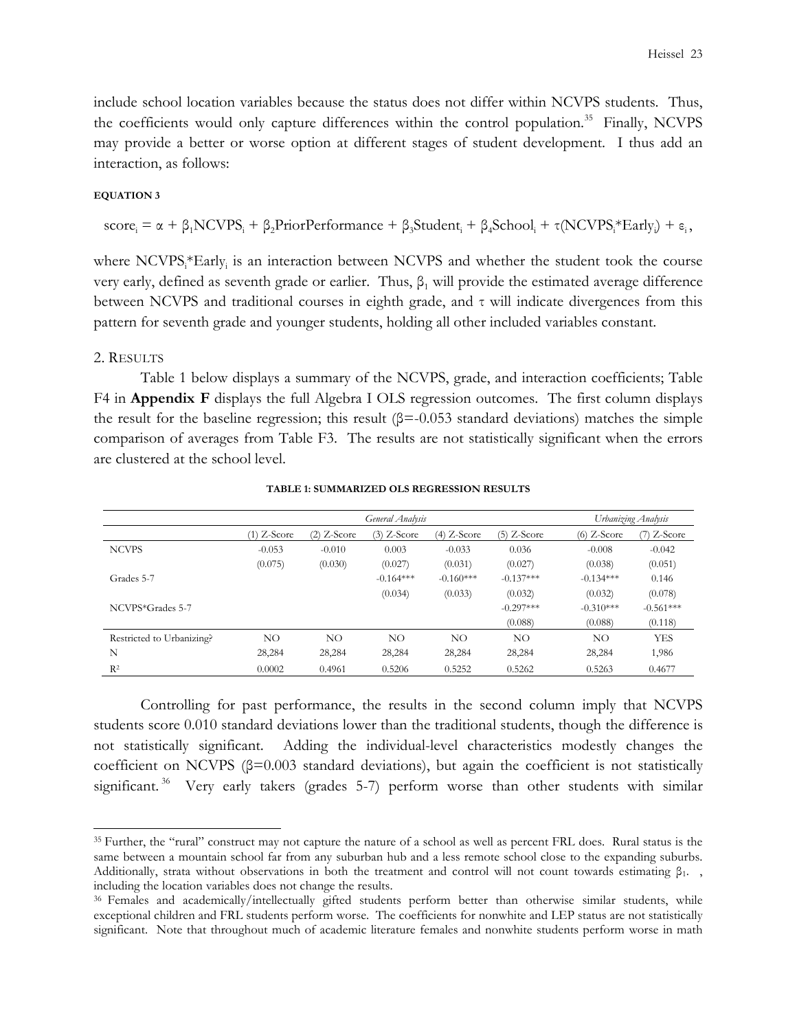include school location variables because the status does not differ within NCVPS students. Thus, the coefficients would only capture differences within the control population.[35] Finally, NCVPS may provide a better or worse option at different stages of student development. I thus add an interaction, as follows:

**EQUATION 3**

$$\text{score}_i = \alpha + \beta_1 \text{NCVPS}_i + \beta_2 \text{PriorPerformance} + \beta_3 \text{Student}_i + \beta_4 \text{School}_i + \tau(\text{NCVPS}_i{*}\text{Early}_i) + \varepsilon_i,$$

where $\text{NCVPS}_i{*}\text{Early}_i$ is an interaction between NCVPS and whether the student took the course very early, defined as seventh grade or earlier. Thus, $\beta_1$ will provide the estimated average difference between NCVPS and traditional courses in eighth grade, and $\tau$ will indicate divergences from this pattern for seventh grade and younger students, holding all other included variables constant.

## 2. Results

Table 1 below displays a summary of the NCVPS, grade, and interaction coefficients; Table F4 in **Appendix F** displays the full Algebra I OLS regression outcomes. The first column displays the result for the baseline regression; this result ($\beta$=-0.053 standard deviations) matches the simple comparison of averages from Table F3. The results are not statistically significant when the errors are clustered at the school level.

**TABLE 1: SUMMARIZED OLS REGRESSION RESULTS**

| | *General Analysis* | | | | | *Urbanizing Analysis* | |
|---|---|---|---|---|---|---|---|
| | (1) Z-Score | (2) Z-Score | (3) Z-Score | (4) Z-Score | (5) Z-Score | (6) Z-Score | (7) Z-Score |
| NCVPS | -0.053 | -0.010 | 0.003 | -0.033 | 0.036 | -0.008 | -0.042 |
| | (0.075) | (0.030) | (0.027) | (0.031) | (0.027) | (0.038) | (0.051) |
| Grades 5-7 | | | -0.164*** | -0.160*** | -0.137*** | -0.134*** | 0.146 |
| | | | (0.034) | (0.033) | (0.032) | (0.032) | (0.078) |
| NCVPS*Grades 5-7 | | | | | -0.297*** | -0.310*** | -0.561*** |
| | | | | | (0.088) | (0.088) | (0.118) |
| Restricted to Urbanizing? | NO | NO | NO | NO | NO | NO | YES |
| N | 28,284 | 28,284 | 28,284 | 28,284 | 28,284 | 28,284 | 1,986 |
| $R^2$ | 0.0002 | 0.4961 | 0.5206 | 0.5252 | 0.5262 | 0.5263 | 0.4677 |

Controlling for past performance, the results in the second column imply that NCVPS students score 0.010 standard deviations lower than the traditional students, though the difference is not statistically significant. Adding the individual-level characteristics modestly changes the coefficient on NCVPS ($\beta$=0.003 standard deviations), but again the coefficient is not statistically significant.[36] Very early takers (grades 5-7) perform worse than other students with similar

---

[35] Further, the "rural" construct may not capture the nature of a school as well as percent FRL does. Rural status is the same between a mountain school far from any suburban hub and a less remote school close to the expanding suburbs. Additionally, strata without observations in both the treatment and control will not count towards estimating $\beta_1$. , including the location variables does not change the results.

[36] Females and academically/intellectually gifted students perform better than otherwise similar students, while exceptional children and FRL students perform worse. The coefficients for nonwhite and LEP status are not statistically significant. Note that throughout much of academic literature females and nonwhite students perform worse in math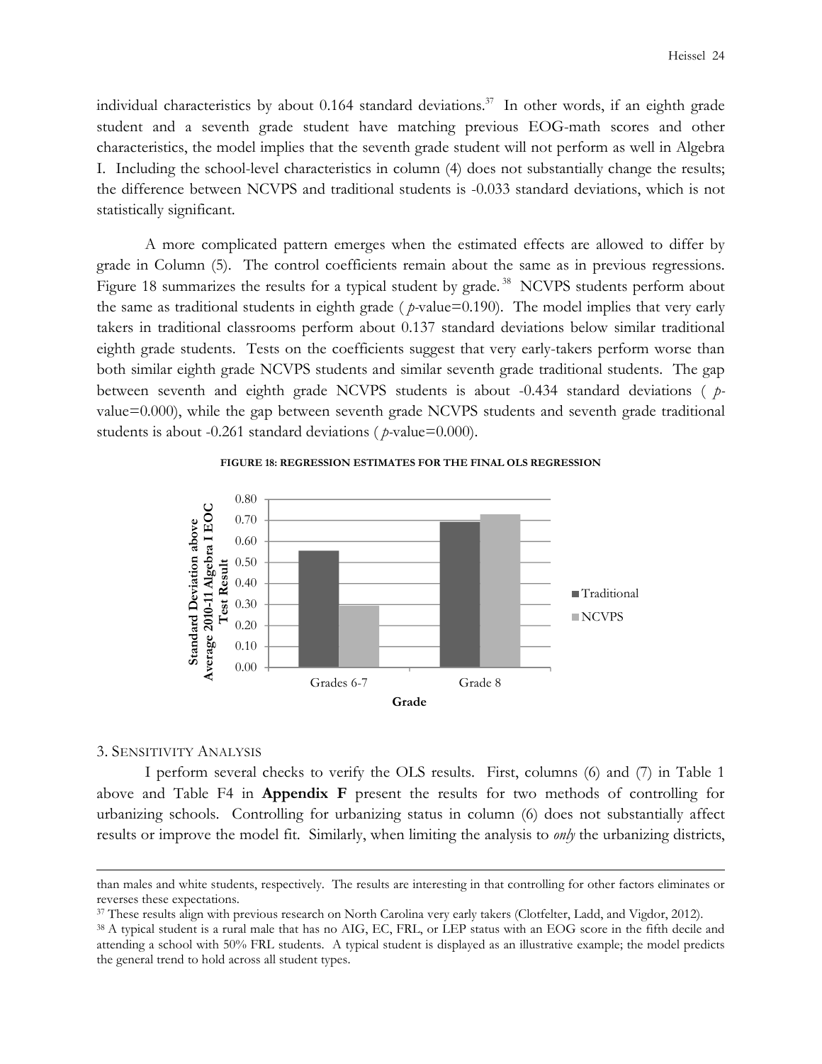individual characteristics by about 0.164 standard deviations.[37] In other words, if an eighth grade student and a seventh grade student have matching previous EOG-math scores and other characteristics, the model implies that the seventh grade student will not perform as well in Algebra I. Including the school-level characteristics in column (4) does not substantially change the results; the difference between NCVPS and traditional students is -0.033 standard deviations, which is not statistically significant.

A more complicated pattern emerges when the estimated effects are allowed to differ by grade in Column (5). The control coefficients remain about the same as in previous regressions. Figure 18 summarizes the results for a typical student by grade.[38] NCVPS students perform about the same as traditional students in eighth grade ( *p*-value=0.190). The model implies that very early takers in traditional classrooms perform about 0.137 standard deviations below similar traditional eighth grade students. Tests on the coefficients suggest that very early-takers perform worse than both similar eighth grade NCVPS students and similar seventh grade traditional students. The gap between seventh and eighth grade NCVPS students is about -0.434 standard deviations ( *p*-value=0.000), while the gap between seventh grade NCVPS students and seventh grade traditional students is about -0.261 standard deviations ( *p*-value=0.000).

**FIGURE 18: REGRESSION ESTIMATES FOR THE FINAL OLS REGRESSION**

| Grade | Traditional | NCVPS |
|---|---|---|
| Grades 6-7 | ~0.55 | ~0.29 |
| Grade 8 | ~0.69 | ~0.73 |

*Y-axis: Standard Deviation above Average 2010-11 Algebra I EOC Test Result; X-axis: Grade*

### 3. Sensitivity Analysis

I perform several checks to verify the OLS results. First, columns (6) and (7) in Table 1 above and Table F4 in **Appendix F** present the results for two methods of controlling for urbanizing schools. Controlling for urbanizing status in column (6) does not substantially affect results or improve the model fit. Similarly, when limiting the analysis to *only* the urbanizing districts,

---

than males and white students, respectively. The results are interesting in that controlling for other factors eliminates or reverses these expectations.

[37] These results align with previous research on North Carolina very early takers (Clotfelter, Ladd, and Vigdor, 2012).

[38] A typical student is a rural male that has no AIG, EC, FRL, or LEP status with an EOG score in the fifth decile and attending a school with 50% FRL students. A typical student is displayed as an illustrative example; the model predicts the general trend to hold across all student types.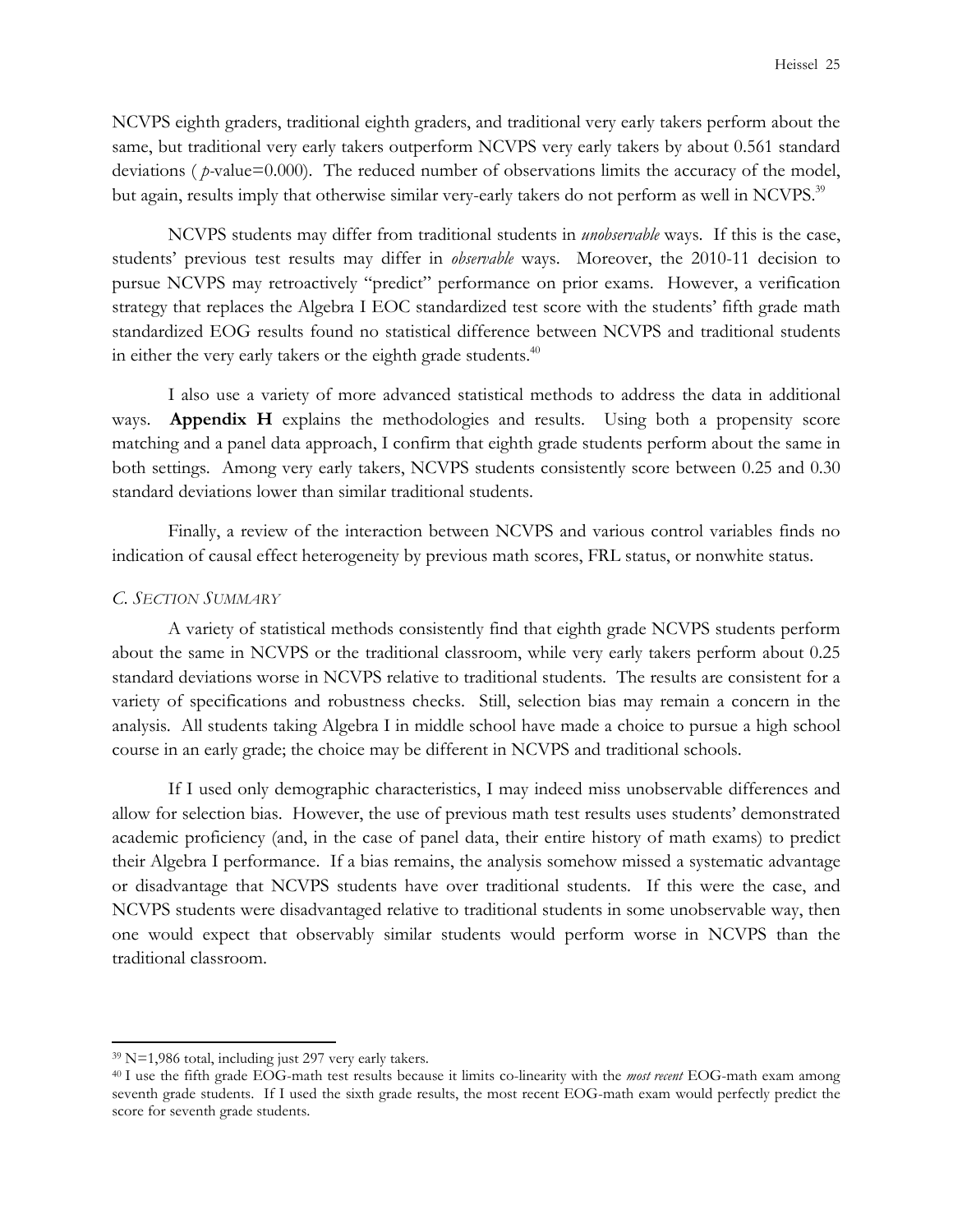NCVPS eighth graders, traditional eighth graders, and traditional very early takers perform about the same, but traditional very early takers outperform NCVPS very early takers by about 0.561 standard deviations ( *p*-value=0.000). The reduced number of observations limits the accuracy of the model, but again, results imply that otherwise similar very-early takers do not perform as well in NCVPS.[39]

NCVPS students may differ from traditional students in *unobservable* ways. If this is the case, students' previous test results may differ in *observable* ways. Moreover, the 2010-11 decision to pursue NCVPS may retroactively "predict" performance on prior exams. However, a verification strategy that replaces the Algebra I EOC standardized test score with the students' fifth grade math standardized EOG results found no statistical difference between NCVPS and traditional students in either the very early takers or the eighth grade students.[40]

I also use a variety of more advanced statistical methods to address the data in additional ways. **Appendix H** explains the methodologies and results. Using both a propensity score matching and a panel data approach, I confirm that eighth grade students perform about the same in both settings. Among very early takers, NCVPS students consistently score between 0.25 and 0.30 standard deviations lower than similar traditional students.

Finally, a review of the interaction between NCVPS and various control variables finds no indication of causal effect heterogeneity by previous math scores, FRL status, or nonwhite status.

### *C. Section Summary*

A variety of statistical methods consistently find that eighth grade NCVPS students perform about the same in NCVPS or the traditional classroom, while very early takers perform about 0.25 standard deviations worse in NCVPS relative to traditional students. The results are consistent for a variety of specifications and robustness checks. Still, selection bias may remain a concern in the analysis. All students taking Algebra I in middle school have made a choice to pursue a high school course in an early grade; the choice may be different in NCVPS and traditional schools.

If I used only demographic characteristics, I may indeed miss unobservable differences and allow for selection bias. However, the use of previous math test results uses students' demonstrated academic proficiency (and, in the case of panel data, their entire history of math exams) to predict their Algebra I performance. If a bias remains, the analysis somehow missed a systematic advantage or disadvantage that NCVPS students have over traditional students. If this were the case, and NCVPS students were disadvantaged relative to traditional students in some unobservable way, then one would expect that observably similar students would perform worse in NCVPS than the traditional classroom.

---

[39] N=1,986 total, including just 297 very early takers.

[40] I use the fifth grade EOG-math test results because it limits co-linearity with the *most recent* EOG-math exam among seventh grade students. If I used the sixth grade results, the most recent EOG-math exam would perfectly predict the score for seventh grade students.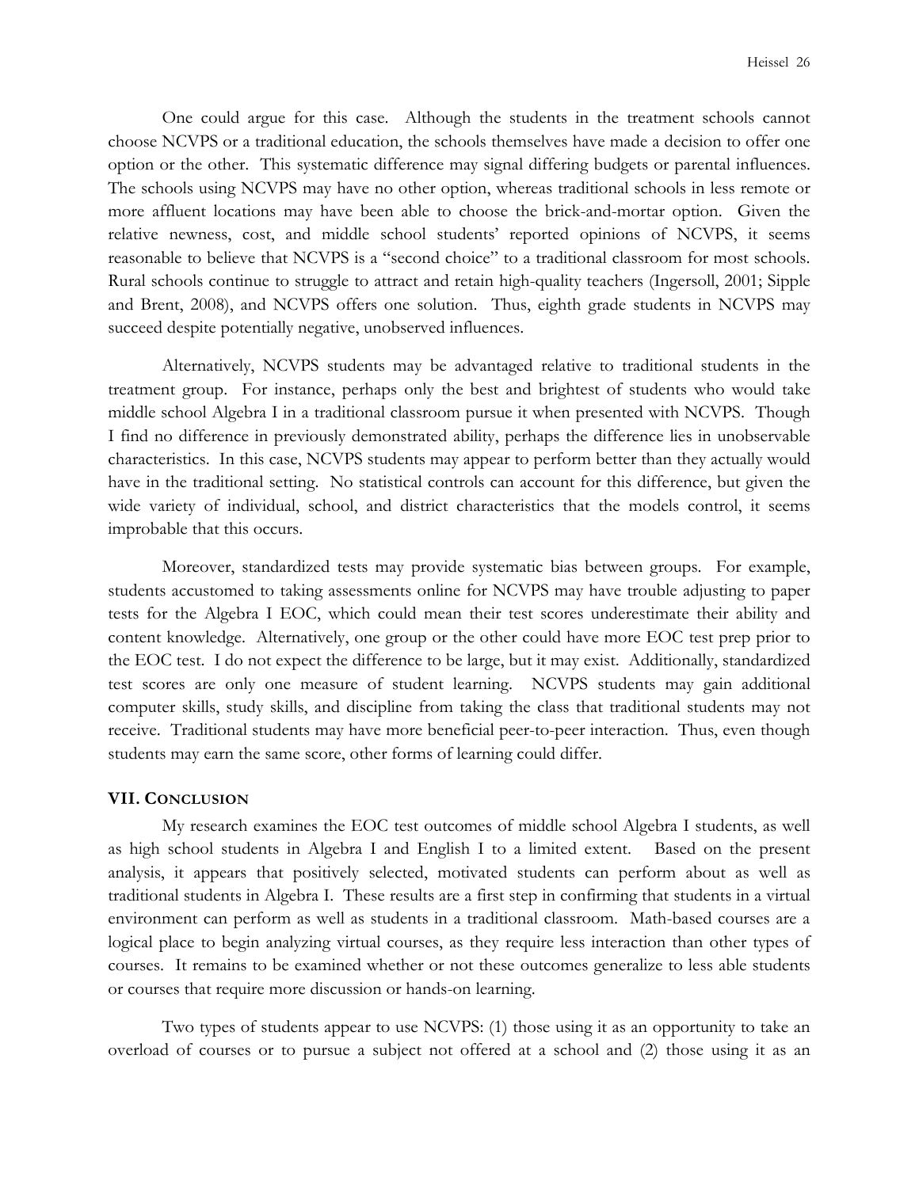One could argue for this case. Although the students in the treatment schools cannot choose NCVPS or a traditional education, the schools themselves have made a decision to offer one option or the other. This systematic difference may signal differing budgets or parental influences. The schools using NCVPS may have no other option, whereas traditional schools in less remote or more affluent locations may have been able to choose the brick-and-mortar option. Given the relative newness, cost, and middle school students' reported opinions of NCVPS, it seems reasonable to believe that NCVPS is a "second choice" to a traditional classroom for most schools. Rural schools continue to struggle to attract and retain high-quality teachers (Ingersoll, 2001; Sipple and Brent, 2008), and NCVPS offers one solution. Thus, eighth grade students in NCVPS may succeed despite potentially negative, unobserved influences.

Alternatively, NCVPS students may be advantaged relative to traditional students in the treatment group. For instance, perhaps only the best and brightest of students who would take middle school Algebra I in a traditional classroom pursue it when presented with NCVPS. Though I find no difference in previously demonstrated ability, perhaps the difference lies in unobservable characteristics. In this case, NCVPS students may appear to perform better than they actually would have in the traditional setting. No statistical controls can account for this difference, but given the wide variety of individual, school, and district characteristics that the models control, it seems improbable that this occurs.

Moreover, standardized tests may provide systematic bias between groups. For example, students accustomed to taking assessments online for NCVPS may have trouble adjusting to paper tests for the Algebra I EOC, which could mean their test scores underestimate their ability and content knowledge. Alternatively, one group or the other could have more EOC test prep prior to the EOC test. I do not expect the difference to be large, but it may exist. Additionally, standardized test scores are only one measure of student learning. NCVPS students may gain additional computer skills, study skills, and discipline from taking the class that traditional students may not receive. Traditional students may have more beneficial peer-to-peer interaction. Thus, even though students may earn the same score, other forms of learning could differ.

## VII. CONCLUSION

My research examines the EOC test outcomes of middle school Algebra I students, as well as high school students in Algebra I and English I to a limited extent. Based on the present analysis, it appears that positively selected, motivated students can perform about as well as traditional students in Algebra I. These results are a first step in confirming that students in a virtual environment can perform as well as students in a traditional classroom. Math-based courses are a logical place to begin analyzing virtual courses, as they require less interaction than other types of courses. It remains to be examined whether or not these outcomes generalize to less able students or courses that require more discussion or hands-on learning.

Two types of students appear to use NCVPS: (1) those using it as an opportunity to take an overload of courses or to pursue a subject not offered at a school and (2) those using it as an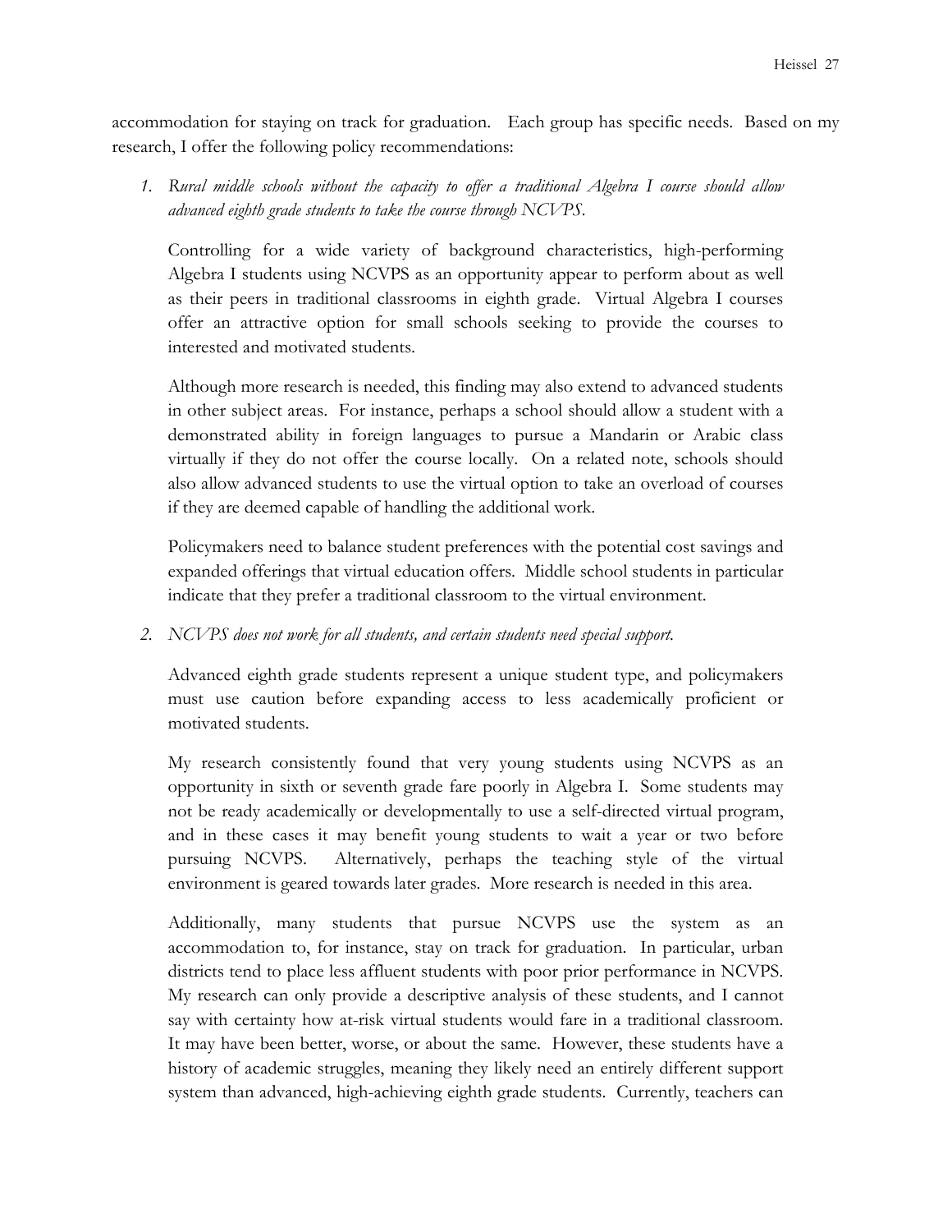accommodation for staying on track for graduation. Each group has specific needs. Based on my research, I offer the following policy recommendations:

1. *Rural middle schools without the capacity to offer a traditional Algebra I course should allow advanced eighth grade students to take the course through NCVPS.*

   Controlling for a wide variety of background characteristics, high-performing Algebra I students using NCVPS as an opportunity appear to perform about as well as their peers in traditional classrooms in eighth grade. Virtual Algebra I courses offer an attractive option for small schools seeking to provide the courses to interested and motivated students.

   Although more research is needed, this finding may also extend to advanced students in other subject areas. For instance, perhaps a school should allow a student with a demonstrated ability in foreign languages to pursue a Mandarin or Arabic class virtually if they do not offer the course locally. On a related note, schools should also allow advanced students to use the virtual option to take an overload of courses if they are deemed capable of handling the additional work.

   Policymakers need to balance student preferences with the potential cost savings and expanded offerings that virtual education offers. Middle school students in particular indicate that they prefer a traditional classroom to the virtual environment.

2. *NCVPS does not work for all students, and certain students need special support.*

   Advanced eighth grade students represent a unique student type, and policymakers must use caution before expanding access to less academically proficient or motivated students.

   My research consistently found that very young students using NCVPS as an opportunity in sixth or seventh grade fare poorly in Algebra I. Some students may not be ready academically or developmentally to use a self-directed virtual program, and in these cases it may benefit young students to wait a year or two before pursuing NCVPS. Alternatively, perhaps the teaching style of the virtual environment is geared towards later grades. More research is needed in this area.

   Additionally, many students that pursue NCVPS use the system as an accommodation to, for instance, stay on track for graduation. In particular, urban districts tend to place less affluent students with poor prior performance in NCVPS. My research can only provide a descriptive analysis of these students, and I cannot say with certainty how at-risk virtual students would fare in a traditional classroom. It may have been better, worse, or about the same. However, these students have a history of academic struggles, meaning they likely need an entirely different support system than advanced, high-achieving eighth grade students. Currently, teachers can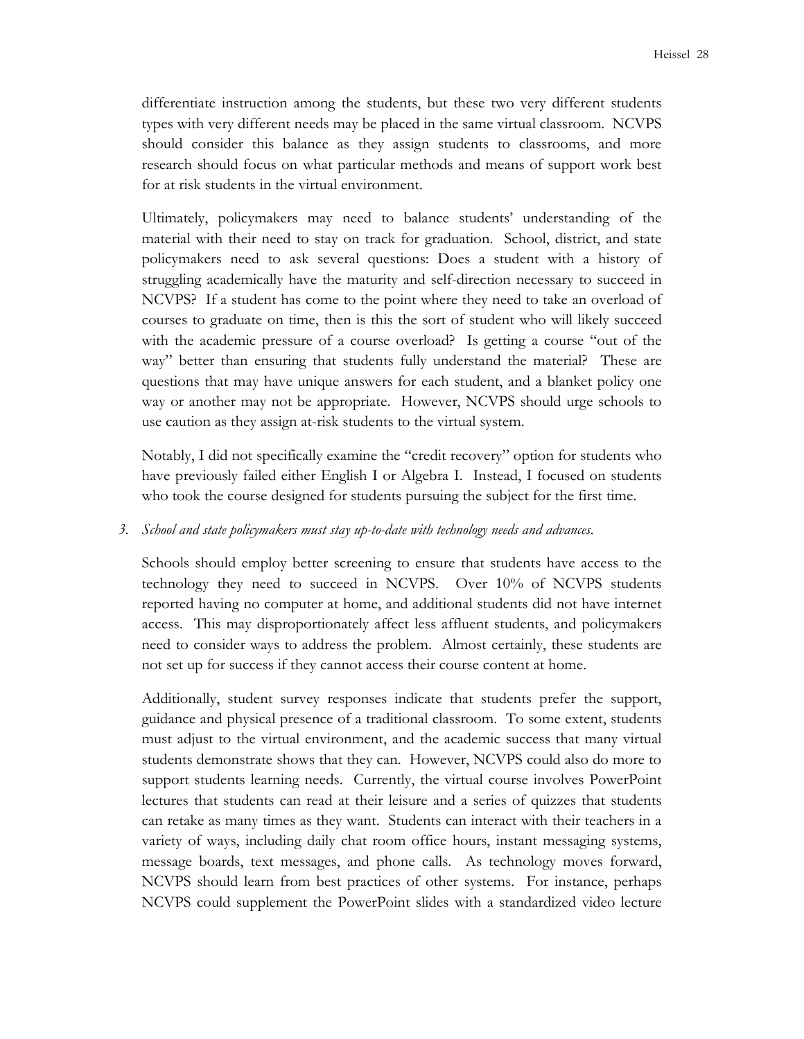differentiate instruction among the students, but these two very different students types with very different needs may be placed in the same virtual classroom. NCVPS should consider this balance as they assign students to classrooms, and more research should focus on what particular methods and means of support work best for at risk students in the virtual environment.

Ultimately, policymakers may need to balance students' understanding of the material with their need to stay on track for graduation. School, district, and state policymakers need to ask several questions: Does a student with a history of struggling academically have the maturity and self-direction necessary to succeed in NCVPS? If a student has come to the point where they need to take an overload of courses to graduate on time, then is this the sort of student who will likely succeed with the academic pressure of a course overload? Is getting a course "out of the way" better than ensuring that students fully understand the material? These are questions that may have unique answers for each student, and a blanket policy one way or another may not be appropriate. However, NCVPS should urge schools to use caution as they assign at-risk students to the virtual system.

Notably, I did not specifically examine the "credit recovery" option for students who have previously failed either English I or Algebra I. Instead, I focused on students who took the course designed for students pursuing the subject for the first time.

*3. School and state policymakers must stay up-to-date with technology needs and advances.*

Schools should employ better screening to ensure that students have access to the technology they need to succeed in NCVPS. Over 10% of NCVPS students reported having no computer at home, and additional students did not have internet access. This may disproportionately affect less affluent students, and policymakers need to consider ways to address the problem. Almost certainly, these students are not set up for success if they cannot access their course content at home.

Additionally, student survey responses indicate that students prefer the support, guidance and physical presence of a traditional classroom. To some extent, students must adjust to the virtual environment, and the academic success that many virtual students demonstrate shows that they can. However, NCVPS could also do more to support students learning needs. Currently, the virtual course involves PowerPoint lectures that students can read at their leisure and a series of quizzes that students can retake as many times as they want. Students can interact with their teachers in a variety of ways, including daily chat room office hours, instant messaging systems, message boards, text messages, and phone calls. As technology moves forward, NCVPS should learn from best practices of other systems. For instance, perhaps NCVPS could supplement the PowerPoint slides with a standardized video lecture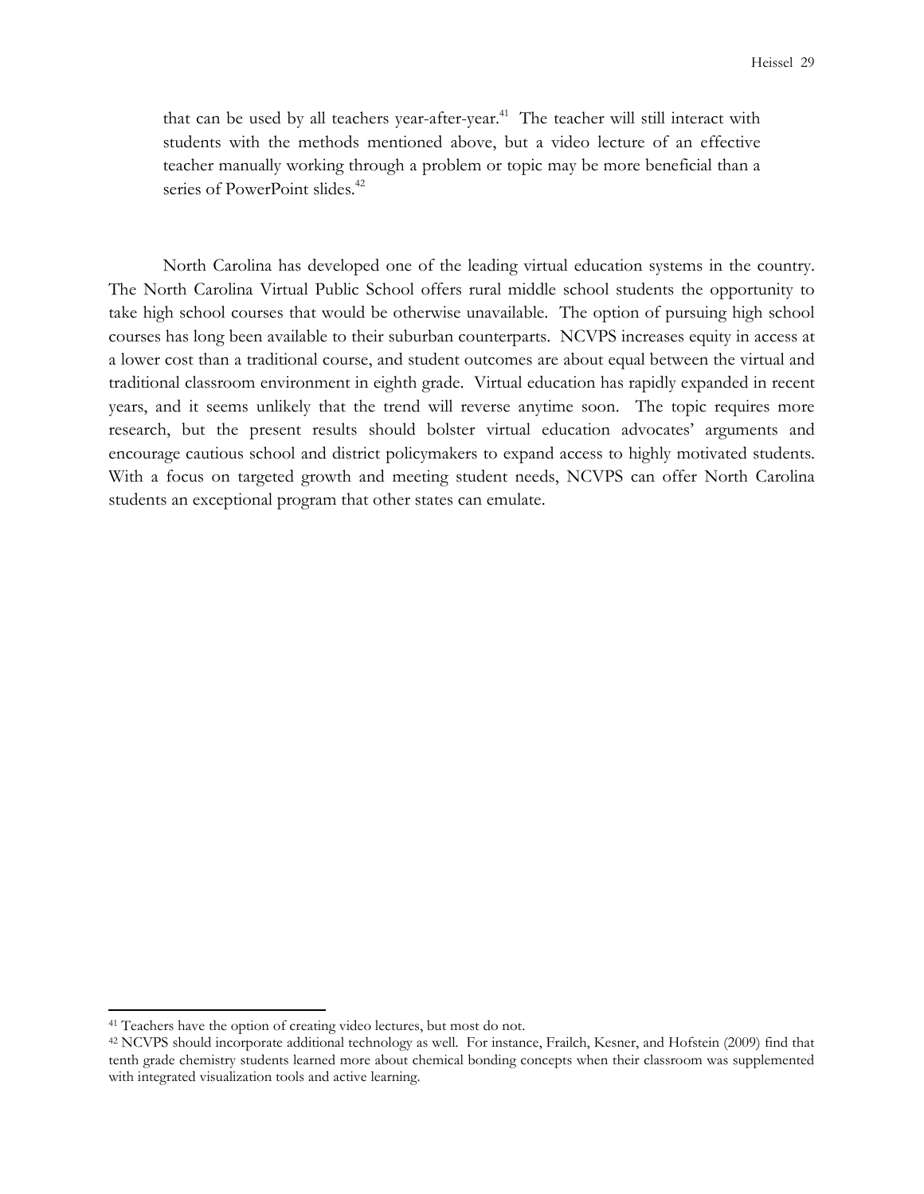> that can be used by all teachers year-after-year.[41] The teacher will still interact with students with the methods mentioned above, but a video lecture of an effective teacher manually working through a problem or topic may be more beneficial than a series of PowerPoint slides.[42]

North Carolina has developed one of the leading virtual education systems in the country. The North Carolina Virtual Public School offers rural middle school students the opportunity to take high school courses that would be otherwise unavailable. The option of pursuing high school courses has long been available to their suburban counterparts. NCVPS increases equity in access at a lower cost than a traditional course, and student outcomes are about equal between the virtual and traditional classroom environment in eighth grade. Virtual education has rapidly expanded in recent years, and it seems unlikely that the trend will reverse anytime soon. The topic requires more research, but the present results should bolster virtual education advocates' arguments and encourage cautious school and district policymakers to expand access to highly motivated students. With a focus on targeted growth and meeting student needs, NCVPS can offer North Carolina students an exceptional program that other states can emulate.

---

[41] Teachers have the option of creating video lectures, but most do not.

[42] NCVPS should incorporate additional technology as well. For instance, Frailch, Kesner, and Hofstein (2009) find that tenth grade chemistry students learned more about chemical bonding concepts when their classroom was supplemented with integrated visualization tools and active learning.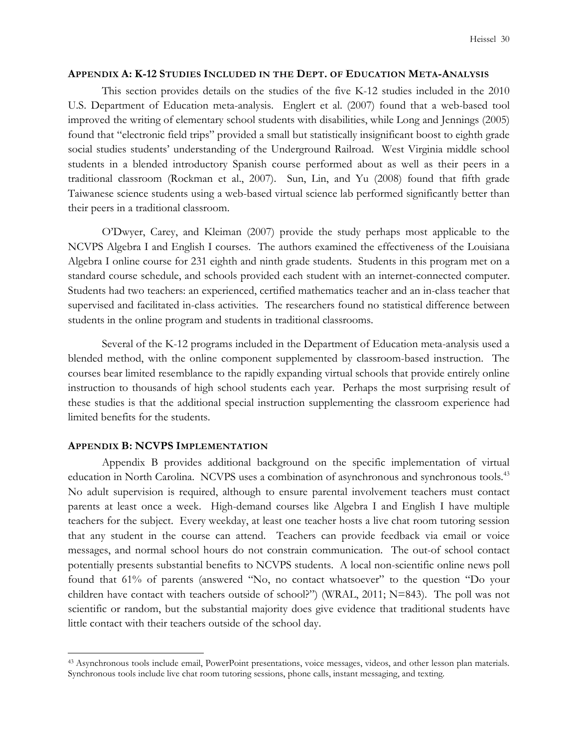## APPENDIX A: K-12 STUDIES INCLUDED IN THE DEPT. OF EDUCATION META-ANALYSIS

This section provides details on the studies of the five K-12 studies included in the 2010 U.S. Department of Education meta-analysis. Englert et al. (2007) found that a web-based tool improved the writing of elementary school students with disabilities, while Long and Jennings (2005) found that "electronic field trips" provided a small but statistically insignificant boost to eighth grade social studies students' understanding of the Underground Railroad. West Virginia middle school students in a blended introductory Spanish course performed about as well as their peers in a traditional classroom (Rockman et al., 2007). Sun, Lin, and Yu (2008) found that fifth grade Taiwanese science students using a web-based virtual science lab performed significantly better than their peers in a traditional classroom.

O'Dwyer, Carey, and Kleiman (2007) provide the study perhaps most applicable to the NCVPS Algebra I and English I courses. The authors examined the effectiveness of the Louisiana Algebra I online course for 231 eighth and ninth grade students. Students in this program met on a standard course schedule, and schools provided each student with an internet-connected computer. Students had two teachers: an experienced, certified mathematics teacher and an in-class teacher that supervised and facilitated in-class activities. The researchers found no statistical difference between students in the online program and students in traditional classrooms.

Several of the K-12 programs included in the Department of Education meta-analysis used a blended method, with the online component supplemented by classroom-based instruction. The courses bear limited resemblance to the rapidly expanding virtual schools that provide entirely online instruction to thousands of high school students each year. Perhaps the most surprising result of these studies is that the additional special instruction supplementing the classroom experience had limited benefits for the students.

## APPENDIX B: NCVPS IMPLEMENTATION

Appendix B provides additional background on the specific implementation of virtual education in North Carolina. NCVPS uses a combination of asynchronous and synchronous tools.[43] No adult supervision is required, although to ensure parental involvement teachers must contact parents at least once a week. High-demand courses like Algebra I and English I have multiple teachers for the subject. Every weekday, at least one teacher hosts a live chat room tutoring session that any student in the course can attend. Teachers can provide feedback via email or voice messages, and normal school hours do not constrain communication. The out-of school contact potentially presents substantial benefits to NCVPS students. A local non-scientific online news poll found that 61% of parents (answered "No, no contact whatsoever" to the question "Do your children have contact with teachers outside of school?") (WRAL, 2011; N=843). The poll was not scientific or random, but the substantial majority does give evidence that traditional students have little contact with their teachers outside of the school day.

[43] Asynchronous tools include email, PowerPoint presentations, voice messages, videos, and other lesson plan materials. Synchronous tools include live chat room tutoring sessions, phone calls, instant messaging, and texting.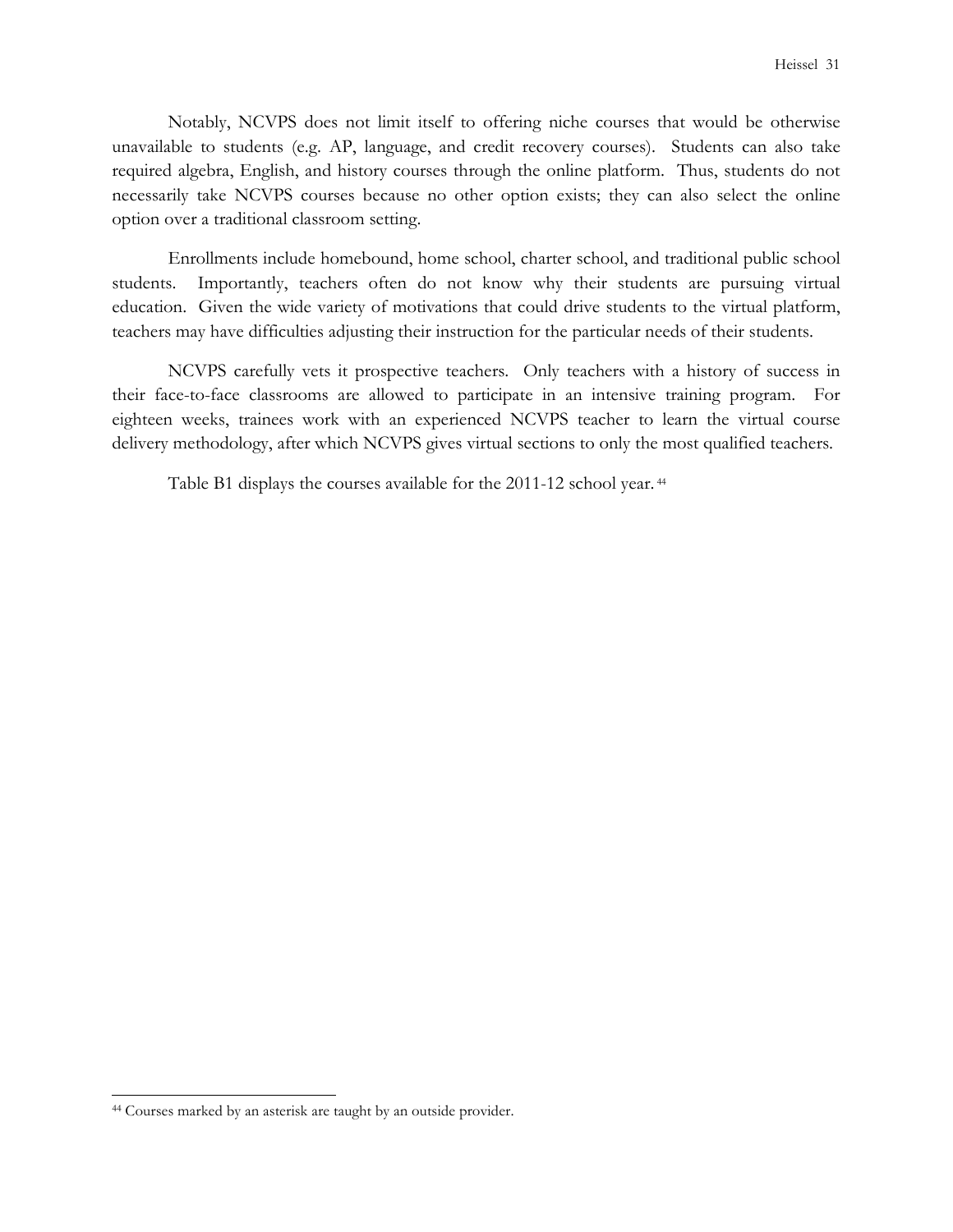Notably, NCVPS does not limit itself to offering niche courses that would be otherwise unavailable to students (e.g. AP, language, and credit recovery courses). Students can also take required algebra, English, and history courses through the online platform. Thus, students do not necessarily take NCVPS courses because no other option exists; they can also select the online option over a traditional classroom setting.

Enrollments include homebound, home school, charter school, and traditional public school students. Importantly, teachers often do not know why their students are pursuing virtual education. Given the wide variety of motivations that could drive students to the virtual platform, teachers may have difficulties adjusting their instruction for the particular needs of their students.

NCVPS carefully vets it prospective teachers. Only teachers with a history of success in their face-to-face classrooms are allowed to participate in an intensive training program. For eighteen weeks, trainees work with an experienced NCVPS teacher to learn the virtual course delivery methodology, after which NCVPS gives virtual sections to only the most qualified teachers.

Table B1 displays the courses available for the 2011-12 school year. [44]

[44] Courses marked by an asterisk are taught by an outside provider.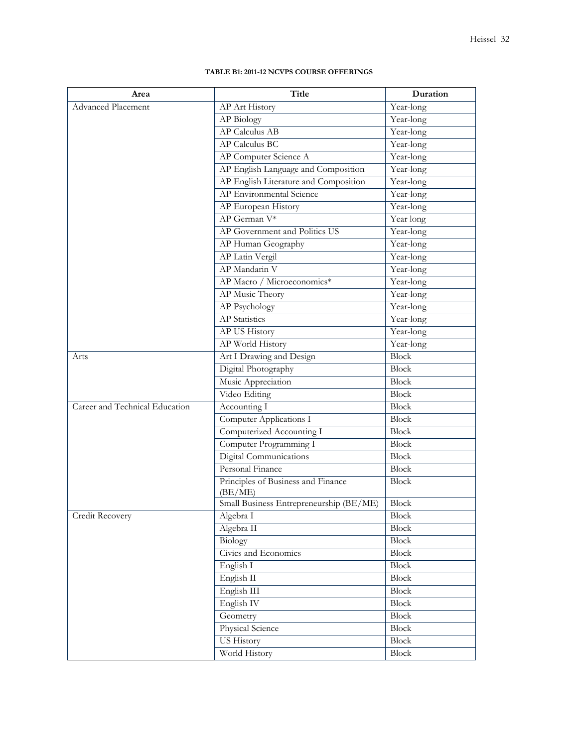**TABLE B1: 2011-12 NCVPS COURSE OFFERINGS**

| Area | Title | Duration |
|---|---|---|
| Advanced Placement | AP Art History | Year-long |
| | AP Biology | Year-long |
| | AP Calculus AB | Year-long |
| | AP Calculus BC | Year-long |
| | AP Computer Science A | Year-long |
| | AP English Language and Composition | Year-long |
| | AP English Literature and Composition | Year-long |
| | AP Environmental Science | Year-long |
| | AP European History | Year-long |
| | AP German V* | Year long |
| | AP Government and Politics US | Year-long |
| | AP Human Geography | Year-long |
| | AP Latin Vergil | Year-long |
| | AP Mandarin V | Year-long |
| | AP Macro / Microeconomics* | Year-long |
| | AP Music Theory | Year-long |
| | AP Psychology | Year-long |
| | AP Statistics | Year-long |
| | AP US History | Year-long |
| | AP World History | Year-long |
| Arts | Art I Drawing and Design | Block |
| | Digital Photography | Block |
| | Music Appreciation | Block |
| | Video Editing | Block |
| Career and Technical Education | Accounting I | Block |
| | Computer Applications I | Block |
| | Computerized Accounting I | Block |
| | Computer Programming I | Block |
| | Digital Communications | Block |
| | Personal Finance | Block |
| | Principles of Business and Finance (BE/ME) | Block |
| | Small Business Entrepreneurship (BE/ME) | Block |
| Credit Recovery | Algebra I | Block |
| | Algebra II | Block |
| | Biology | Block |
| | Civics and Economics | Block |
| | English I | Block |
| | English II | Block |
| | English III | Block |
| | English IV | Block |
| | Geometry | Block |
| | Physical Science | Block |
| | US History | Block |
| | World History | Block |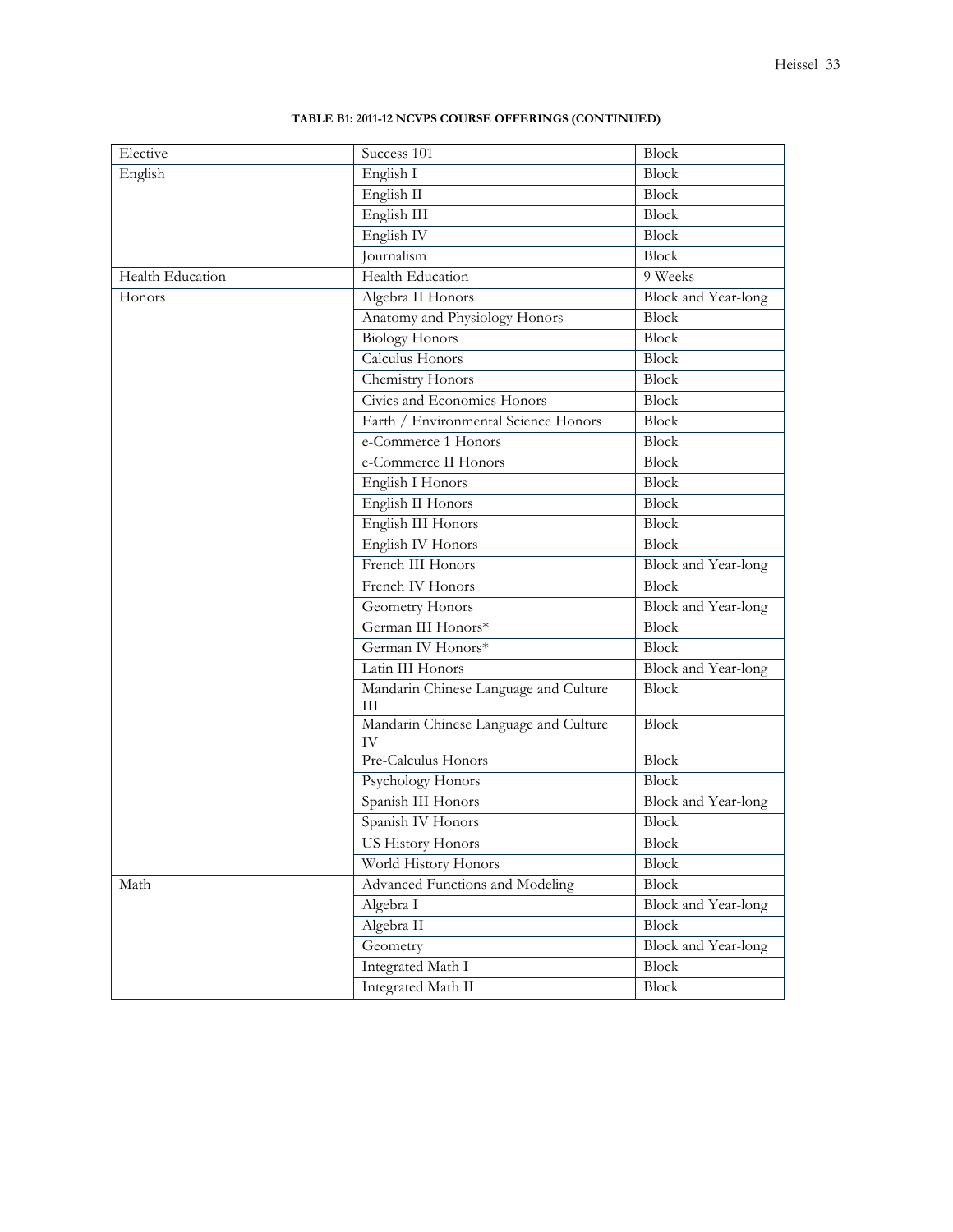**TABLE B1: 2011-12 NCVPS COURSE OFFERINGS (CONTINUED)**

| | | |
|---|---|---|
| Elective | Success 101 | Block |
| English | English I | Block |
| | English II | Block |
| | English III | Block |
| | English IV | Block |
| | Journalism | Block |
| Health Education | Health Education | 9 Weeks |
| Honors | Algebra II Honors | Block and Year-long |
| | Anatomy and Physiology Honors | Block |
| | Biology Honors | Block |
| | Calculus Honors | Block |
| | Chemistry Honors | Block |
| | Civics and Economics Honors | Block |
| | Earth / Environmental Science Honors | Block |
| | e-Commerce 1 Honors | Block |
| | e-Commerce II Honors | Block |
| | English I Honors | Block |
| | English II Honors | Block |
| | English III Honors | Block |
| | English IV Honors | Block |
| | French III Honors | Block and Year-long |
| | French IV Honors | Block |
| | Geometry Honors | Block and Year-long |
| | German III Honors* | Block |
| | German IV Honors* | Block |
| | Latin III Honors | Block and Year-long |
| | Mandarin Chinese Language and Culture III | Block |
| | Mandarin Chinese Language and Culture IV | Block |
| | Pre-Calculus Honors | Block |
| | Psychology Honors | Block |
| | Spanish III Honors | Block and Year-long |
| | Spanish IV Honors | Block |
| | US History Honors | Block |
| | World History Honors | Block |
| Math | Advanced Functions and Modeling | Block |
| | Algebra I | Block and Year-long |
| | Algebra II | Block |
| | Geometry | Block and Year-long |
| | Integrated Math I | Block |
| | Integrated Math II | Block |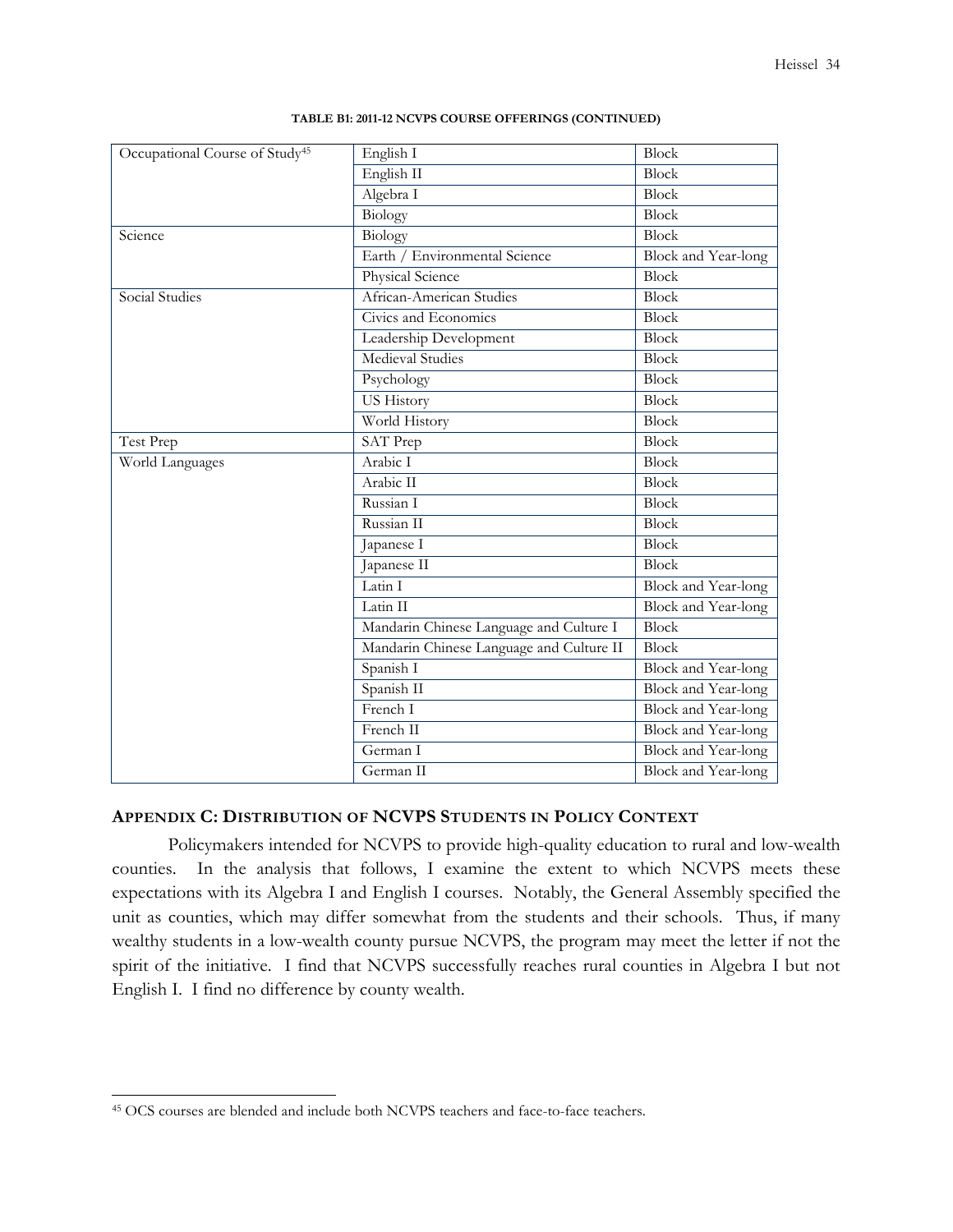**TABLE B1: 2011-12 NCVPS COURSE OFFERINGS (CONTINUED)**

| | | |
|---|---|---|
| Occupational Course of Study[45] | English I | Block |
| | English II | Block |
| | Algebra I | Block |
| | Biology | Block |
| Science | Biology | Block |
| | Earth / Environmental Science | Block and Year-long |
| | Physical Science | Block |
| Social Studies | African-American Studies | Block |
| | Civics and Economics | Block |
| | Leadership Development | Block |
| | Medieval Studies | Block |
| | Psychology | Block |
| | US History | Block |
| | World History | Block |
| Test Prep | SAT Prep | Block |
| World Languages | Arabic I | Block |
| | Arabic II | Block |
| | Russian I | Block |
| | Russian II | Block |
| | Japanese I | Block |
| | Japanese II | Block |
| | Latin I | Block and Year-long |
| | Latin II | Block and Year-long |
| | Mandarin Chinese Language and Culture I | Block |
| | Mandarin Chinese Language and Culture II | Block |
| | Spanish I | Block and Year-long |
| | Spanish II | Block and Year-long |
| | French I | Block and Year-long |
| | French II | Block and Year-long |
| | German I | Block and Year-long |
| | German II | Block and Year-long |

## APPENDIX C: DISTRIBUTION OF NCVPS STUDENTS IN POLICY CONTEXT

Policymakers intended for NCVPS to provide high-quality education to rural and low-wealth counties. In the analysis that follows, I examine the extent to which NCVPS meets these expectations with its Algebra I and English I courses. Notably, the General Assembly specified the unit as counties, which may differ somewhat from the students and their schools. Thus, if many wealthy students in a low-wealth county pursue NCVPS, the program may meet the letter if not the spirit of the initiative. I find that NCVPS successfully reaches rural counties in Algebra I but not English I. I find no difference by county wealth.

---

[45] OCS courses are blended and include both NCVPS teachers and face-to-face teachers.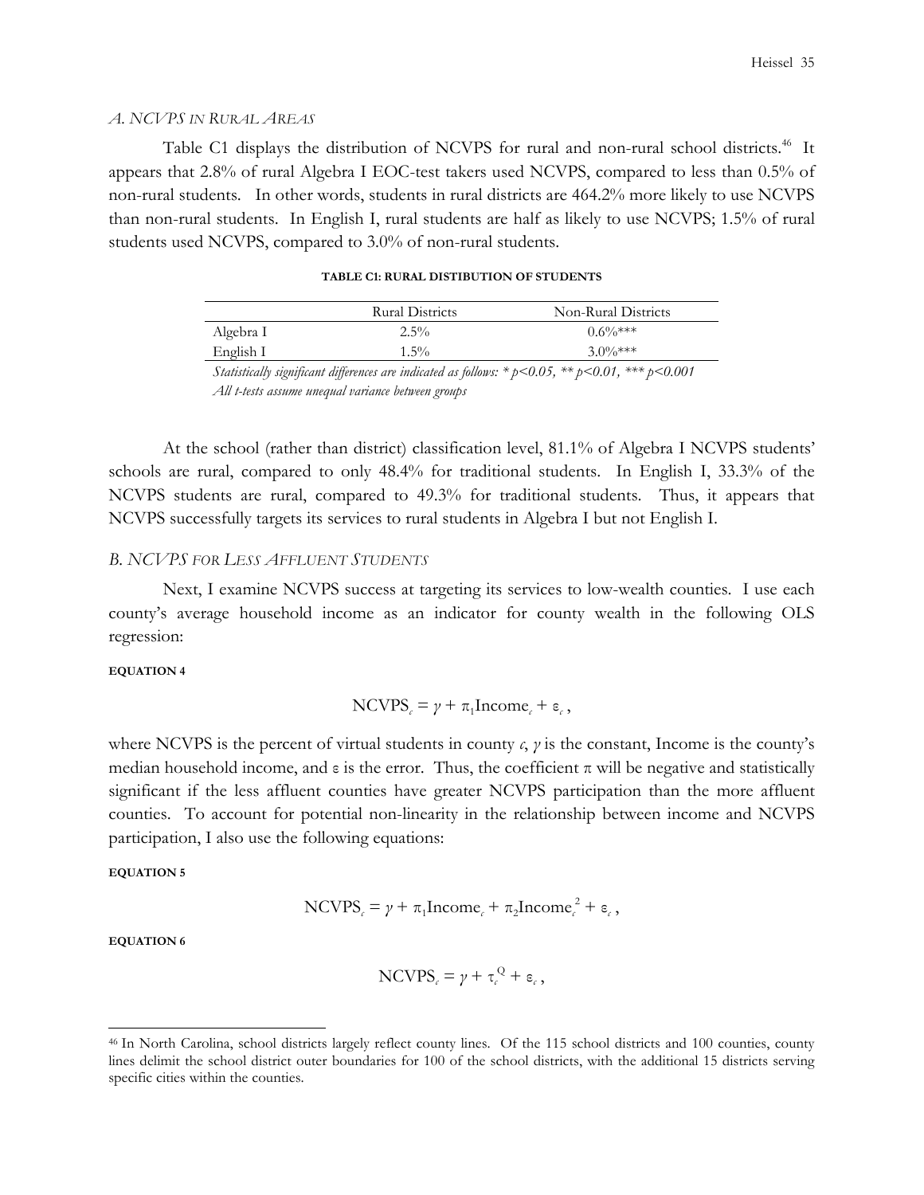### *A. NCVPS in Rural Areas*

Table C1 displays the distribution of NCVPS for rural and non-rural school districts.[46] It appears that 2.8% of rural Algebra I EOC-test takers used NCVPS, compared to less than 0.5% of non-rural students. In other words, students in rural districts are 464.2% more likely to use NCVPS than non-rural students. In English I, rural students are half as likely to use NCVPS; 1.5% of rural students used NCVPS, compared to 3.0% of non-rural students.

**TABLE C1: RURAL DISTIBUTION OF STUDENTS**

| | Rural Districts | Non-Rural Districts |
|---|---|---|
| Algebra I | 2.5% | 0.6%*** |
| English I | 1.5% | 3.0%*** |

*Statistically significant differences are indicated as follows: * p<0.05, ** p<0.01, *** p<0.001*
*All t-tests assume unequal variance between groups*

At the school (rather than district) classification level, 81.1% of Algebra I NCVPS students' schools are rural, compared to only 48.4% for traditional students. In English I, 33.3% of the NCVPS students are rural, compared to 49.3% for traditional students. Thus, it appears that NCVPS successfully targets its services to rural students in Algebra I but not English I.

### *B. NCVPS for Less Affluent Students*

Next, I examine NCVPS success at targeting its services to low-wealth counties. I use each county's average household income as an indicator for county wealth in the following OLS regression:

**EQUATION 4**

$$NCVPS_c = \gamma + \pi_1 Income_c + \varepsilon_c \, ,$$

where NCVPS is the percent of virtual students in county $c$, $\gamma$ is the constant, Income is the county's median household income, and $\varepsilon$ is the error. Thus, the coefficient $\pi$ will be negative and statistically significant if the less affluent counties have greater NCVPS participation than the more affluent counties. To account for potential non-linearity in the relationship between income and NCVPS participation, I also use the following equations:

**EQUATION 5**

$$NCVPS_c = \gamma + \pi_1 Income_c + \pi_2 Income_c^{\,2} + \varepsilon_c \, ,$$

**EQUATION 6**

$$NCVPS_c = \gamma + \tau_c^{Q} + \varepsilon_c \, ,$$

[46] In North Carolina, school districts largely reflect county lines. Of the 115 school districts and 100 counties, county lines delimit the school district outer boundaries for 100 of the school districts, with the additional 15 districts serving specific cities within the counties.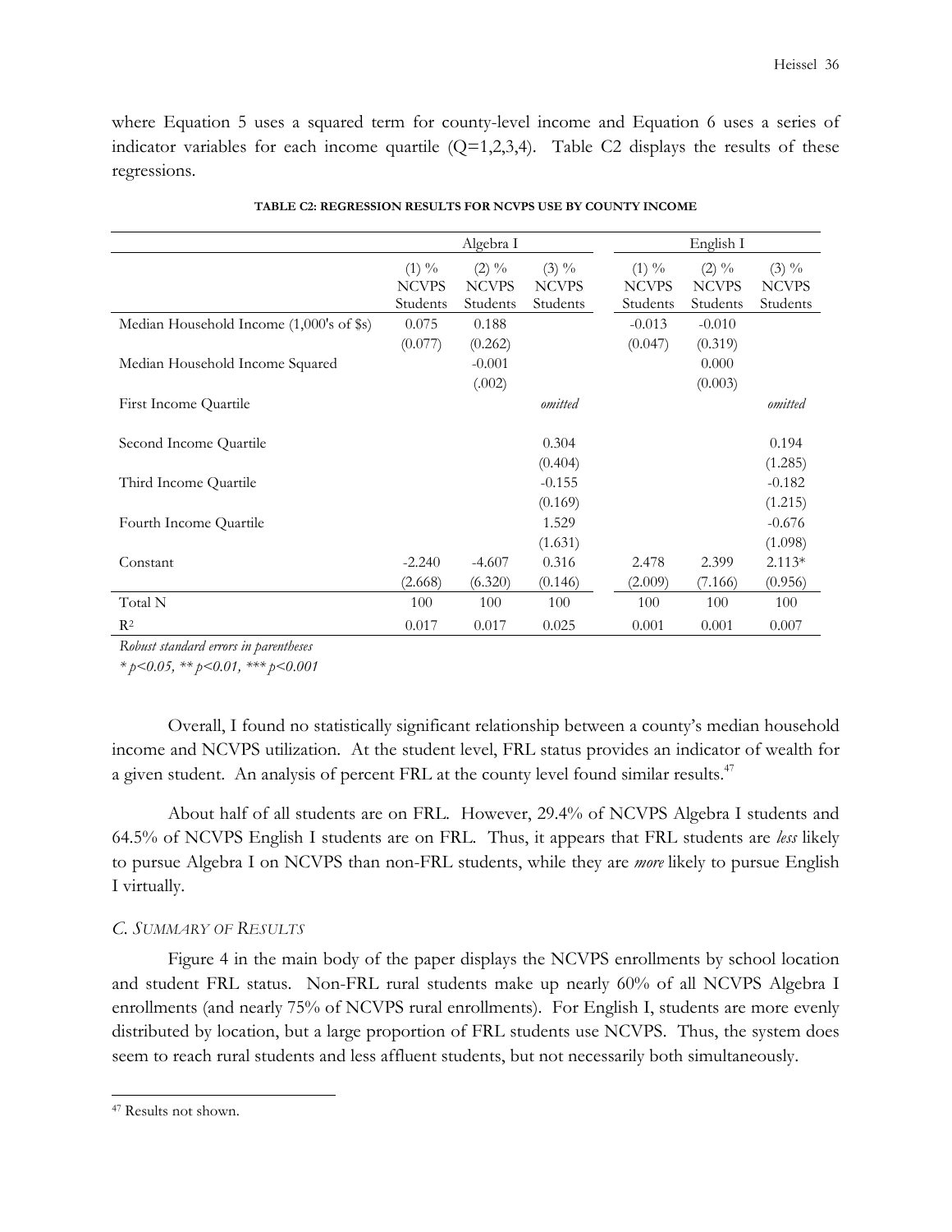where Equation 5 uses a squared term for county-level income and Equation 6 uses a series of indicator variables for each income quartile (Q=1,2,3,4). Table C2 displays the results of these regressions.

**TABLE C2: REGRESSION RESULTS FOR NCVPS USE BY COUNTY INCOME**

| | Algebra I | | | English I | | |
|---|---|---|---|---|---|---|
| | (1) % NCVPS Students | (2) % NCVPS Students | (3) % NCVPS Students | (1) % NCVPS Students | (2) % NCVPS Students | (3) % NCVPS Students |
| Median Household Income (1,000's of $s) | 0.075 | 0.188 | | -0.013 | -0.010 | |
| | (0.077) | (0.262) | | (0.047) | (0.319) | |
| Median Household Income Squared | | -0.001 | | | 0.000 | |
| | | (.002) | | | (0.003) | |
| First Income Quartile | | | *omitted* | | | *omitted* |
| Second Income Quartile | | | 0.304 | | | 0.194 |
| | | | (0.404) | | | (1.285) |
| Third Income Quartile | | | -0.155 | | | -0.182 |
| | | | (0.169) | | | (1.215) |
| Fourth Income Quartile | | | 1.529 | | | -0.676 |
| | | | (1.631) | | | (1.098) |
| Constant | -2.240 | -4.607 | 0.316 | 2.478 | 2.399 | 2.113* |
| | (2.668) | (6.320) | (0.146) | (2.009) | (7.166) | (0.956) |
| Total N | 100 | 100 | 100 | 100 | 100 | 100 |
| $R^2$ | 0.017 | 0.017 | 0.025 | 0.001 | 0.001 | 0.007 |

*Robust standard errors in parentheses*

*\* p<0.05, \*\* p<0.01, \*\*\* p<0.001*

Overall, I found no statistically significant relationship between a county's median household income and NCVPS utilization. At the student level, FRL status provides an indicator of wealth for a given student. An analysis of percent FRL at the county level found similar results.[47]

About half of all students are on FRL. However, 29.4% of NCVPS Algebra I students and 64.5% of NCVPS English I students are on FRL. Thus, it appears that FRL students are *less* likely to pursue Algebra I on NCVPS than non-FRL students, while they are *more* likely to pursue English I virtually.

### *C. Summary of Results*

Figure 4 in the main body of the paper displays the NCVPS enrollments by school location and student FRL status. Non-FRL rural students make up nearly 60% of all NCVPS Algebra I enrollments (and nearly 75% of NCVPS rural enrollments). For English I, students are more evenly distributed by location, but a large proportion of FRL students use NCVPS. Thus, the system does seem to reach rural students and less affluent students, but not necessarily both simultaneously.

[47] Results not shown.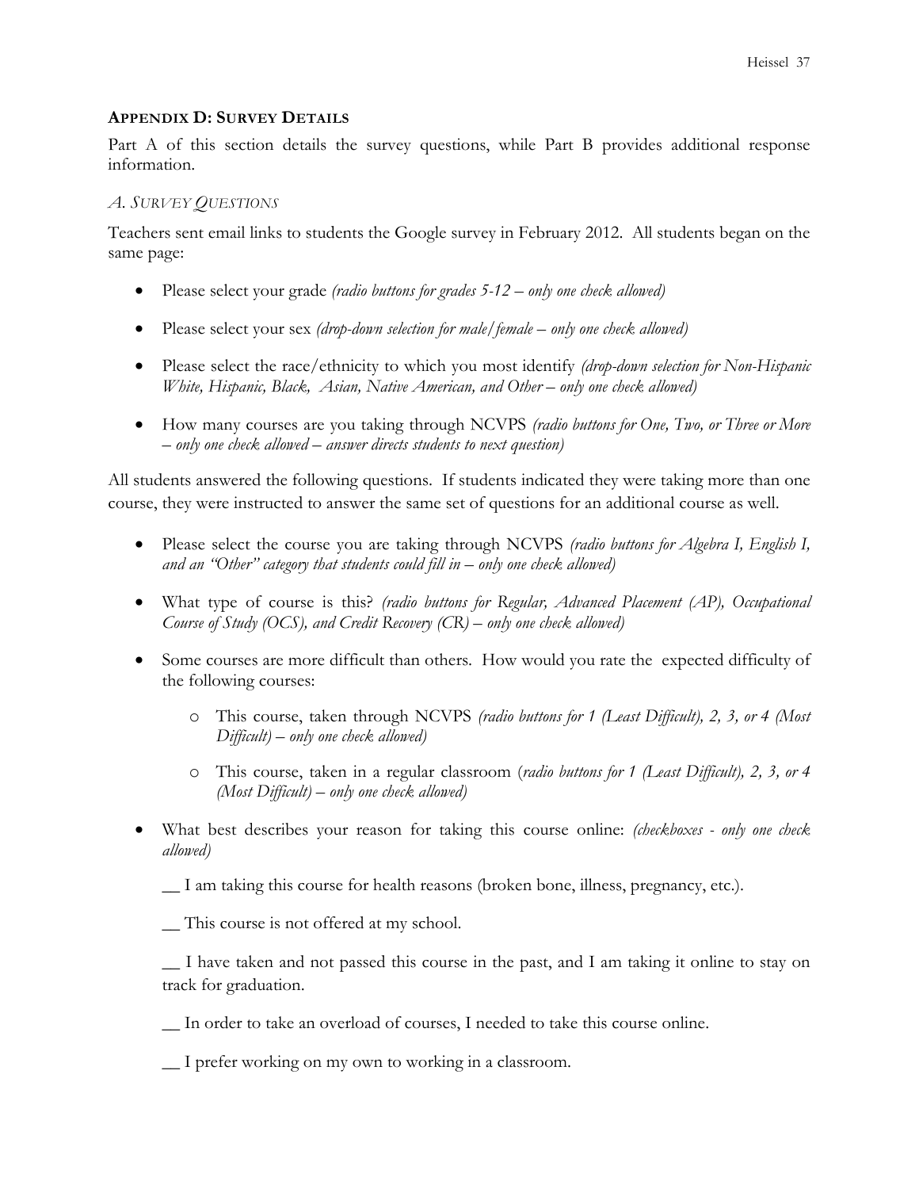### APPENDIX D: SURVEY DETAILS

Part A of this section details the survey questions, while Part B provides additional response information.

#### *A. SURVEY QUESTIONS*

Teachers sent email links to students the Google survey in February 2012. All students began on the same page:

- Please select your grade *(radio buttons for grades 5-12 – only one check allowed)*
- Please select your sex *(drop-down selection for male/female – only one check allowed)*
- Please select the race/ethnicity to which you most identify *(drop-down selection for Non-Hispanic White, Hispanic, Black, Asian, Native American, and Other – only one check allowed)*
- How many courses are you taking through NCVPS *(radio buttons for One, Two, or Three or More – only one check allowed – answer directs students to next question)*

All students answered the following questions. If students indicated they were taking more than one course, they were instructed to answer the same set of questions for an additional course as well.

- Please select the course you are taking through NCVPS *(radio buttons for Algebra I, English I, and an "Other" category that students could fill in – only one check allowed)*
- What type of course is this? *(radio buttons for Regular, Advanced Placement (AP), Occupational Course of Study (OCS), and Credit Recovery (CR) – only one check allowed)*
- Some courses are more difficult than others. How would you rate the expected difficulty of the following courses:
  - This course, taken through NCVPS *(radio buttons for 1 (Least Difficult), 2, 3, or 4 (Most Difficult) – only one check allowed)*
  - This course, taken in a regular classroom (*radio buttons for 1 (Least Difficult), 2, 3, or 4 (Most Difficult) – only one check allowed)*
- What best describes your reason for taking this course online: *(checkboxes - only one check allowed)*

  __ I am taking this course for health reasons (broken bone, illness, pregnancy, etc.).

  __ This course is not offered at my school.

  __ I have taken and not passed this course in the past, and I am taking it online to stay on track for graduation.

  __ In order to take an overload of courses, I needed to take this course online.

  __ I prefer working on my own to working in a classroom.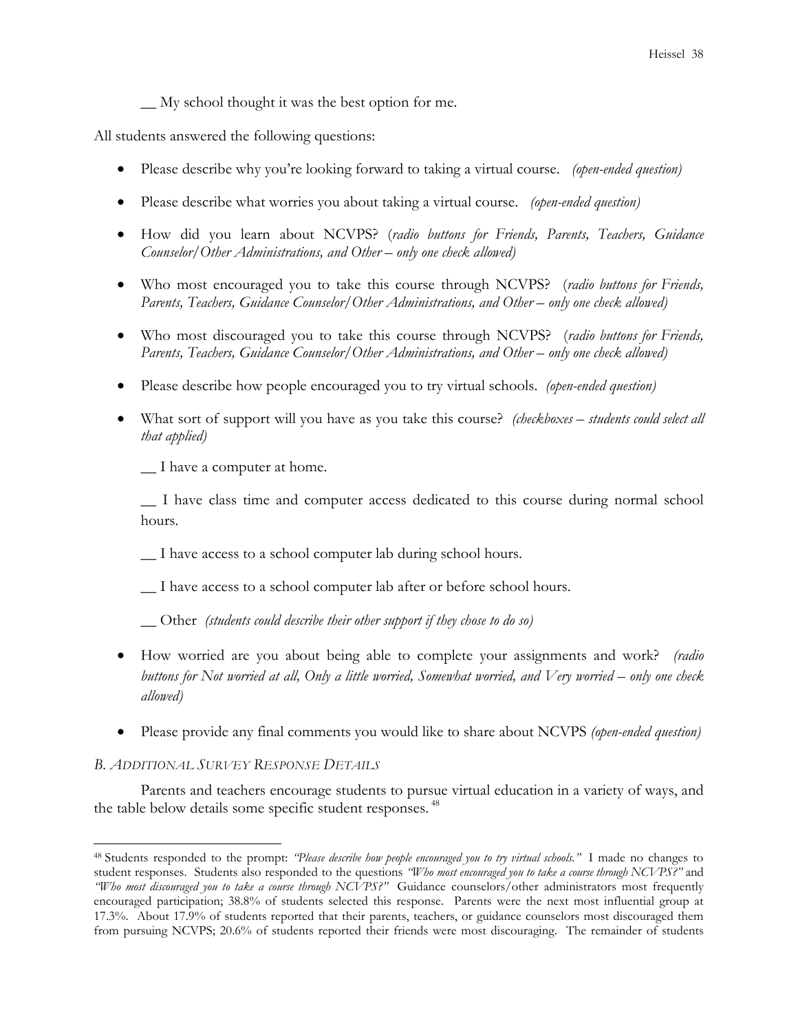__ My school thought it was the best option for me.

All students answered the following questions:

- Please describe why you're looking forward to taking a virtual course. *(open-ended question)*
- Please describe what worries you about taking a virtual course. *(open-ended question)*
- How did you learn about NCVPS? (*radio buttons for Friends, Parents, Teachers, Guidance Counselor/Other Administrations, and Other – only one check allowed)*
- Who most encouraged you to take this course through NCVPS? (*radio buttons for Friends, Parents, Teachers, Guidance Counselor/Other Administrations, and Other – only one check allowed)*
- Who most discouraged you to take this course through NCVPS? (*radio buttons for Friends, Parents, Teachers, Guidance Counselor/Other Administrations, and Other – only one check allowed)*
- Please describe how people encouraged you to try virtual schools. *(open-ended question)*
- What sort of support will you have as you take this course? *(checkboxes – students could select all that applied)*

  __ I have a computer at home.

  __ I have class time and computer access dedicated to this course during normal school hours.

  __ I have access to a school computer lab during school hours.

  __ I have access to a school computer lab after or before school hours.

  __ Other *(students could describe their other support if they chose to do so)*

- How worried are you about being able to complete your assignments and work? *(radio buttons for Not worried at all, Only a little worried, Somewhat worried, and Very worried – only one check allowed)*
- Please provide any final comments you would like to share about NCVPS *(open-ended question)*

*B. ADDITIONAL SURVEY RESPONSE DETAILS*

Parents and teachers encourage students to pursue virtual education in a variety of ways, and the table below details some specific student responses. [48]

[48] Students responded to the prompt: *"Please describe how people encouraged you to try virtual schools."* I made no changes to student responses. Students also responded to the questions *"Who most encouraged you to take a course through NCVPS?"* and *"Who most discouraged you to take a course through NCVPS?"* Guidance counselors/other administrators most frequently encouraged participation; 38.8% of students selected this response. Parents were the next most influential group at 17.3%. About 17.9% of students reported that their parents, teachers, or guidance counselors most discouraged them from pursuing NCVPS; 20.6% of students reported their friends were most discouraging. The remainder of students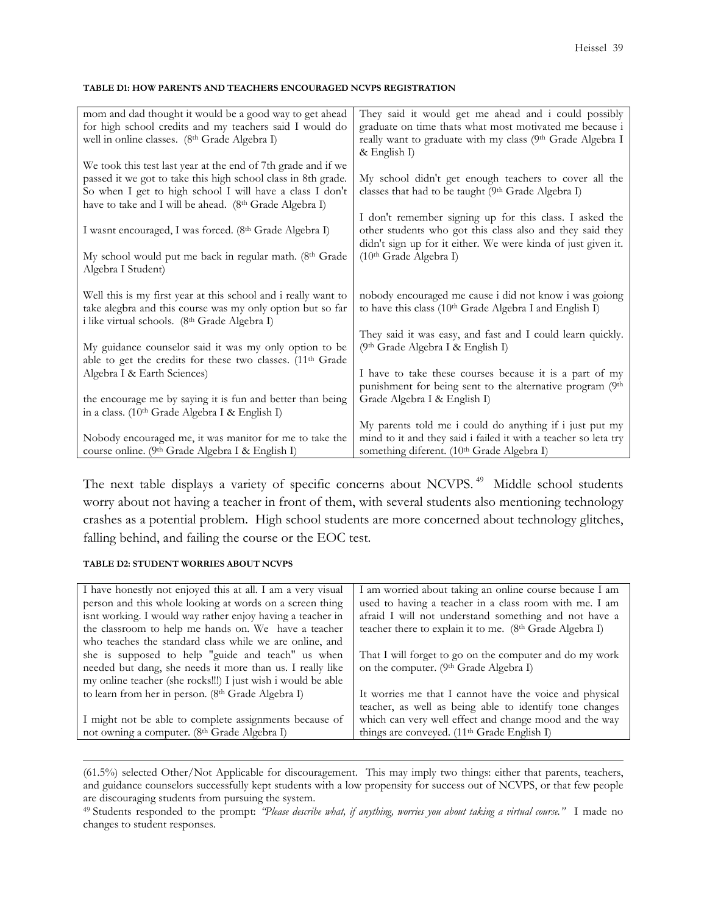**TABLE D1: HOW PARENTS AND TEACHERS ENCOURAGED NCVPS REGISTRATION**

| | |
|---|---|
| mom and dad thought it would be a good way to get ahead for high school credits and my teachers said I would do well in online classes. (8th Grade Algebra I)<br><br>We took this test last year at the end of 7th grade and if we passed it we got to take this high school class in 8th grade. So when I get to high school I will have a class I don't have to take and I will be ahead. (8th Grade Algebra I)<br><br>I wasnt encouraged, I was forced. (8th Grade Algebra I)<br><br>My school would put me back in regular math. (8th Grade Algebra I Student)<br><br>Well this is my first year at this school and i really want to take alegbra and this course was my only option but so far i like virtual schools. (8th Grade Algebra I)<br><br>My guidance counselor said it was my only option to be able to get the credits for these two classes. (11th Grade Algebra I & Earth Sciences)<br><br>the encourage me by saying it is fun and better than being in a class. (10th Grade Algebra I & English I)<br><br>Nobody encouraged me, it was manitor for me to take the course online. (9th Grade Algebra I & English I) | They said it would get me ahead and i could possibly graduate on time thats what most motivated me because i really want to graduate with my class (9th Grade Algebra I & English I)<br><br>My school didn't get enough teachers to cover all the classes that had to be taught (9th Grade Algebra I)<br><br>I don't remember signing up for this class. I asked the other students who got this class and they said they didn't sign up for it either. We were kinda of just given it. (10th Grade Algebra I)<br><br>nobody encouraged me cause i did not know i was goiong to have this class (10th Grade Algebra I and English I)<br><br>They said it was easy, and fast and I could learn quickly. (9th Grade Algebra I & English I)<br><br>I have to take these courses because it is a part of my punishment for being sent to the alternative program (9th Grade Algebra I & English I)<br><br>My parents told me i could do anything if i just put my mind to it and they said i failed it with a teacher so leta try something diferent. (10th Grade Algebra I) |

The next table displays a variety of specific concerns about NCVPS.[49] Middle school students worry about not having a teacher in front of them, with several students also mentioning technology crashes as a potential problem. High school students are more concerned about technology glitches, falling behind, and failing the course or the EOC test.

**TABLE D2: STUDENT WORRIES ABOUT NCVPS**

| | |
|---|---|
| I have honestly not enjoyed this at all. I am a very visual person and this whole looking at words on a screen thing isnt working. I would way rather enjoy having a teacher in the classroom to help me hands on. We have a teacher who teaches the standard class while we are online, and she is supposed to help "guide and teach" us when needed but dang, she needs it more than us. I really like my online teacher (she rocks!!!) I just wish i would be able to learn from her in person. (8th Grade Algebra I)<br><br>I might not be able to complete assignments because of not owning a computer. (8th Grade Algebra I) | I am worried about taking an online course because I am used to having a teacher in a class room with me. I am afraid I will not understand something and not have a teacher there to explain it to me. (8th Grade Algebra I)<br><br>That I will forget to go on the computer and do my work on the computer. (9th Grade Algebra I)<br><br>It worries me that I cannot have the voice and physical teacher, as well as being able to identify tone changes which can very well effect and change mood and the way things are conveyed. (11th Grade English I) |

(61.5%) selected Other/Not Applicable for discouragement. This may imply two things: either that parents, teachers, and guidance counselors successfully kept students with a low propensity for success out of NCVPS, or that few people are discouraging students from pursuing the system.

[49] Students responded to the prompt: *"Please describe what, if anything, worries you about taking a virtual course."* I made no changes to student responses.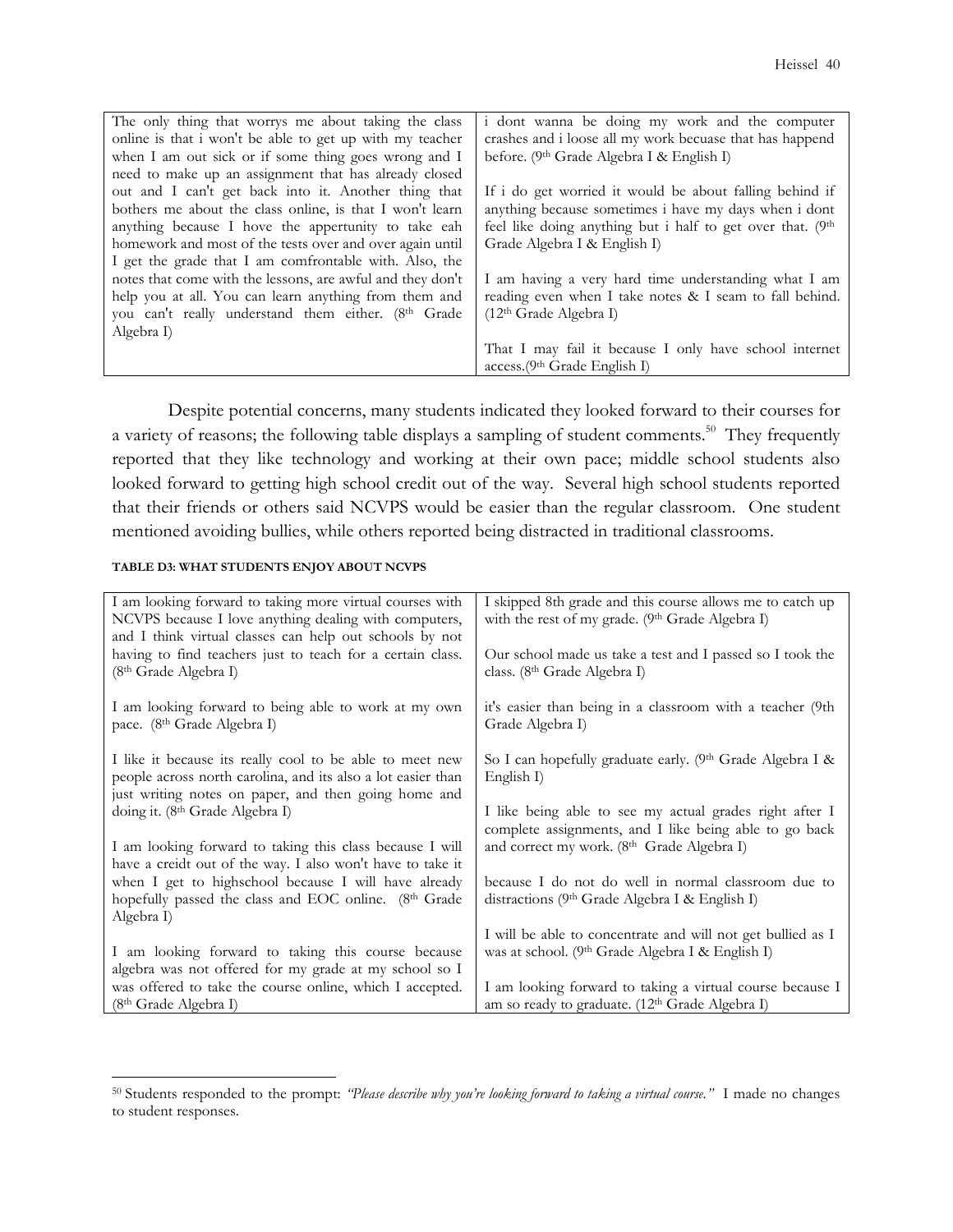| | |
|---|---|
| The only thing that worrys me about taking the class online is that i won't be able to get up with my teacher when I am out sick or if some thing goes wrong and I need to make up an assignment that has already closed out and I can't get back into it. Another thing that bothers me about the class online, is that I won't learn anything because I hove the appertunity to take eah homework and most of the tests over and over again until I get the grade that I am comfrontable with. Also, the notes that come with the lessons, are awful and they don't help you at all. You can learn anything from them and you can't really understand them either. (8th Grade Algebra I) | i dont wanna be doing my work and the computer crashes and i loose all my work becuase that has happend before. (9th Grade Algebra I & English I)<br><br>If i do get worried it would be about falling behind if anything because sometimes i have my days when i dont feel like doing anything but i half to get over that. (9th Grade Algebra I & English I)<br><br>I am having a very hard time understanding what I am reading even when I take notes & I seam to fall behind. (12th Grade Algebra I)<br><br>That I may fail it because I only have school internet access.(9th Grade English I) |

Despite potential concerns, many students indicated they looked forward to their courses for a variety of reasons; the following table displays a sampling of student comments.[50] They frequently reported that they like technology and working at their own pace; middle school students also looked forward to getting high school credit out of the way. Several high school students reported that their friends or others said NCVPS would be easier than the regular classroom. One student mentioned avoiding bullies, while others reported being distracted in traditional classrooms.

**TABLE D3: WHAT STUDENTS ENJOY ABOUT NCVPS**

| | |
|---|---|
| I am looking forward to taking more virtual courses with NCVPS because I love anything dealing with computers, and I think virtual classes can help out schools by not having to find teachers just to teach for a certain class. (8th Grade Algebra I)<br><br>I am looking forward to being able to work at my own pace. (8th Grade Algebra I)<br><br>I like it because its really cool to be able to meet new people across north carolina, and its also a lot easier than just writing notes on paper, and then going home and doing it. (8th Grade Algebra I)<br><br>I am looking forward to taking this class because I will have a creidt out of the way. I also won't have to take it when I get to highschool because I will have already hopefully passed the class and EOC online. (8th Grade Algebra I)<br><br>I am looking forward to taking this course because algebra was not offered for my grade at my school so I was offered to take the course online, which I accepted. (8th Grade Algebra I) | I skipped 8th grade and this course allows me to catch up with the rest of my grade. (9th Grade Algebra I)<br><br>Our school made us take a test and I passed so I took the class. (8th Grade Algebra I)<br><br>it's easier than being in a classroom with a teacher (9th Grade Algebra I)<br><br>So I can hopefully graduate early. (9th Grade Algebra I & English I)<br><br>I like being able to see my actual grades right after I complete assignments, and I like being able to go back and correct my work. (8th Grade Algebra I)<br><br>because I do not do well in normal classroom due to distractions (9th Grade Algebra I & English I)<br><br>I will be able to concentrate and will not get bullied as I was at school. (9th Grade Algebra I & English I)<br><br>I am looking forward to taking a virtual course because I am so ready to graduate. (12th Grade Algebra I) |

[50] Students responded to the prompt: *"Please describe why you're looking forward to taking a virtual course."* I made no changes to student responses.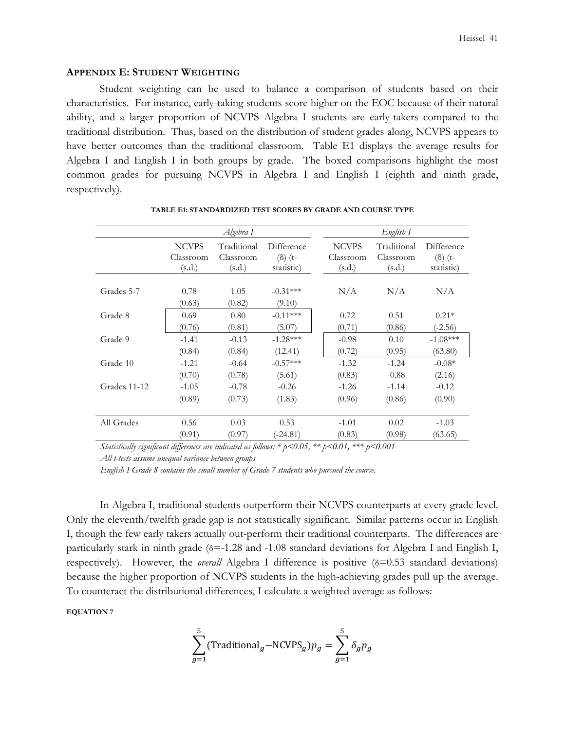## Appendix E: Student Weighting

Student weighting can be used to balance a comparison of students based on their characteristics. For instance, early-taking students score higher on the EOC because of their natural ability, and a larger proportion of NCVPS Algebra I students are early-takers compared to the traditional distribution. Thus, based on the distribution of student grades along, NCVPS appears to have better outcomes than the traditional classroom. Table E1 displays the average results for Algebra I and English I in both groups by grade. The boxed comparisons highlight the most common grades for pursuing NCVPS in Algebra I and English I (eighth and ninth grade, respectively).

**TABLE E1: STANDARDIZED TEST SCORES BY GRADE AND COURSE TYPE**

| | *Algebra I* | | | *English I* | | |
|---|---|---|---|---|---|---|
| | NCVPS Classroom (s.d.) | Traditional Classroom (s.d.) | Difference (δ) (t-statistic) | NCVPS Classroom (s.d.) | Traditional Classroom (s.d.) | Difference (δ) (t-statistic) |
| Grades 5-7 | 0.78 | 1.05 | -0.31*** | N/A | N/A | N/A |
| | (0.63) | (0.82) | (9.10) | | | |
| Grade 8 | 0.69 | 0.80 | -0.11*** | 0.72 | 0.51 | 0.21* |
| | (0.76) | (0.81) | (5.07) | (0.71) | (0.86) | (-2.56) |
| Grade 9 | -1.41 | -0.13 | -1.28*** | -0.98 | 0.10 | -1.08*** |
| | (0.84) | (0.84) | (12.41) | (0.72) | (0.95) | (63.80) |
| Grade 10 | -1.21 | -0.64 | -0.57*** | -1.32 | -1.24 | -0.08* |
| | (0.70) | (0.78) | (5.61) | (0.83) | -0.88 | (2.16) |
| Grades 11-12 | -1.05 | -0.78 | -0.26 | -1.26 | -1.14 | -0.12 |
| | (0.89) | (0.73) | (1.83) | (0.96) | (0.86) | (0.90) |
| All Grades | 0.56 | 0.03 | 0.53 | -1.01 | 0.02 | -1.03 |
| | (0.91) | (0.97) | (-24.81) | (0.83) | (0.98) | (63.65) |

*Statistically significant differences are indicated as follows: * p<0.05, ** p<0.01, *** p<0.001*

*All t-tests assume unequal variance between groups*

*English I Grade 8 contains the small number of Grade 7 students who pursued the course.*

In Algebra I, traditional students outperform their NCVPS counterparts at every grade level. Only the eleventh/twelfth grade gap is not statistically significant. Similar patterns occur in English I, though the few early takers actually out-perform their traditional counterparts. The differences are particularly stark in ninth grade (δ=-1.28 and -1.08 standard deviations for Algebra I and English I, respectively). However, the *overall* Algebra I difference is positive (δ=0.53 standard deviations) because the higher proportion of NCVPS students in the high-achieving grades pull up the average. To counteract the distributional differences, I calculate a weighted average as follows:

**EQUATION 7**

$$\sum_{g=1}^{5}(\text{Traditional}_g - \text{NCVPS}_g)p_g = \sum_{g=1}^{5}\delta_g p_g$$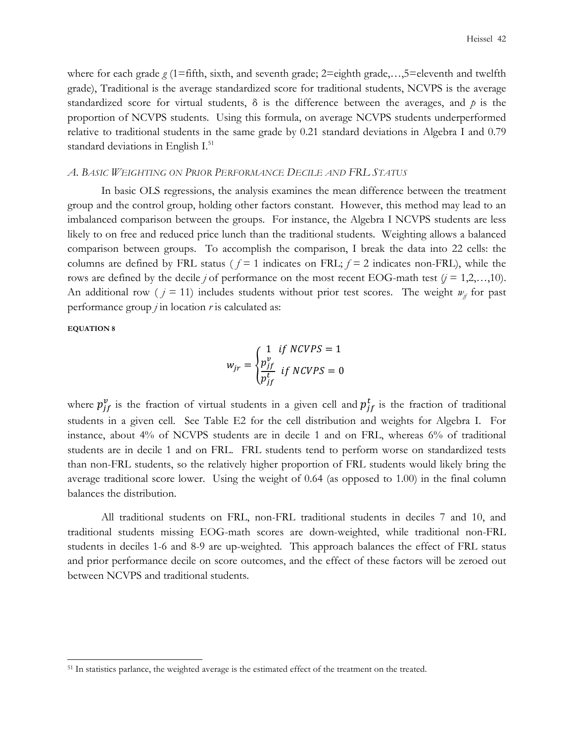where for each grade $g$ (1=fifth, sixth, and seventh grade; 2=eighth grade,…,5=eleventh and twelfth grade), Traditional is the average standardized score for traditional students, NCVPS is the average standardized score for virtual students, δ is the difference between the averages, and $p$ is the proportion of NCVPS students. Using this formula, on average NCVPS students underperformed relative to traditional students in the same grade by 0.21 standard deviations in Algebra I and 0.79 standard deviations in English I.[51]

### *A. Basic Weighting on Prior Performance Decile and FRL Status*

In basic OLS regressions, the analysis examines the mean difference between the treatment group and the control group, holding other factors constant. However, this method may lead to an imbalanced comparison between the groups. For instance, the Algebra I NCVPS students are less likely to on free and reduced price lunch than the traditional students. Weighting allows a balanced comparison between groups. To accomplish the comparison, I break the data into 22 cells: the columns are defined by FRL status ( $f$ = 1 indicates on FRL; $f$ = 2 indicates non-FRL), while the rows are defined by the decile $j$ of performance on the most recent EOG-math test ($j$ = 1,2,…,10). An additional row ( $j$ = 11) includes students without prior test scores. The weight $w_{jf}$ for past performance group $j$ in location $r$ is calculated as:

**EQUATION 8**

$$w_{jr} = \begin{cases} 1 & if\ NCVPS = 1 \\ \dfrac{p_{jf}^{v}}{p_{jf}^{t}} & if\ NCVPS = 0 \end{cases}$$

where $p_{jf}^{v}$ is the fraction of virtual students in a given cell and $p_{jf}^{t}$ is the fraction of traditional students in a given cell. See Table E2 for the cell distribution and weights for Algebra I. For instance, about 4% of NCVPS students are in decile 1 and on FRL, whereas 6% of traditional students are in decile 1 and on FRL. FRL students tend to perform worse on standardized tests than non-FRL students, so the relatively higher proportion of FRL students would likely bring the average traditional score lower. Using the weight of 0.64 (as opposed to 1.00) in the final column balances the distribution.

All traditional students on FRL, non-FRL traditional students in deciles 7 and 10, and traditional students missing EOG-math scores are down-weighted, while traditional non-FRL students in deciles 1-6 and 8-9 are up-weighted. This approach balances the effect of FRL status and prior performance decile on score outcomes, and the effect of these factors will be zeroed out between NCVPS and traditional students.

---

[51] In statistics parlance, the weighted average is the estimated effect of the treatment on the treated.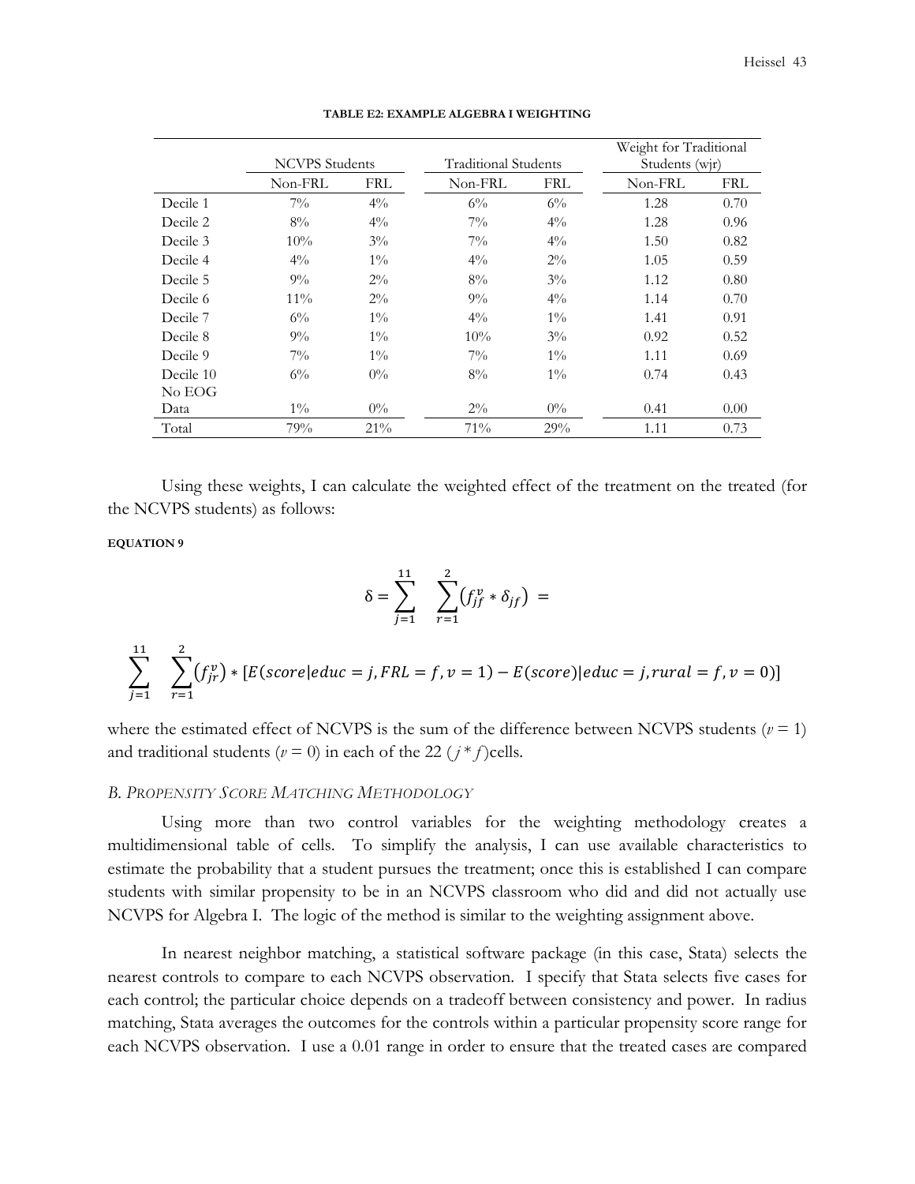**TABLE E2: EXAMPLE ALGEBRA I WEIGHTING**

| | NCVPS Students | | Traditional Students | | Weight for Traditional Students (wjr) | |
|---|---|---|---|---|---|---|
| | Non-FRL | FRL | Non-FRL | FRL | Non-FRL | FRL |
| Decile 1 | 7% | 4% | 6% | 6% | 1.28 | 0.70 |
| Decile 2 | 8% | 4% | 7% | 4% | 1.28 | 0.96 |
| Decile 3 | 10% | 3% | 7% | 4% | 1.50 | 0.82 |
| Decile 4 | 4% | 1% | 4% | 2% | 1.05 | 0.59 |
| Decile 5 | 9% | 2% | 8% | 3% | 1.12 | 0.80 |
| Decile 6 | 11% | 2% | 9% | 4% | 1.14 | 0.70 |
| Decile 7 | 6% | 1% | 4% | 1% | 1.41 | 0.91 |
| Decile 8 | 9% | 1% | 10% | 3% | 0.92 | 0.52 |
| Decile 9 | 7% | 1% | 7% | 1% | 1.11 | 0.69 |
| Decile 10 | 6% | 0% | 8% | 1% | 0.74 | 0.43 |
| No EOG Data | 1% | 0% | 2% | 0% | 0.41 | 0.00 |
| Total | 79% | 21% | 71% | 29% | 1.11 | 0.73 |

Using these weights, I can calculate the weighted effect of the treatment on the treated (for the NCVPS students) as follows:

**EQUATION 9**

$$\delta = \sum_{j=1}^{11} \sum_{r=1}^{2} \left(f_{jf}^{v} * \delta_{jf}\right) =$$

$$\sum_{j=1}^{11} \sum_{r=1}^{2} \left(f_{jr}^{v}\right) * [E(score|educ = j, FRL = f, v = 1) - E(score)|educ = j, rural = f, v = 0)]$$

where the estimated effect of NCVPS is the sum of the difference between NCVPS students ($v = 1$) and traditional students ($v = 0$) in each of the 22 ($j * f$)cells.

### *B. Propensity Score Matching Methodology*

Using more than two control variables for the weighting methodology creates a multidimensional table of cells. To simplify the analysis, I can use available characteristics to estimate the probability that a student pursues the treatment; once this is established I can compare students with similar propensity to be in an NCVPS classroom who did and did not actually use NCVPS for Algebra I. The logic of the method is similar to the weighting assignment above.

In nearest neighbor matching, a statistical software package (in this case, Stata) selects the nearest controls to compare to each NCVPS observation. I specify that Stata selects five cases for each control; the particular choice depends on a tradeoff between consistency and power. In radius matching, Stata averages the outcomes for the controls within a particular propensity score range for each NCVPS observation. I use a 0.01 range in order to ensure that the treated cases are compared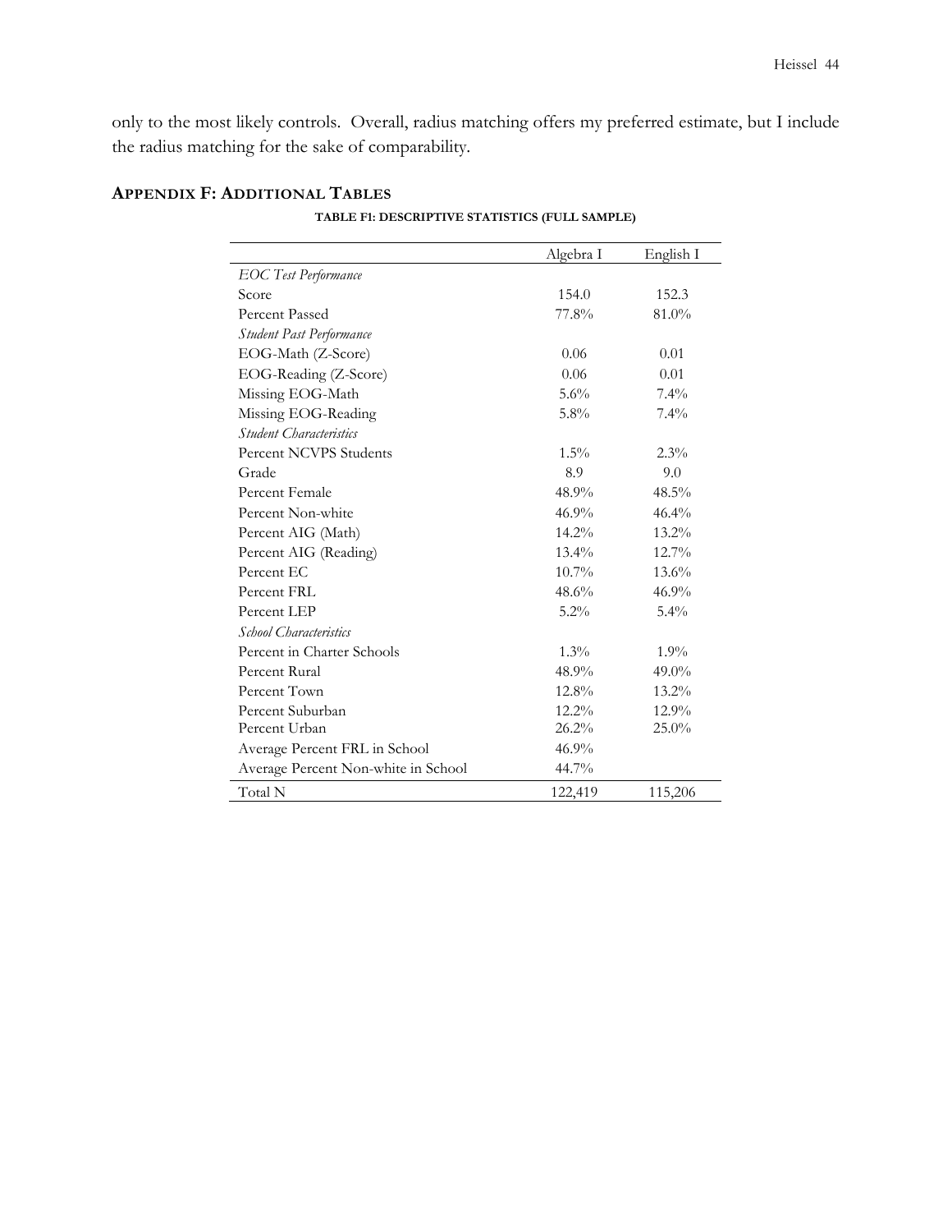only to the most likely controls. Overall, radius matching offers my preferred estimate, but I include the radius matching for the sake of comparability.

## Appendix F: Additional Tables

**TABLE F1: DESCRIPTIVE STATISTICS (FULL SAMPLE)**

| | Algebra I | English I |
|---|---|---|
| *EOC Test Performance* | | |
| Score | 154.0 | 152.3 |
| Percent Passed | 77.8% | 81.0% |
| *Student Past Performance* | | |
| EOG-Math (Z-Score) | 0.06 | 0.01 |
| EOG-Reading (Z-Score) | 0.06 | 0.01 |
| Missing EOG-Math | 5.6% | 7.4% |
| Missing EOG-Reading | 5.8% | 7.4% |
| *Student Characteristics* | | |
| Percent NCVPS Students | 1.5% | 2.3% |
| Grade | 8.9 | 9.0 |
| Percent Female | 48.9% | 48.5% |
| Percent Non-white | 46.9% | 46.4% |
| Percent AIG (Math) | 14.2% | 13.2% |
| Percent AIG (Reading) | 13.4% | 12.7% |
| Percent EC | 10.7% | 13.6% |
| Percent FRL | 48.6% | 46.9% |
| Percent LEP | 5.2% | 5.4% |
| *School Characteristics* | | |
| Percent in Charter Schools | 1.3% | 1.9% |
| Percent Rural | 48.9% | 49.0% |
| Percent Town | 12.8% | 13.2% |
| Percent Suburban | 12.2% | 12.9% |
| Percent Urban | 26.2% | 25.0% |
| Average Percent FRL in School | 46.9% | |
| Average Percent Non-white in School | 44.7% | |
| Total N | 122,419 | 115,206 |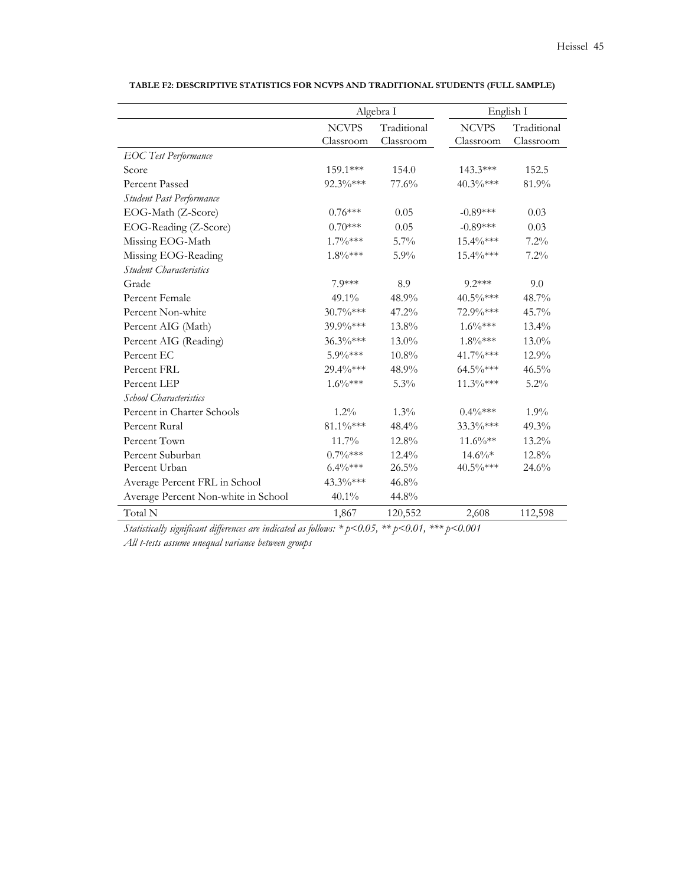**TABLE F2: DESCRIPTIVE STATISTICS FOR NCVPS AND TRADITIONAL STUDENTS (FULL SAMPLE)**

| | Algebra I | | English I | |
|---|---|---|---|---|
| | NCVPS Classroom | Traditional Classroom | NCVPS Classroom | Traditional Classroom |
| *EOC Test Performance* | | | | |
| Score | 159.1*** | 154.0 | 143.3*** | 152.5 |
| Percent Passed | 92.3%*** | 77.6% | 40.3%*** | 81.9% |
| *Student Past Performance* | | | | |
| EOG-Math (Z-Score) | 0.76*** | 0.05 | -0.89*** | 0.03 |
| EOG-Reading (Z-Score) | 0.70*** | 0.05 | -0.89*** | 0.03 |
| Missing EOG-Math | 1.7%*** | 5.7% | 15.4%*** | 7.2% |
| Missing EOG-Reading | 1.8%*** | 5.9% | 15.4%*** | 7.2% |
| *Student Characteristics* | | | | |
| Grade | 7.9*** | 8.9 | 9.2*** | 9.0 |
| Percent Female | 49.1% | 48.9% | 40.5%*** | 48.7% |
| Percent Non-white | 30.7%*** | 47.2% | 72.9%*** | 45.7% |
| Percent AIG (Math) | 39.9%*** | 13.8% | 1.6%*** | 13.4% |
| Percent AIG (Reading) | 36.3%*** | 13.0% | 1.8%*** | 13.0% |
| Percent EC | 5.9%*** | 10.8% | 41.7%*** | 12.9% |
| Percent FRL | 29.4%*** | 48.9% | 64.5%*** | 46.5% |
| Percent LEP | 1.6%*** | 5.3% | 11.3%*** | 5.2% |
| *School Characteristics* | | | | |
| Percent in Charter Schools | 1.2% | 1.3% | 0.4%*** | 1.9% |
| Percent Rural | 81.1%*** | 48.4% | 33.3%*** | 49.3% |
| Percent Town | 11.7% | 12.8% | 11.6%** | 13.2% |
| Percent Suburban | 0.7%*** | 12.4% | 14.6%* | 12.8% |
| Percent Urban | 6.4%*** | 26.5% | 40.5%*** | 24.6% |
| Average Percent FRL in School | 43.3%*** | 46.8% | | |
| Average Percent Non-white in School | 40.1% | 44.8% | | |
| Total N | 1,867 | 120,552 | 2,608 | 112,598 |

*Statistically significant differences are indicated as follows: * $p<0.05$, ** $p<0.01$, *** $p<0.001$*

*All t-tests assume unequal variance between groups*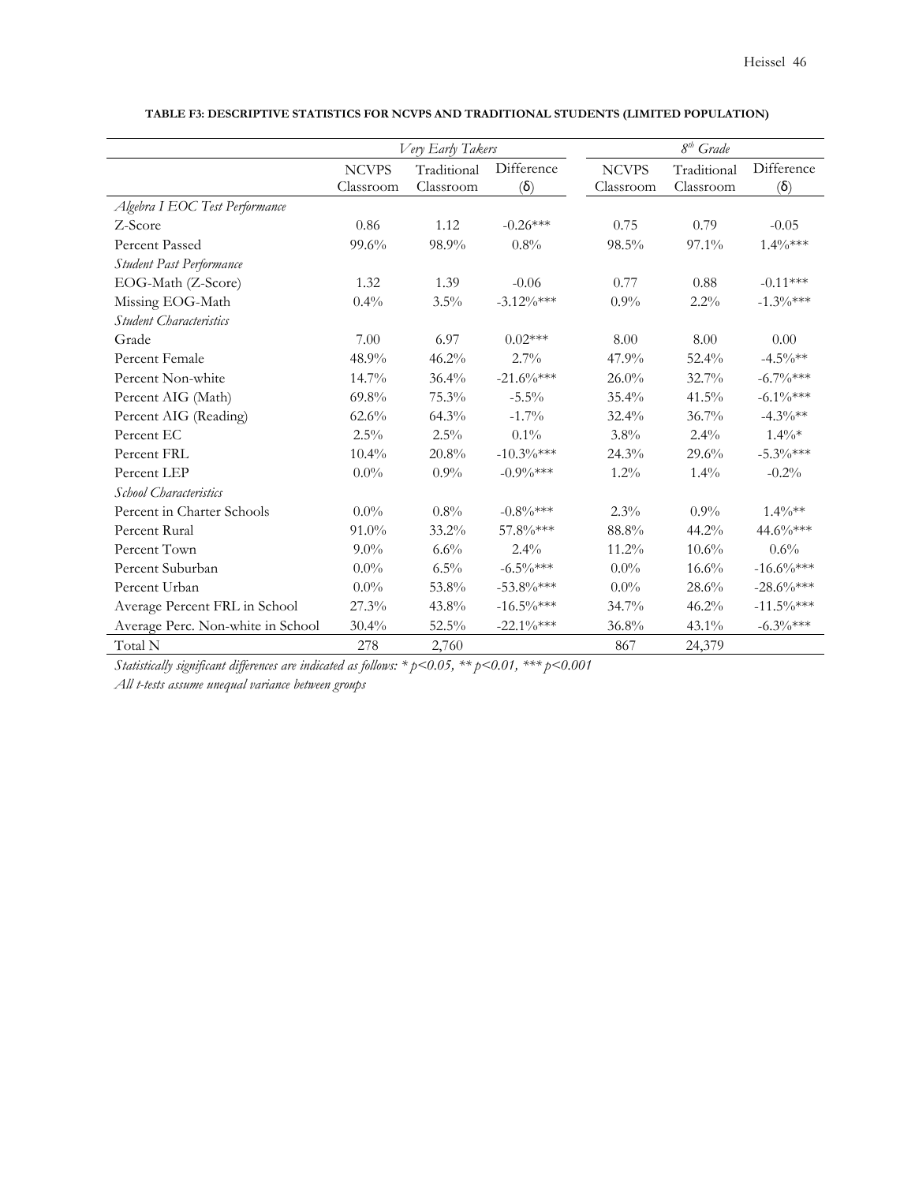**TABLE F3: DESCRIPTIVE STATISTICS FOR NCVPS AND TRADITIONAL STUDENTS (LIMITED POPULATION)**

| | *Very Early Takers* | | | *8th Grade* | | |
|---|---|---|---|---|---|---|
| | NCVPS Classroom | Traditional Classroom | Difference (δ) | NCVPS Classroom | Traditional Classroom | Difference (δ) |
| *Algebra I EOC Test Performance* | | | | | | |
| Z-Score | 0.86 | 1.12 | -0.26*** | 0.75 | 0.79 | -0.05 |
| Percent Passed | 99.6% | 98.9% | 0.8% | 98.5% | 97.1% | 1.4%*** |
| *Student Past Performance* | | | | | | |
| EOG-Math (Z-Score) | 1.32 | 1.39 | -0.06 | 0.77 | 0.88 | -0.11*** |
| Missing EOG-Math | 0.4% | 3.5% | -3.12%*** | 0.9% | 2.2% | -1.3%*** |
| *Student Characteristics* | | | | | | |
| Grade | 7.00 | 6.97 | 0.02*** | 8.00 | 8.00 | 0.00 |
| Percent Female | 48.9% | 46.2% | 2.7% | 47.9% | 52.4% | -4.5%** |
| Percent Non-white | 14.7% | 36.4% | -21.6%*** | 26.0% | 32.7% | -6.7%*** |
| Percent AIG (Math) | 69.8% | 75.3% | -5.5% | 35.4% | 41.5% | -6.1%*** |
| Percent AIG (Reading) | 62.6% | 64.3% | -1.7% | 32.4% | 36.7% | -4.3%** |
| Percent EC | 2.5% | 2.5% | 0.1% | 3.8% | 2.4% | 1.4%* |
| Percent FRL | 10.4% | 20.8% | -10.3%*** | 24.3% | 29.6% | -5.3%*** |
| Percent LEP | 0.0% | 0.9% | -0.9%*** | 1.2% | 1.4% | -0.2% |
| *School Characteristics* | | | | | | |
| Percent in Charter Schools | 0.0% | 0.8% | -0.8%*** | 2.3% | 0.9% | 1.4%** |
| Percent Rural | 91.0% | 33.2% | 57.8%*** | 88.8% | 44.2% | 44.6%*** |
| Percent Town | 9.0% | 6.6% | 2.4% | 11.2% | 10.6% | 0.6% |
| Percent Suburban | 0.0% | 6.5% | -6.5%*** | 0.0% | 16.6% | -16.6%*** |
| Percent Urban | 0.0% | 53.8% | -53.8%*** | 0.0% | 28.6% | -28.6%*** |
| Average Percent FRL in School | 27.3% | 43.8% | -16.5%*** | 34.7% | 46.2% | -11.5%*** |
| Average Perc. Non-white in School | 30.4% | 52.5% | -22.1%*** | 36.8% | 43.1% | -6.3%*** |
| Total N | 278 | 2,760 | | 867 | 24,379 | |

*Statistically significant differences are indicated as follows: * p<0.05, ** p<0.01, *** p<0.001*

*All t-tests assume unequal variance between groups*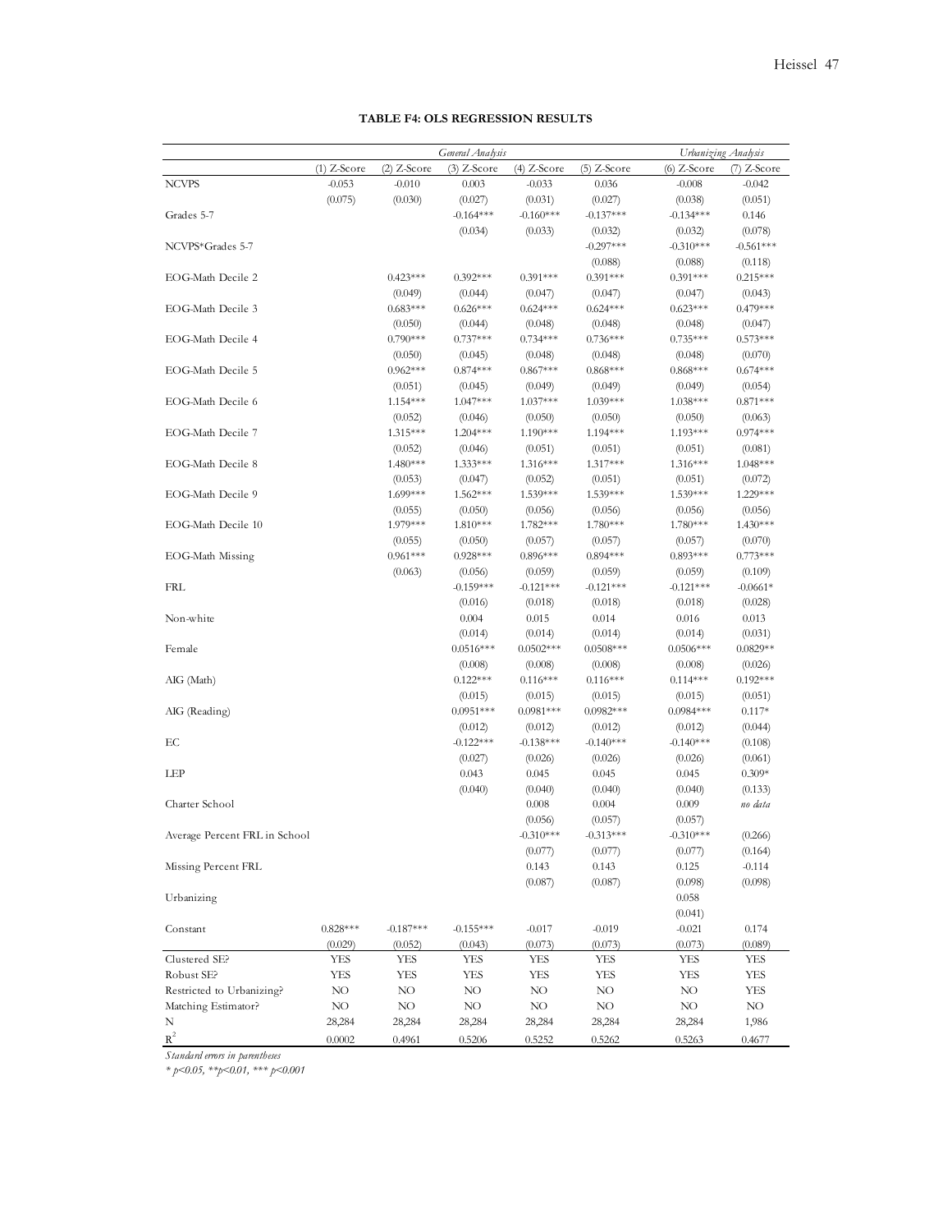**TABLE F4: OLS REGRESSION RESULTS**

| | *General Analysis* | | | | | *Urbanizing Analysis* | |
|---|---|---|---|---|---|---|---|
| | (1) Z-Score | (2) Z-Score | (3) Z-Score | (4) Z-Score | (5) Z-Score | (6) Z-Score | (7) Z-Score |
| NCVPS | -0.053 | -0.010 | 0.003 | -0.033 | 0.036 | -0.008 | -0.042 |
| | (0.075) | (0.030) | (0.027) | (0.031) | (0.027) | (0.038) | (0.051) |
| Grades 5-7 | | | -0.164*** | -0.160*** | -0.137*** | -0.134*** | 0.146 |
| | | | (0.034) | (0.033) | (0.032) | (0.032) | (0.078) |
| NCVPS*Grades 5-7 | | | | | -0.297*** | -0.310*** | -0.561*** |
| | | | | | (0.088) | (0.088) | (0.118) |
| EOG-Math Decile 2 | | 0.423*** | 0.392*** | 0.391*** | 0.391*** | 0.391*** | 0.215*** |
| | | (0.049) | (0.044) | (0.047) | (0.047) | (0.047) | (0.043) |
| EOG-Math Decile 3 | | 0.683*** | 0.626*** | 0.624*** | 0.624*** | 0.623*** | 0.479*** |
| | | (0.050) | (0.044) | (0.048) | (0.048) | (0.048) | (0.047) |
| EOG-Math Decile 4 | | 0.790*** | 0.737*** | 0.734*** | 0.736*** | 0.735*** | 0.573*** |
| | | (0.050) | (0.045) | (0.048) | (0.048) | (0.048) | (0.070) |
| EOG-Math Decile 5 | | 0.962*** | 0.874*** | 0.867*** | 0.868*** | 0.868*** | 0.674*** |
| | | (0.051) | (0.045) | (0.049) | (0.049) | (0.049) | (0.054) |
| EOG-Math Decile 6 | | 1.154*** | 1.047*** | 1.037*** | 1.039*** | 1.038*** | 0.871*** |
| | | (0.052) | (0.046) | (0.050) | (0.050) | (0.050) | (0.063) |
| EOG-Math Decile 7 | | 1.315*** | 1.204*** | 1.190*** | 1.194*** | 1.193*** | 0.974*** |
| | | (0.052) | (0.046) | (0.051) | (0.051) | (0.051) | (0.081) |
| EOG-Math Decile 8 | | 1.480*** | 1.333*** | 1.316*** | 1.317*** | 1.316*** | 1.048*** |
| | | (0.053) | (0.047) | (0.052) | (0.051) | (0.051) | (0.072) |
| EOG-Math Decile 9 | | 1.699*** | 1.562*** | 1.539*** | 1.539*** | 1.539*** | 1.229*** |
| | | (0.055) | (0.050) | (0.056) | (0.056) | (0.056) | (0.056) |
| EOG-Math Decile 10 | | 1.979*** | 1.810*** | 1.782*** | 1.780*** | 1.780*** | 1.430*** |
| | | (0.055) | (0.050) | (0.057) | (0.057) | (0.057) | (0.070) |
| EOG-Math Missing | | 0.961*** | 0.928*** | 0.896*** | 0.894*** | 0.893*** | 0.773*** |
| | | (0.063) | (0.056) | (0.059) | (0.059) | (0.059) | (0.109) |
| FRL | | | -0.159*** | -0.121*** | -0.121*** | -0.121*** | -0.0661* |
| | | | (0.016) | (0.018) | (0.018) | (0.018) | (0.028) |
| Non-white | | | 0.004 | 0.015 | 0.014 | 0.016 | 0.013 |
| | | | (0.014) | (0.014) | (0.014) | (0.014) | (0.031) |
| Female | | | 0.0516*** | 0.0502*** | 0.0508*** | 0.0506*** | 0.0829** |
| | | | (0.008) | (0.008) | (0.008) | (0.008) | (0.026) |
| AIG (Math) | | | 0.122*** | 0.116*** | 0.116*** | 0.114*** | 0.192*** |
| | | | (0.015) | (0.015) | (0.015) | (0.015) | (0.051) |
| AIG (Reading) | | | 0.0951*** | 0.0981*** | 0.0982*** | 0.0984*** | 0.117* |
| | | | (0.012) | (0.012) | (0.012) | (0.012) | (0.044) |
| EC | | | -0.122*** | -0.138*** | -0.140*** | -0.140*** | (0.108) |
| | | | (0.027) | (0.026) | (0.026) | (0.026) | (0.061) |
| LEP | | | 0.043 | 0.045 | 0.045 | 0.045 | 0.309* |
| | | | (0.040) | (0.040) | (0.040) | (0.040) | (0.133) |
| Charter School | | | | 0.008 | 0.004 | 0.009 | *no data* |
| | | | | (0.056) | (0.057) | (0.057) | |
| Average Percent FRL in School | | | | -0.310*** | -0.313*** | -0.310*** | (0.266) |
| | | | | (0.077) | (0.077) | (0.077) | (0.164) |
| Missing Percent FRL | | | | 0.143 | 0.143 | 0.125 | -0.114 |
| | | | | (0.087) | (0.087) | (0.098) | (0.098) |
| Urbanizing | | | | | | 0.058 | |
| | | | | | | (0.041) | |
| Constant | 0.828*** | -0.187*** | -0.155*** | -0.017 | -0.019 | -0.021 | 0.174 |
| | (0.029) | (0.052) | (0.043) | (0.073) | (0.073) | (0.073) | (0.089) |
| Clustered SE? | YES | YES | YES | YES | YES | YES | YES |
| Robust SE? | YES | YES | YES | YES | YES | YES | YES |
| Restricted to Urbanizing? | NO | NO | NO | NO | NO | NO | YES |
| Matching Estimator? | NO | NO | NO | NO | NO | NO | NO |
| N | 28,284 | 28,284 | 28,284 | 28,284 | 28,284 | 28,284 | 1,986 |
| $R^2$ | 0.0002 | 0.4961 | 0.5206 | 0.5252 | 0.5262 | 0.5263 | 0.4677 |

*Standard errors in parentheses*

* $p<0.05$, ** $p<0.01$, *** $p<0.001$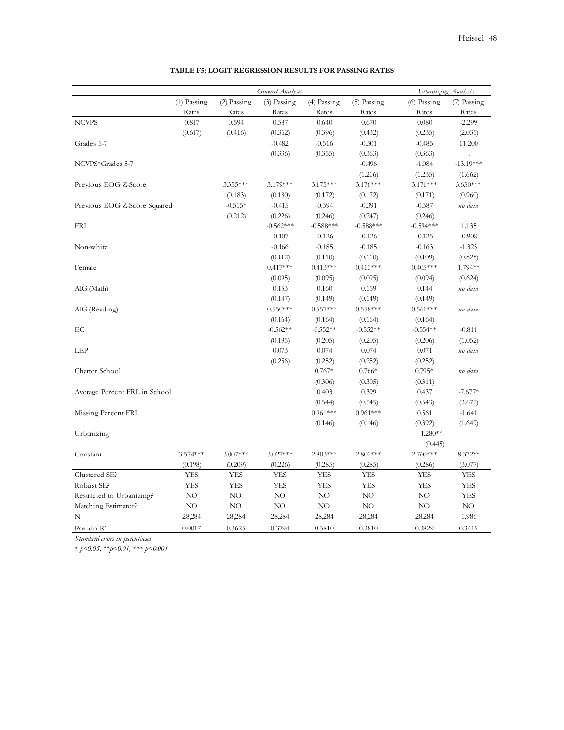**TABLE F5: LOGIT REGRESSION RESULTS FOR PASSING RATES**

| | *General Analysis* | | | | | *Urbanizing Analysis* | |
|---|---|---|---|---|---|---|---|
| | (1) Passing Rates | (2) Passing Rates | (3) Passing Rates | (4) Passing Rates | (5) Passing Rates | (6) Passing Rates | (7) Passing Rates |
| NCVPS | 0.817 | 0.594 | 0.587 | 0.640 | 0.670 | 0.080 | -2.299 |
| | (0.617) | (0.416) | (0.362) | (0.396) | (0.432) | (0.235) | (2.035) |
| Grades 5-7 | | | -0.482 | -0.516 | -0.501 | -0.485 | 11.200 |
| | | | (0.336) | (0.355) | (0.363) | (0.363) | . |
| NCVPS*Grades 5-7 | | | | | -0.496 | -1.084 | -13.19*** |
| | | | | | (1.216) | (1.235) | (1.662) |
| Previous EOG Z-Score | | 3.355*** | 3.179*** | 3.175*** | 3.176*** | 3.171*** | 3.630*** |
| | | (0.183) | (0.180) | (0.172) | (0.172) | (0.171) | (0.960) |
| Previous EOG Z-Score Squared | | -0.515* | -0.415 | -0.394 | -0.391 | -0.387 | *no data* |
| | | (0.212) | (0.226) | (0.246) | (0.247) | (0.246) | |
| FRL | | | -0.562*** | -0.588*** | -0.588*** | -0.594*** | 1.135 |
| | | | -0.107 | -0.126 | -0.126 | -0.125 | -0.908 |
| Non-white | | | -0.166 | -0.185 | -0.185 | -0.163 | -1.325 |
| | | | (0.112) | (0.110) | (0.110) | (0.109) | (0.828) |
| Female | | | 0.417*** | 0.413*** | 0.413*** | 0.405*** | 1.794** |
| | | | (0.095) | (0.095) | (0.095) | (0.094) | (0.624) |
| AIG (Math) | | | 0.153 | 0.160 | 0.159 | 0.144 | *no data* |
| | | | (0.147) | (0.149) | (0.149) | (0.149) | |
| AIG (Reading) | | | 0.550*** | 0.557*** | 0.558*** | 0.561*** | *no data* |
| | | | (0.164) | (0.164) | (0.164) | (0.164) | |
| EC | | | -0.562** | -0.552** | -0.552** | -0.554** | -0.811 |
| | | | (0.195) | (0.205) | (0.205) | (0.206) | (1.052) |
| LEP | | | 0.073 | 0.074 | 0.074 | 0.071 | *no data* |
| | | | (0.256) | (0.252) | (0.252) | (0.252) | |
| Charter School | | | | 0.767* | 0.766* | 0.795* | *no data* |
| | | | | (0.306) | (0.305) | (0.311) | |
| Average Percent FRL in School | | | | 0.403 | 0.399 | 0.437 | -7.677* |
| | | | | (0.544) | (0.545) | (0.543) | (3.672) |
| Missing Percent FRL | | | | 0.961*** | 0.961*** | 0.561 | -1.641 |
| | | | | (0.146) | (0.146) | (0.392) | (1.649) |
| Urbanizing | | | | | | 1.280** | |
| | | | | | | (0.445) | |
| Constant | 3.574*** | 3.007*** | 3.027*** | 2.803*** | 2.802*** | 2.760*** | 8.372** |
| | (0.198) | (0.209) | (0.226) | (0.285) | (0.285) | (0.286) | (3.077) |
| Clustered SE? | YES | YES | YES | YES | YES | YES | YES |
| Robust SE? | YES | YES | YES | YES | YES | YES | YES |
| Restricted to Urbanizing? | NO | NO | NO | NO | NO | NO | YES |
| Matching Estimator? | NO | NO | NO | NO | NO | NO | NO |
| N | 28,284 | 28,284 | 28,284 | 28,284 | 28,284 | 28,284 | 1,986 |
| Pseudo-$R^2$ | 0.0017 | 0.3625 | 0.3794 | 0.3810 | 0.3810 | 0.3829 | 0.3415 |

*Standard errors in parentheses*

*\* p<0.05, \*\*p<0.01, \*\*\* p<0.001*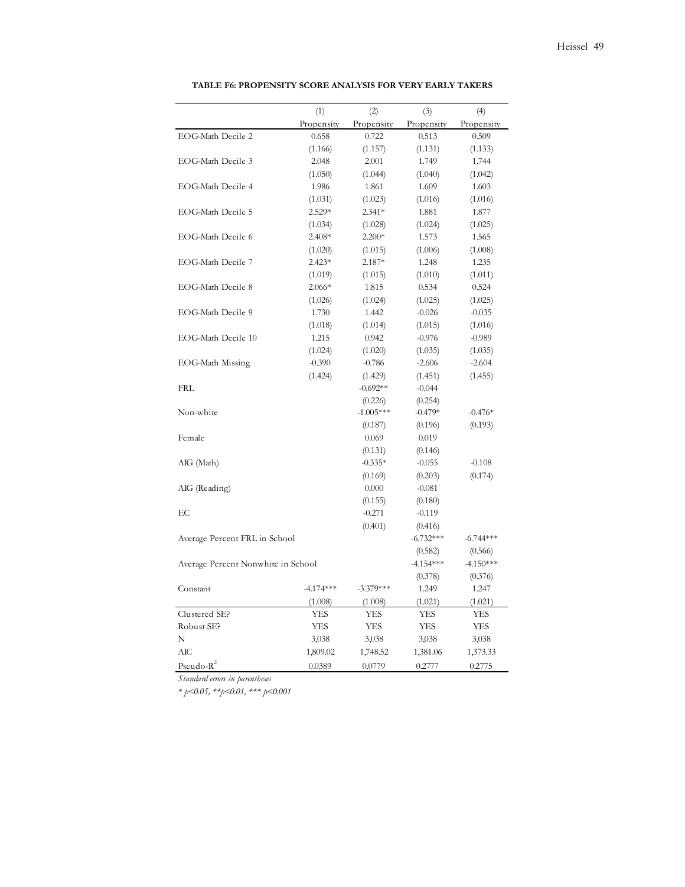**TABLE F6: PROPENSITY SCORE ANALYSIS FOR VERY EARLY TAKERS**

| | (1) | (2) | (3) | (4) |
|---|---|---|---|---|
| | Propensity | Propensity | Propensity | Propensity |
| EOG-Math Decile 2 | 0.658 | 0.722 | 0.513 | 0.509 |
| | (1.166) | (1.157) | (1.131) | (1.133) |
| EOG-Math Decile 3 | 2.048 | 2.001 | 1.749 | 1.744 |
| | (1.050) | (1.044) | (1.040) | (1.042) |
| EOG-Math Decile 4 | 1.986 | 1.861 | 1.609 | 1.603 |
| | (1.031) | (1.023) | (1.016) | (1.016) |
| EOG-Math Decile 5 | 2.529* | 2.341* | 1.881 | 1.877 |
| | (1.034) | (1.028) | (1.024) | (1.025) |
| EOG-Math Decile 6 | 2.408* | 2.200* | 1.573 | 1.565 |
| | (1.020) | (1.015) | (1.006) | (1.008) |
| EOG-Math Decile 7 | 2.423* | 2.187* | 1.248 | 1.235 |
| | (1.019) | (1.015) | (1.010) | (1.011) |
| EOG-Math Decile 8 | 2.066* | 1.815 | 0.534 | 0.524 |
| | (1.026) | (1.024) | (1.025) | (1.025) |
| EOG-Math Decile 9 | 1.730 | 1.442 | -0.026 | -0.035 |
| | (1.018) | (1.014) | (1.015) | (1.016) |
| EOG-Math Decile 10 | 1.215 | 0.942 | -0.976 | -0.989 |
| | (1.024) | (1.020) | (1.035) | (1.035) |
| EOG-Math Missing | -0.390 | -0.786 | -2.606 | -2.604 |
| | (1.424) | (1.429) | (1.451) | (1.455) |
| FRL | | -0.692** | -0.044 | |
| | | (0.226) | (0.254) | |
| Non-white | | -1.005*** | -0.479* | -0.476* |
| | | (0.187) | (0.196) | (0.193) |
| Female | | 0.069 | 0.019 | |
| | | (0.131) | (0.146) | |
| AIG (Math) | | -0.335* | -0.055 | -0.108 |
| | | (0.169) | (0.203) | (0.174) |
| AIG (Reading) | | 0.000 | -0.081 | |
| | | (0.155) | (0.180) | |
| EC | | -0.271 | -0.119 | |
| | | (0.401) | (0.416) | |
| Average Percent FRL in School | | | -6.732*** | -6.744*** |
| | | | (0.582) | (0.566) |
| Average Percent Nonwhite in School | | | -4.154*** | -4.150*** |
| | | | (0.378) | (0.376) |
| Constant | -4.174*** | -3.379*** | 1.249 | 1.247 |
| | (1.008) | (1.008) | (1.021) | (1.021) |
| Clustered SE? | YES | YES | YES | YES |
| Robust SE? | YES | YES | YES | YES |
| N | 3,038 | 3,038 | 3,038 | 3,038 |
| AIC | 1,809.02 | 1,748.52 | 1,381.06 | 1,373.33 |
| Pseudo-$R^2$ | 0.0389 | 0.0779 | 0.2777 | 0.2775 |

*Standard errors in parentheses*

*\* $p<0.05$, \*\*$p<0.01$, \*\*\* $p<0.001$*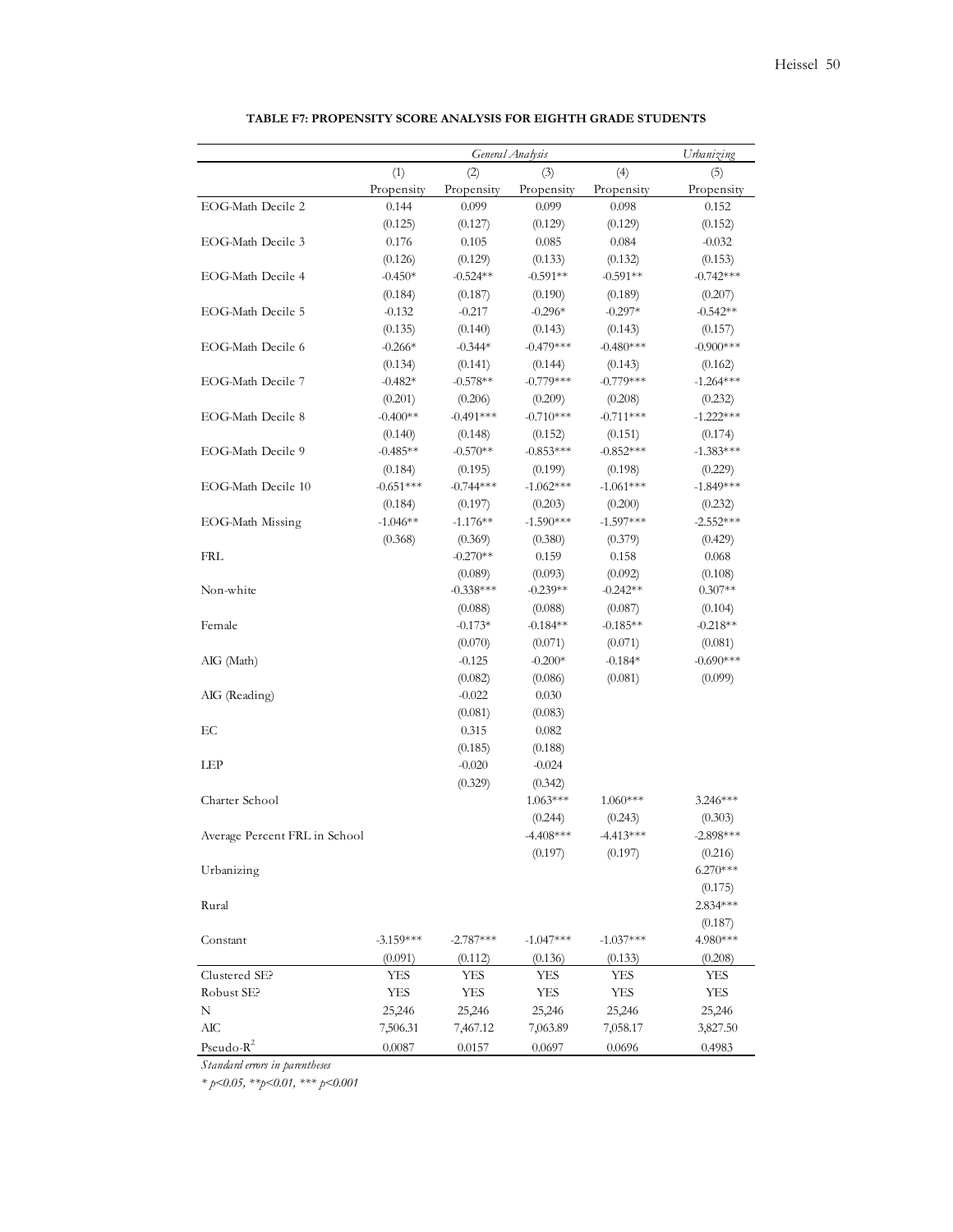**TABLE F7: PROPENSITY SCORE ANALYSIS FOR EIGHTH GRADE STUDENTS**

| | *General Analysis* | | | | *Urbanizing* |
|---|---|---|---|---|---|
| | (1) | (2) | (3) | (4) | (5) |
| | Propensity | Propensity | Propensity | Propensity | Propensity |
| EOG-Math Decile 2 | 0.144 | 0.099 | 0.099 | 0.098 | 0.152 |
| | (0.125) | (0.127) | (0.129) | (0.129) | (0.152) |
| EOG-Math Decile 3 | 0.176 | 0.105 | 0.085 | 0.084 | -0.032 |
| | (0.126) | (0.129) | (0.133) | (0.132) | (0.153) |
| EOG-Math Decile 4 | -0.450* | -0.524** | -0.591** | -0.591** | -0.742*** |
| | (0.184) | (0.187) | (0.190) | (0.189) | (0.207) |
| EOG-Math Decile 5 | -0.132 | -0.217 | -0.296* | -0.297* | -0.542** |
| | (0.135) | (0.140) | (0.143) | (0.143) | (0.157) |
| EOG-Math Decile 6 | -0.266* | -0.344* | -0.479*** | -0.480*** | -0.900*** |
| | (0.134) | (0.141) | (0.144) | (0.143) | (0.162) |
| EOG-Math Decile 7 | -0.482* | -0.578** | -0.779*** | -0.779*** | -1.264*** |
| | (0.201) | (0.206) | (0.209) | (0.208) | (0.232) |
| EOG-Math Decile 8 | -0.400** | -0.491*** | -0.710*** | -0.711*** | -1.222*** |
| | (0.140) | (0.148) | (0.152) | (0.151) | (0.174) |
| EOG-Math Decile 9 | -0.485** | -0.570** | -0.853*** | -0.852*** | -1.383*** |
| | (0.184) | (0.195) | (0.199) | (0.198) | (0.229) |
| EOG-Math Decile 10 | -0.651*** | -0.744*** | -1.062*** | -1.061*** | -1.849*** |
| | (0.184) | (0.197) | (0.203) | (0.200) | (0.232) |
| EOG-Math Missing | -1.046** | -1.176** | -1.590*** | -1.597*** | -2.552*** |
| | (0.368) | (0.369) | (0.380) | (0.379) | (0.429) |
| FRL | | -0.270** | 0.159 | 0.158 | 0.068 |
| | | (0.089) | (0.093) | (0.092) | (0.108) |
| Non-white | | -0.338*** | -0.239** | -0.242** | 0.307** |
| | | (0.088) | (0.088) | (0.087) | (0.104) |
| Female | | -0.173* | -0.184** | -0.185** | -0.218** |
| | | (0.070) | (0.071) | (0.071) | (0.081) |
| AIG (Math) | | -0.125 | -0.200* | -0.184* | -0.690*** |
| | | (0.082) | (0.086) | (0.081) | (0.099) |
| AIG (Reading) | | -0.022 | 0.030 | | |
| | | (0.081) | (0.083) | | |
| EC | | 0.315 | 0.082 | | |
| | | (0.185) | (0.188) | | |
| LEP | | -0.020 | -0.024 | | |
| | | (0.329) | (0.342) | | |
| Charter School | | | 1.063*** | 1.060*** | 3.246*** |
| | | | (0.244) | (0.243) | (0.303) |
| Average Percent FRL in School | | | -4.408*** | -4.413*** | -2.898*** |
| | | | (0.197) | (0.197) | (0.216) |
| Urbanizing | | | | | 6.270*** |
| | | | | | (0.175) |
| Rural | | | | | 2.834*** |
| | | | | | (0.187) |
| Constant | -3.159*** | -2.787*** | -1.047*** | -1.037*** | 4.980*** |
| | (0.091) | (0.112) | (0.136) | (0.133) | (0.208) |
| Clustered SE? | YES | YES | YES | YES | YES |
| Robust SE? | YES | YES | YES | YES | YES |
| N | 25,246 | 25,246 | 25,246 | 25,246 | 25,246 |
| AIC | 7,506.31 | 7,467.12 | 7,063.89 | 7,058.17 | 3,827.50 |
| Pseudo-$R^2$ | 0.0087 | 0.0157 | 0.0697 | 0.0696 | 0.4983 |

*Standard errors in parentheses*

*\* p<0.05, \*\*p<0.01, \*\*\* p<0.001*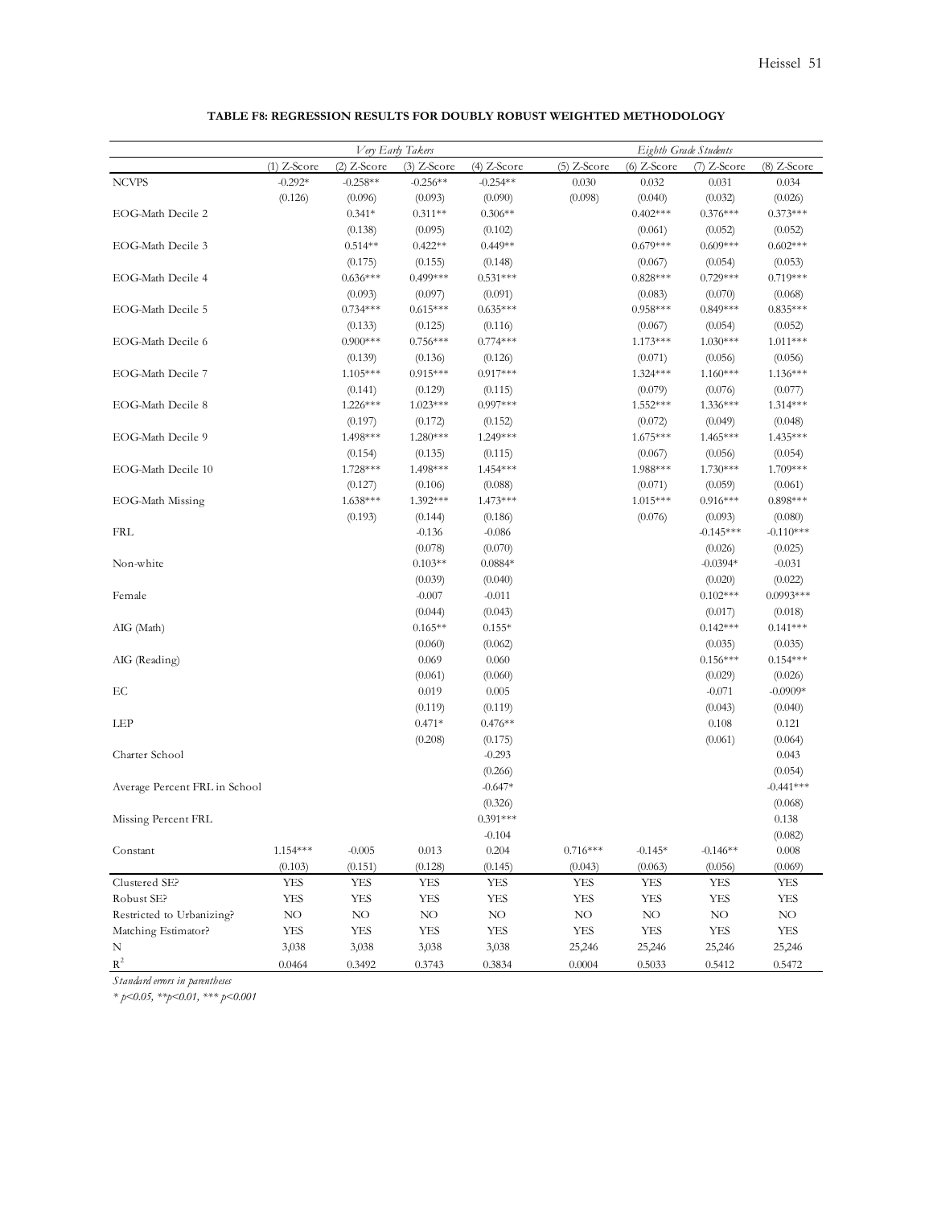**TABLE F8: REGRESSION RESULTS FOR DOUBLY ROBUST WEIGHTED METHODOLOGY**

| | *Very Early Takers* | | | | *Eighth Grade Students* | | | |
|---|---|---|---|---|---|---|---|---|
| | (1) Z-Score | (2) Z-Score | (3) Z-Score | (4) Z-Score | (5) Z-Score | (6) Z-Score | (7) Z-Score | (8) Z-Score |
| NCVPS | -0.292* | -0.258** | -0.256** | -0.254** | 0.030 | 0.032 | 0.031 | 0.034 |
| | (0.126) | (0.096) | (0.093) | (0.090) | (0.098) | (0.040) | (0.032) | (0.026) |
| EOG-Math Decile 2 | | 0.341* | 0.311** | 0.306** | | 0.402*** | 0.376*** | 0.373*** |
| | | (0.138) | (0.095) | (0.102) | | (0.061) | (0.052) | (0.052) |
| EOG-Math Decile 3 | | 0.514** | 0.422** | 0.449** | | 0.679*** | 0.609*** | 0.602*** |
| | | (0.175) | (0.155) | (0.148) | | (0.067) | (0.054) | (0.053) |
| EOG-Math Decile 4 | | 0.636*** | 0.499*** | 0.531*** | | 0.828*** | 0.729*** | 0.719*** |
| | | (0.093) | (0.097) | (0.091) | | (0.083) | (0.070) | (0.068) |
| EOG-Math Decile 5 | | 0.734*** | 0.615*** | 0.635*** | | 0.958*** | 0.849*** | 0.835*** |
| | | (0.133) | (0.125) | (0.116) | | (0.067) | (0.054) | (0.052) |
| EOG-Math Decile 6 | | 0.900*** | 0.756*** | 0.774*** | | 1.173*** | 1.030*** | 1.011*** |
| | | (0.139) | (0.136) | (0.126) | | (0.071) | (0.056) | (0.056) |
| EOG-Math Decile 7 | | 1.105*** | 0.915*** | 0.917*** | | 1.324*** | 1.160*** | 1.136*** |
| | | (0.141) | (0.129) | (0.115) | | (0.079) | (0.076) | (0.077) |
| EOG-Math Decile 8 | | 1.226*** | 1.023*** | 0.997*** | | 1.552*** | 1.336*** | 1.314*** |
| | | (0.197) | (0.172) | (0.152) | | (0.072) | (0.049) | (0.048) |
| EOG-Math Decile 9 | | 1.498*** | 1.280*** | 1.249*** | | 1.675*** | 1.465*** | 1.435*** |
| | | (0.154) | (0.135) | (0.115) | | (0.067) | (0.056) | (0.054) |
| EOG-Math Decile 10 | | 1.728*** | 1.498*** | 1.454*** | | 1.988*** | 1.730*** | 1.709*** |
| | | (0.127) | (0.106) | (0.088) | | (0.071) | (0.059) | (0.061) |
| EOG-Math Missing | | 1.638*** | 1.392*** | 1.473*** | | 1.015*** | 0.916*** | 0.898*** |
| | | (0.193) | (0.144) | (0.186) | | (0.076) | (0.093) | (0.080) |
| FRL | | | -0.136 | -0.086 | | | -0.145*** | -0.110*** |
| | | | (0.078) | (0.070) | | | (0.026) | (0.025) |
| Non-white | | | 0.103** | 0.0884* | | | -0.0394* | -0.031 |
| | | | (0.039) | (0.040) | | | (0.020) | (0.022) |
| Female | | | -0.007 | -0.011 | | | 0.102*** | 0.0993*** |
| | | | (0.044) | (0.043) | | | (0.017) | (0.018) |
| AIG (Math) | | | 0.165** | 0.155* | | | 0.142*** | 0.141*** |
| | | | (0.060) | (0.062) | | | (0.035) | (0.035) |
| AIG (Reading) | | | 0.069 | 0.060 | | | 0.156*** | 0.154*** |
| | | | (0.061) | (0.060) | | | (0.029) | (0.026) |
| EC | | | 0.019 | 0.005 | | | -0.071 | -0.0909* |
| | | | (0.119) | (0.119) | | | (0.043) | (0.040) |
| LEP | | | 0.471* | 0.476** | | | 0.108 | 0.121 |
| | | | (0.208) | (0.175) | | | (0.061) | (0.064) |
| Charter School | | | | -0.293 | | | | 0.043 |
| | | | | (0.266) | | | | (0.054) |
| Average Percent FRL in School | | | | -0.647* | | | | -0.441*** |
| | | | | (0.326) | | | | (0.068) |
| Missing Percent FRL | | | | 0.391*** | | | | 0.138 |
| | | | | -0.104 | | | | (0.082) |
| Constant | 1.154*** | -0.005 | 0.013 | 0.204 | 0.716*** | -0.145* | -0.146** | 0.008 |
| | (0.103) | (0.151) | (0.128) | (0.145) | (0.043) | (0.063) | (0.056) | (0.069) |
| Clustered SE? | YES | YES | YES | YES | YES | YES | YES | YES |
| Robust SE? | YES | YES | YES | YES | YES | YES | YES | YES |
| Restricted to Urbanizing? | NO | NO | NO | NO | NO | NO | NO | NO |
| Matching Estimator? | YES | YES | YES | YES | YES | YES | YES | YES |
| N | 3,038 | 3,038 | 3,038 | 3,038 | 25,246 | 25,246 | 25,246 | 25,246 |
| $R^2$ | 0.0464 | 0.3492 | 0.3743 | 0.3834 | 0.0004 | 0.5033 | 0.5412 | 0.5472 |

*Standard errors in parentheses*

*$* p<0.05$, $** p<0.01$, $*** p<0.001$*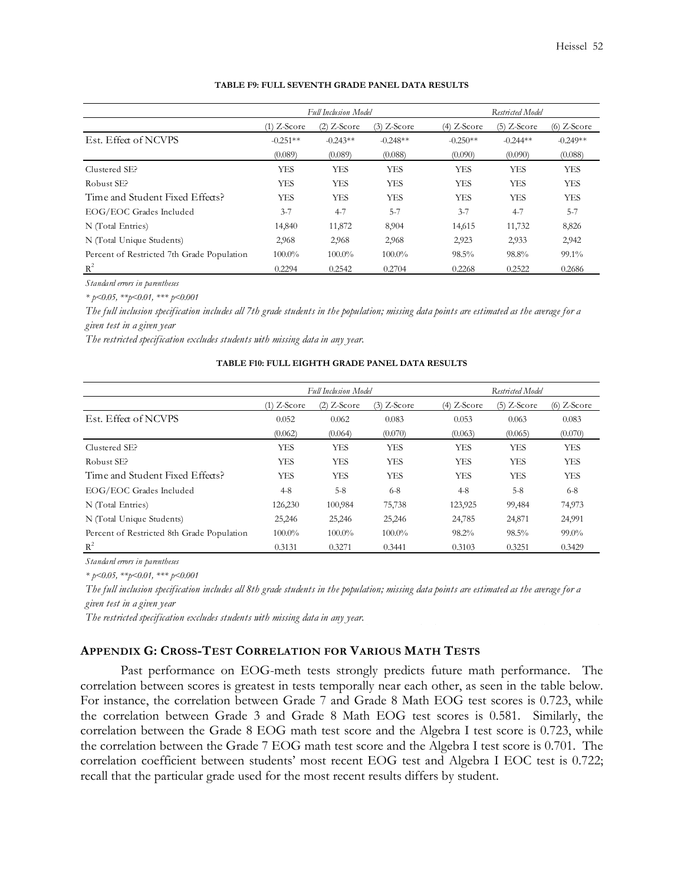**TABLE F9: FULL SEVENTH GRADE PANEL DATA RESULTS**

| | *Full Inclusion Model* | | | *Restricted Model* | | |
|---|---|---|---|---|---|---|
| | (1) Z-Score | (2) Z-Score | (3) Z-Score | (4) Z-Score | (5) Z-Score | (6) Z-Score |
| Est. Effect of NCVPS | -0.251** | -0.243** | -0.248** | -0.250** | -0.244** | -0.249** |
| | (0.089) | (0.089) | (0.088) | (0.090) | (0.090) | (0.088) |
| Clustered SE? | YES | YES | YES | YES | YES | YES |
| Robust SE? | YES | YES | YES | YES | YES | YES |
| Time and Student Fixed Effects? | YES | YES | YES | YES | YES | YES |
| EOG/EOC Grades Included | 3-7 | 4-7 | 5-7 | 3-7 | 4-7 | 5-7 |
| N (Total Entries) | 14,840 | 11,872 | 8,904 | 14,615 | 11,732 | 8,826 |
| N (Total Unique Students) | 2,968 | 2,968 | 2,968 | 2,923 | 2,933 | 2,942 |
| Percent of Restricted 7th Grade Population | 100.0% | 100.0% | 100.0% | 98.5% | 98.8% | 99.1% |
| $R^2$ | 0.2294 | 0.2542 | 0.2704 | 0.2268 | 0.2522 | 0.2686 |

*Standard errors in parentheses*

*\* p<0.05, \*\*p<0.01, \*\*\* p<0.001*

*The full inclusion specification includes all 7th grade students in the population; missing data points are estimated as the average for a given test in a given year*

*The restricted specification excludes students with missing data in any year.*

**TABLE F10: FULL EIGHTH GRADE PANEL DATA RESULTS**

| | *Full Inclusion Model* | | | *Restricted Model* | | |
|---|---|---|---|---|---|---|
| | (1) Z-Score | (2) Z-Score | (3) Z-Score | (4) Z-Score | (5) Z-Score | (6) Z-Score |
| Est. Effect of NCVPS | 0.052 | 0.062 | 0.083 | 0.053 | 0.063 | 0.083 |
| | (0.062) | (0.064) | (0.070) | (0.063) | (0.065) | (0.070) |
| Clustered SE? | YES | YES | YES | YES | YES | YES |
| Robust SE? | YES | YES | YES | YES | YES | YES |
| Time and Student Fixed Effects? | YES | YES | YES | YES | YES | YES |
| EOG/EOC Grades Included | 4-8 | 5-8 | 6-8 | 4-8 | 5-8 | 6-8 |
| N (Total Entries) | 126,230 | 100,984 | 75,738 | 123,925 | 99,484 | 74,973 |
| N (Total Unique Students) | 25,246 | 25,246 | 25,246 | 24,785 | 24,871 | 24,991 |
| Percent of Restricted 8th Grade Population | 100.0% | 100.0% | 100.0% | 98.2% | 98.5% | 99.0% |
| $R^2$ | 0.3131 | 0.3271 | 0.3441 | 0.3103 | 0.3251 | 0.3429 |

*Standard errors in parentheses*

*\* p<0.05, \*\*p<0.01, \*\*\* p<0.001*

*The full inclusion specification includes all 8th grade students in the population; missing data points are estimated as the average for a given test in a given year*

*The restricted specification excludes students with missing data in any year.*

## APPENDIX G: CROSS-TEST CORRELATION FOR VARIOUS MATH TESTS

Past performance on EOG-meth tests strongly predicts future math performance. The correlation between scores is greatest in tests temporally near each other, as seen in the table below. For instance, the correlation between Grade 7 and Grade 8 Math EOG test scores is 0.723, while the correlation between Grade 3 and Grade 8 Math EOG test scores is 0.581. Similarly, the correlation between the Grade 8 EOG math test score and the Algebra I test score is 0.723, while the correlation between the Grade 7 EOG math test score and the Algebra I test score is 0.701. The correlation coefficient between students' most recent EOG test and Algebra I EOC test is 0.722; recall that the particular grade used for the most recent results differs by student.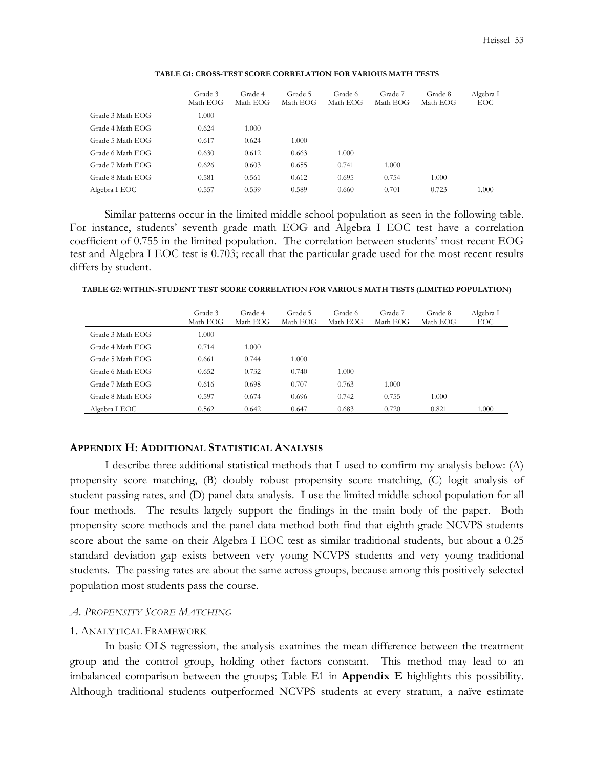**TABLE G1: CROSS-TEST SCORE CORRELATION FOR VARIOUS MATH TESTS**

| | Grade 3 Math EOG | Grade 4 Math EOG | Grade 5 Math EOG | Grade 6 Math EOG | Grade 7 Math EOG | Grade 8 Math EOG | Algebra I EOC |
|---|---|---|---|---|---|---|---|
| Grade 3 Math EOG | 1.000 | | | | | | |
| Grade 4 Math EOG | 0.624 | 1.000 | | | | | |
| Grade 5 Math EOG | 0.617 | 0.624 | 1.000 | | | | |
| Grade 6 Math EOG | 0.630 | 0.612 | 0.663 | 1.000 | | | |
| Grade 7 Math EOG | 0.626 | 0.603 | 0.655 | 0.741 | 1.000 | | |
| Grade 8 Math EOG | 0.581 | 0.561 | 0.612 | 0.695 | 0.754 | 1.000 | |
| Algebra I EOC | 0.557 | 0.539 | 0.589 | 0.660 | 0.701 | 0.723 | 1.000 |

Similar patterns occur in the limited middle school population as seen in the following table. For instance, students' seventh grade math EOG and Algebra I EOC test have a correlation coefficient of 0.755 in the limited population. The correlation between students' most recent EOG test and Algebra I EOC test is 0.703; recall that the particular grade used for the most recent results differs by student.

**TABLE G2: WITHIN-STUDENT TEST SCORE CORRELATION FOR VARIOUS MATH TESTS (LIMITED POPULATION)**

| | Grade 3 Math EOG | Grade 4 Math EOG | Grade 5 Math EOG | Grade 6 Math EOG | Grade 7 Math EOG | Grade 8 Math EOG | Algebra I EOC |
|---|---|---|---|---|---|---|---|
| Grade 3 Math EOG | 1.000 | | | | | | |
| Grade 4 Math EOG | 0.714 | 1.000 | | | | | |
| Grade 5 Math EOG | 0.661 | 0.744 | 1.000 | | | | |
| Grade 6 Math EOG | 0.652 | 0.732 | 0.740 | 1.000 | | | |
| Grade 7 Math EOG | 0.616 | 0.698 | 0.707 | 0.763 | 1.000 | | |
| Grade 8 Math EOG | 0.597 | 0.674 | 0.696 | 0.742 | 0.755 | 1.000 | |
| Algebra I EOC | 0.562 | 0.642 | 0.647 | 0.683 | 0.720 | 0.821 | 1.000 |

## APPENDIX H: ADDITIONAL STATISTICAL ANALYSIS

I describe three additional statistical methods that I used to confirm my analysis below: (A) propensity score matching, (B) doubly robust propensity score matching, (C) logit analysis of student passing rates, and (D) panel data analysis. I use the limited middle school population for all four methods. The results largely support the findings in the main body of the paper. Both propensity score methods and the panel data method both find that eighth grade NCVPS students score about the same on their Algebra I EOC test as similar traditional students, but about a 0.25 standard deviation gap exists between very young NCVPS students and very young traditional students. The passing rates are about the same across groups, because among this positively selected population most students pass the course.

### *A. Propensity Score Matching*

#### 1. Analytical Framework

In basic OLS regression, the analysis examines the mean difference between the treatment group and the control group, holding other factors constant. This method may lead to an imbalanced comparison between the groups; Table E1 in **Appendix E** highlights this possibility. Although traditional students outperformed NCVPS students at every stratum, a naïve estimate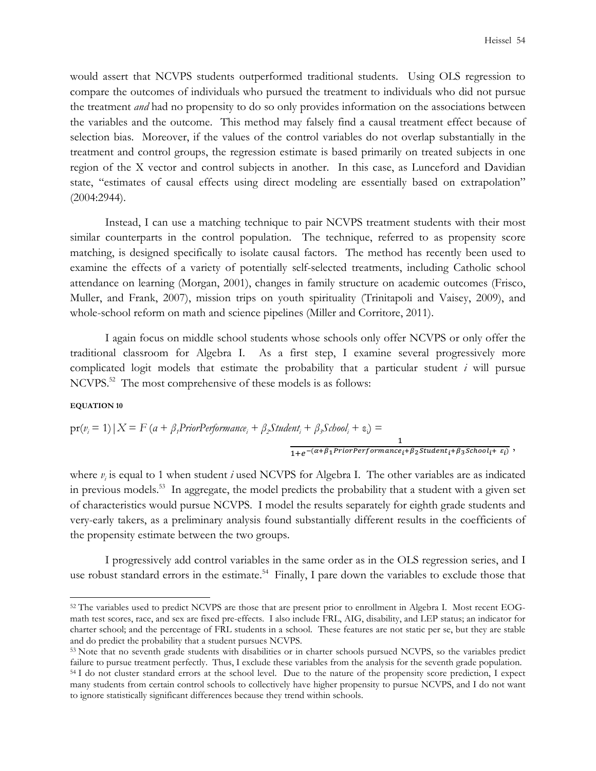would assert that NCVPS students outperformed traditional students. Using OLS regression to compare the outcomes of individuals who pursued the treatment to individuals who did not pursue the treatment *and* had no propensity to do so only provides information on the associations between the variables and the outcome. This method may falsely find a causal treatment effect because of selection bias. Moreover, if the values of the control variables do not overlap substantially in the treatment and control groups, the regression estimate is based primarily on treated subjects in one region of the X vector and control subjects in another. In this case, as Lunceford and Davidian state, "estimates of causal effects using direct modeling are essentially based on extrapolation" (2004:2944).

Instead, I can use a matching technique to pair NCVPS treatment students with their most similar counterparts in the control population. The technique, referred to as propensity score matching, is designed specifically to isolate causal factors. The method has recently been used to examine the effects of a variety of potentially self-selected treatments, including Catholic school attendance on learning (Morgan, 2001), changes in family structure on academic outcomes (Frisco, Muller, and Frank, 2007), mission trips on youth spirituality (Trinitapoli and Vaisey, 2009), and whole-school reform on math and science pipelines (Miller and Corritore, 2011).

I again focus on middle school students whose schools only offer NCVPS or only offer the traditional classroom for Algebra I. As a first step, I examine several progressively more complicated logit models that estimate the probability that a particular student *i* will pursue NCVPS.[52] The most comprehensive of these models is as follows:

**EQUATION 10**

$$\text{pr}(v_i = 1) \mid X = F\,(a + \beta_1 PriorPerformance_i + \beta_2 Student_i + \beta_3 School_i + \varepsilon_i) = \frac{1}{1+e^{-(\alpha+\beta_1 PriorPerformance_i+\beta_2 Student_i+\beta_3 School_i+\ \varepsilon_i)}}\,,$$

where $v_i$ is equal to 1 when student *i* used NCVPS for Algebra I. The other variables are as indicated in previous models.[53] In aggregate, the model predicts the probability that a student with a given set of characteristics would pursue NCVPS. I model the results separately for eighth grade students and very-early takers, as a preliminary analysis found substantially different results in the coefficients of the propensity estimate between the two groups.

I progressively add control variables in the same order as in the OLS regression series, and I use robust standard errors in the estimate.[54] Finally, I pare down the variables to exclude those that

---

[52] The variables used to predict NCVPS are those that are present prior to enrollment in Algebra I. Most recent EOG-math test scores, race, and sex are fixed pre-effects. I also include FRL, AIG, disability, and LEP status; an indicator for charter school; and the percentage of FRL students in a school. These features are not static per se, but they are stable and do predict the probability that a student pursues NCVPS.

[53] Note that no seventh grade students with disabilities or in charter schools pursued NCVPS, so the variables predict failure to pursue treatment perfectly. Thus, I exclude these variables from the analysis for the seventh grade population.

[54] I do not cluster standard errors at the school level. Due to the nature of the propensity score prediction, I expect many students from certain control schools to collectively have higher propensity to pursue NCVPS, and I do not want to ignore statistically significant differences because they trend within schools.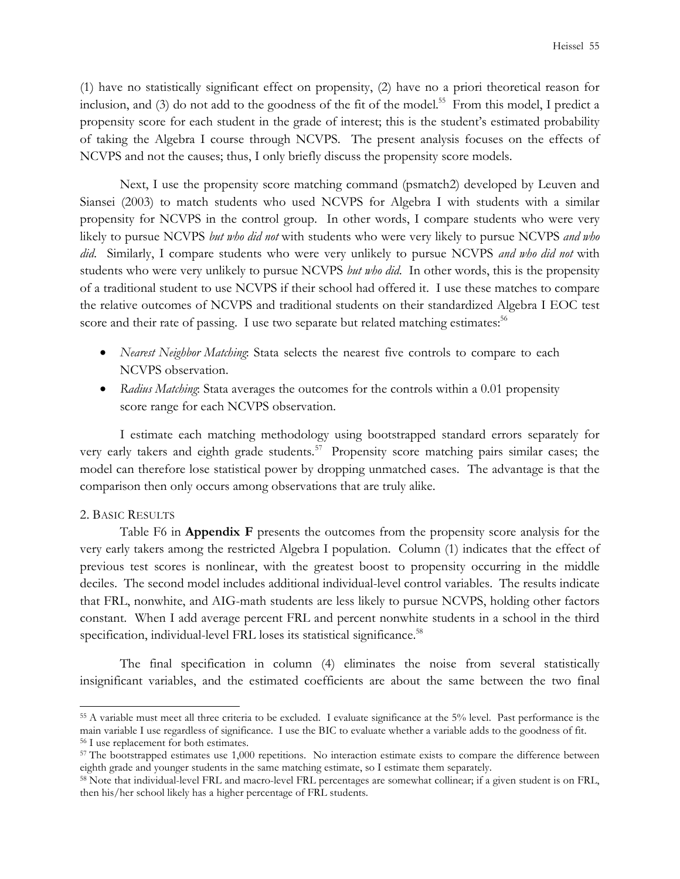(1) have no statistically significant effect on propensity, (2) have no a priori theoretical reason for inclusion, and (3) do not add to the goodness of the fit of the model.[55] From this model, I predict a propensity score for each student in the grade of interest; this is the student's estimated probability of taking the Algebra I course through NCVPS. The present analysis focuses on the effects of NCVPS and not the causes; thus, I only briefly discuss the propensity score models.

Next, I use the propensity score matching command (psmatch2) developed by Leuven and Siansei (2003) to match students who used NCVPS for Algebra I with students with a similar propensity for NCVPS in the control group. In other words, I compare students who were very likely to pursue NCVPS *but who did not* with students who were very likely to pursue NCVPS *and who did*. Similarly, I compare students who were very unlikely to pursue NCVPS *and who did not* with students who were very unlikely to pursue NCVPS *but who did*. In other words, this is the propensity of a traditional student to use NCVPS if their school had offered it. I use these matches to compare the relative outcomes of NCVPS and traditional students on their standardized Algebra I EOC test score and their rate of passing. I use two separate but related matching estimates:[56]

- *Nearest Neighbor Matching*: Stata selects the nearest five controls to compare to each NCVPS observation.
- *Radius Matching*: Stata averages the outcomes for the controls within a 0.01 propensity score range for each NCVPS observation.

I estimate each matching methodology using bootstrapped standard errors separately for very early takers and eighth grade students.[57] Propensity score matching pairs similar cases; the model can therefore lose statistical power by dropping unmatched cases. The advantage is that the comparison then only occurs among observations that are truly alike.

## 2. Basic Results

Table F6 in **Appendix F** presents the outcomes from the propensity score analysis for the very early takers among the restricted Algebra I population. Column (1) indicates that the effect of previous test scores is nonlinear, with the greatest boost to propensity occurring in the middle deciles. The second model includes additional individual-level control variables. The results indicate that FRL, nonwhite, and AIG-math students are less likely to pursue NCVPS, holding other factors constant. When I add average percent FRL and percent nonwhite students in a school in the third specification, individual-level FRL loses its statistical significance.[58]

The final specification in column (4) eliminates the noise from several statistically insignificant variables, and the estimated coefficients are about the same between the two final

---

[55] A variable must meet all three criteria to be excluded. I evaluate significance at the 5% level. Past performance is the main variable I use regardless of significance. I use the BIC to evaluate whether a variable adds to the goodness of fit.

[56] I use replacement for both estimates.

[57] The bootstrapped estimates use 1,000 repetitions. No interaction estimate exists to compare the difference between eighth grade and younger students in the same matching estimate, so I estimate them separately.

[58] Note that individual-level FRL and macro-level FRL percentages are somewhat collinear; if a given student is on FRL, then his/her school likely has a higher percentage of FRL students.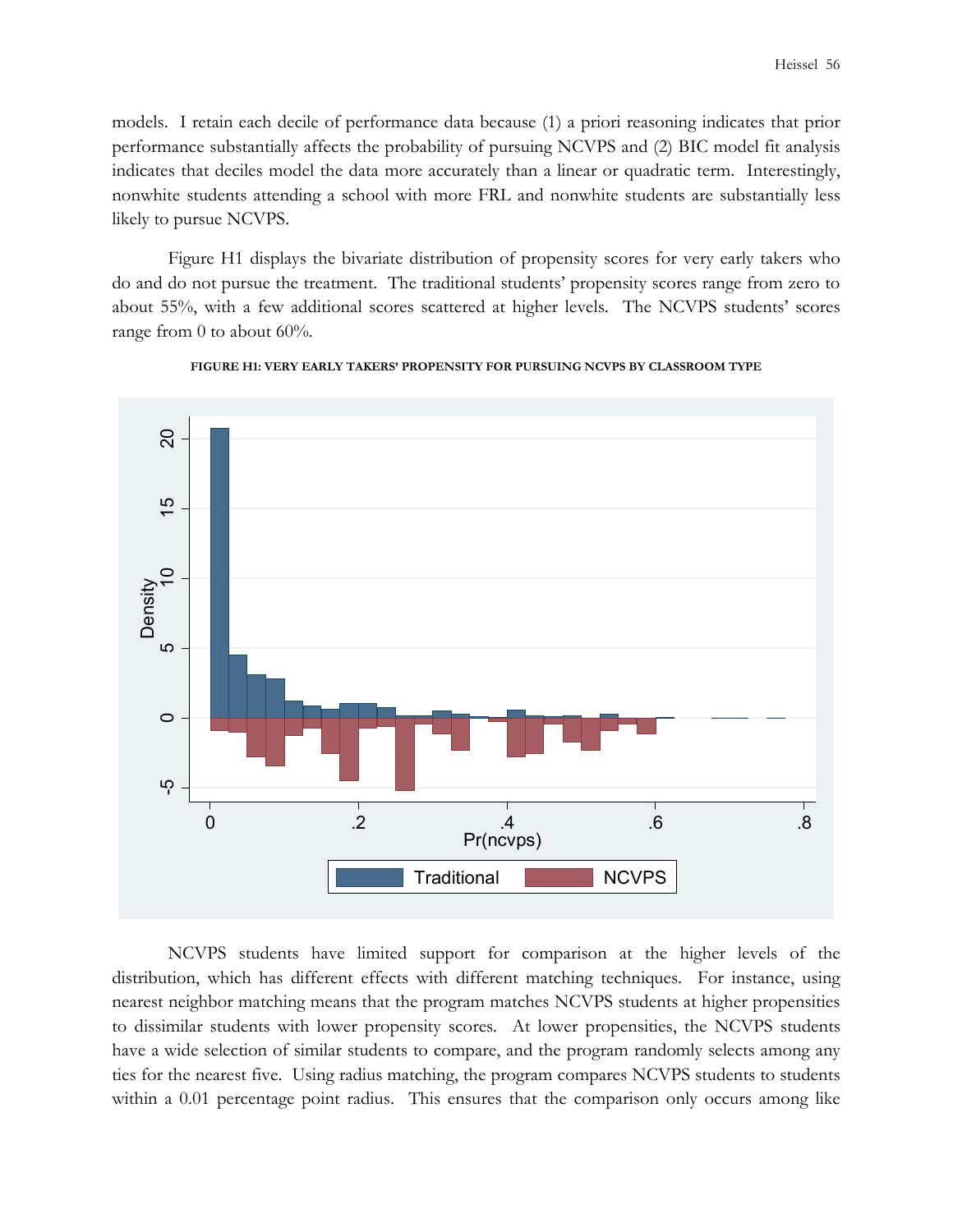models. I retain each decile of performance data because (1) a priori reasoning indicates that prior performance substantially affects the probability of pursuing NCVPS and (2) BIC model fit analysis indicates that deciles model the data more accurately than a linear or quadratic term. Interestingly, nonwhite students attending a school with more FRL and nonwhite students are substantially less likely to pursue NCVPS.

Figure H1 displays the bivariate distribution of propensity scores for very early takers who do and do not pursue the treatment. The traditional students' propensity scores range from zero to about 55%, with a few additional scores scattered at higher levels. The NCVPS students' scores range from 0 to about 60%.

**FIGURE H1: VERY EARLY TAKERS' PROPENSITY FOR PURSUING NCVPS BY CLASSROOM TYPE**

NCVPS students have limited support for comparison at the higher levels of the distribution, which has different effects with different matching techniques. For instance, using nearest neighbor matching means that the program matches NCVPS students at higher propensities to dissimilar students with lower propensity scores. At lower propensities, the NCVPS students have a wide selection of similar students to compare, and the program randomly selects among any ties for the nearest five. Using radius matching, the program compares NCVPS students to students within a 0.01 percentage point radius. This ensures that the comparison only occurs among like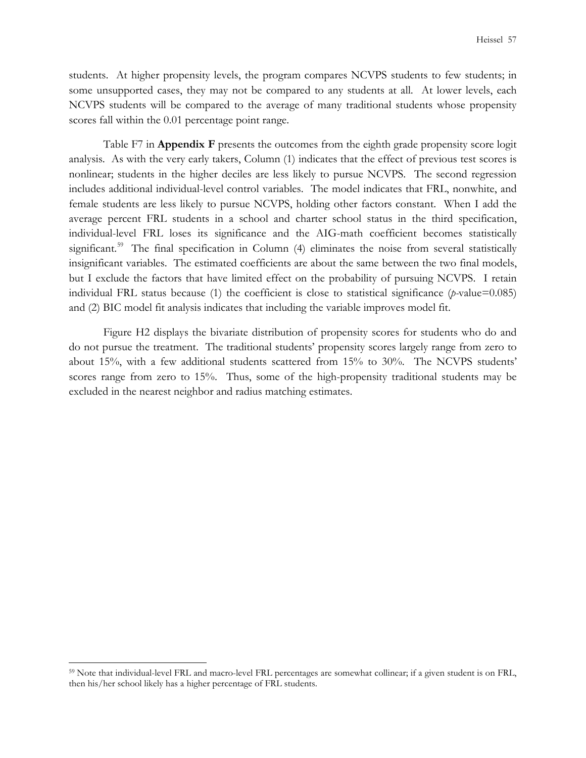students. At higher propensity levels, the program compares NCVPS students to few students; in some unsupported cases, they may not be compared to any students at all. At lower levels, each NCVPS students will be compared to the average of many traditional students whose propensity scores fall within the 0.01 percentage point range.

Table F7 in **Appendix F** presents the outcomes from the eighth grade propensity score logit analysis. As with the very early takers, Column (1) indicates that the effect of previous test scores is nonlinear; students in the higher deciles are less likely to pursue NCVPS. The second regression includes additional individual-level control variables. The model indicates that FRL, nonwhite, and female students are less likely to pursue NCVPS, holding other factors constant. When I add the average percent FRL students in a school and charter school status in the third specification, individual-level FRL loses its significance and the AIG-math coefficient becomes statistically significant.[59] The final specification in Column (4) eliminates the noise from several statistically insignificant variables. The estimated coefficients are about the same between the two final models, but I exclude the factors that have limited effect on the probability of pursuing NCVPS. I retain individual FRL status because (1) the coefficient is close to statistical significance ($p$-value=0.085) and (2) BIC model fit analysis indicates that including the variable improves model fit.

Figure H2 displays the bivariate distribution of propensity scores for students who do and do not pursue the treatment. The traditional students' propensity scores largely range from zero to about 15%, with a few additional students scattered from 15% to 30%. The NCVPS students' scores range from zero to 15%. Thus, some of the high-propensity traditional students may be excluded in the nearest neighbor and radius matching estimates.

[59] Note that individual-level FRL and macro-level FRL percentages are somewhat collinear; if a given student is on FRL, then his/her school likely has a higher percentage of FRL students.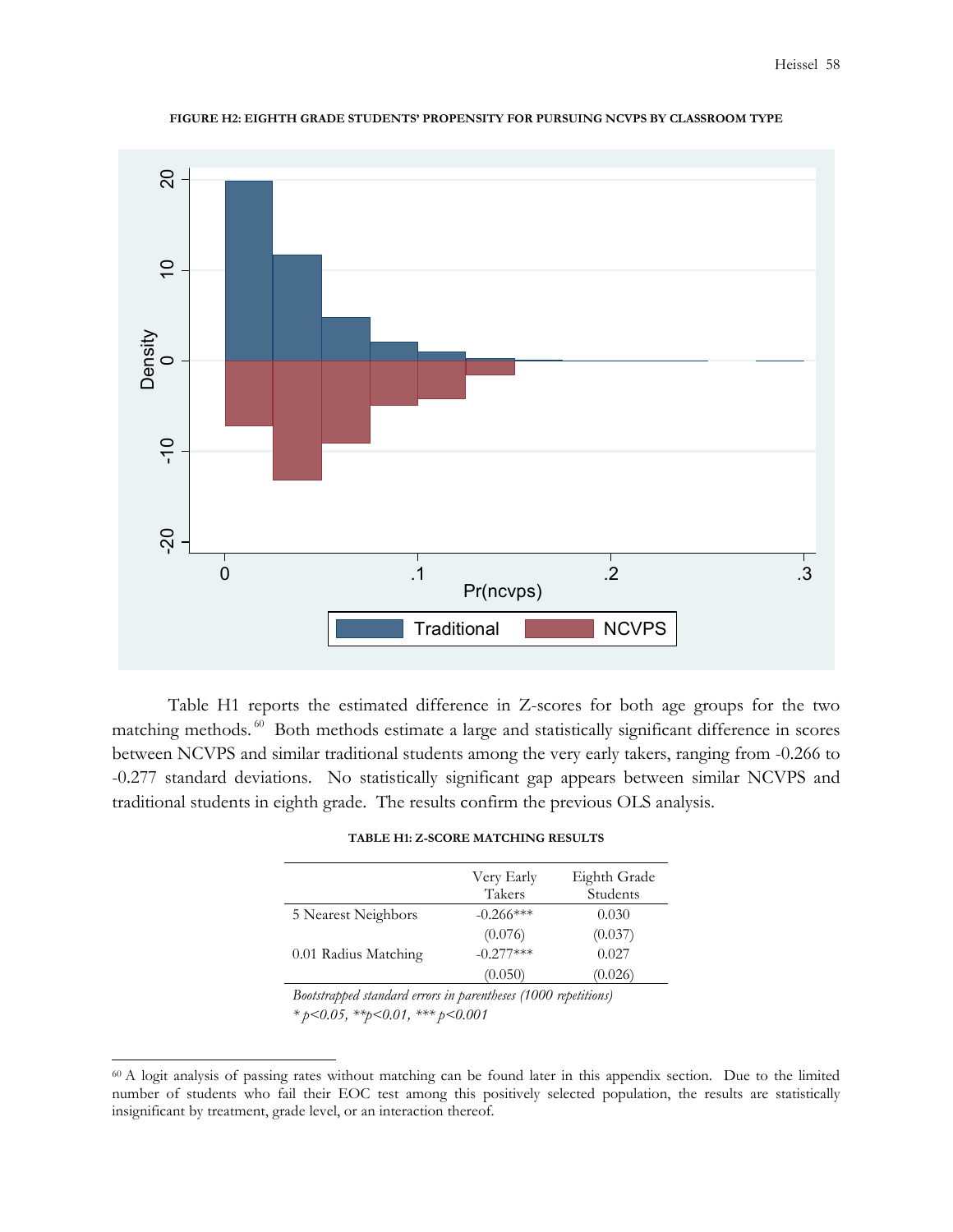**FIGURE H2: EIGHTH GRADE STUDENTS' PROPENSITY FOR PURSUING NCVPS BY CLASSROOM TYPE**

Table H1 reports the estimated difference in Z-scores for both age groups for the two matching methods.[60] Both methods estimate a large and statistically significant difference in scores between NCVPS and similar traditional students among the very early takers, ranging from -0.266 to -0.277 standard deviations. No statistically significant gap appears between similar NCVPS and traditional students in eighth grade. The results confirm the previous OLS analysis.

**TABLE H1: Z-SCORE MATCHING RESULTS**

| | Very Early Takers | Eighth Grade Students |
|---|---|---|
| 5 Nearest Neighbors | -0.266*** | 0.030 |
| | (0.076) | (0.037) |
| 0.01 Radius Matching | -0.277*** | 0.027 |
| | (0.050) | (0.026) |

*Bootstrapped standard errors in parentheses (1000 repetitions)*
*\* p<0.05, \*\*p<0.01, \*\*\* p<0.001*

[60] A logit analysis of passing rates without matching can be found later in this appendix section. Due to the limited number of students who fail their EOC test among this positively selected population, the results are statistically insignificant by treatment, grade level, or an interaction thereof.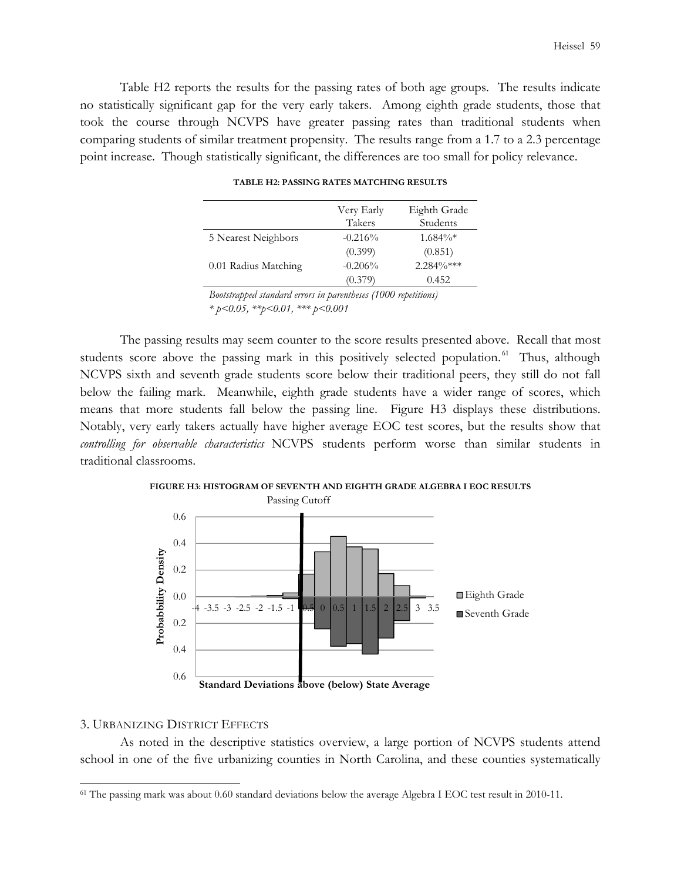Table H2 reports the results for the passing rates of both age groups. The results indicate no statistically significant gap for the very early takers. Among eighth grade students, those that took the course through NCVPS have greater passing rates than traditional students when comparing students of similar treatment propensity. The results range from a 1.7 to a 2.3 percentage point increase. Though statistically significant, the differences are too small for policy relevance.

**TABLE H2: PASSING RATES MATCHING RESULTS**

| | Very Early Takers | Eighth Grade Students |
|---|---|---|
| 5 Nearest Neighbors | -0.216% | 1.684%* |
| | (0.399) | (0.851) |
| 0.01 Radius Matching | -0.206% | 2.284%*** |
| | (0.379) | 0.452 |

*Bootstrapped standard errors in parentheses (1000 repetitions)*
*\* p<0.05, \*\*p<0.01, \*\*\* p<0.001*

The passing results may seem counter to the score results presented above. Recall that most students score above the passing mark in this positively selected population.[61] Thus, although NCVPS sixth and seventh grade students score below their traditional peers, they still do not fall below the failing mark. Meanwhile, eighth grade students have a wider range of scores, which means that more students fall below the passing line. Figure H3 displays these distributions. Notably, very early takers actually have higher average EOC test scores, but the results show that *controlling for observable characteristics* NCVPS students perform worse than similar students in traditional classrooms.

**FIGURE H3: HISTOGRAM OF SEVENTH AND EIGHTH GRADE ALGEBRA I EOC RESULTS**

Passing Cutoff

Probability Density

Eighth Grade
Seventh Grade

Standard Deviations above (below) State Average

3. Urbanizing District Effects

As noted in the descriptive statistics overview, a large portion of NCVPS students attend school in one of the five urbanizing counties in North Carolina, and these counties systematically

[61] The passing mark was about 0.60 standard deviations below the average Algebra I EOC test result in 2010-11.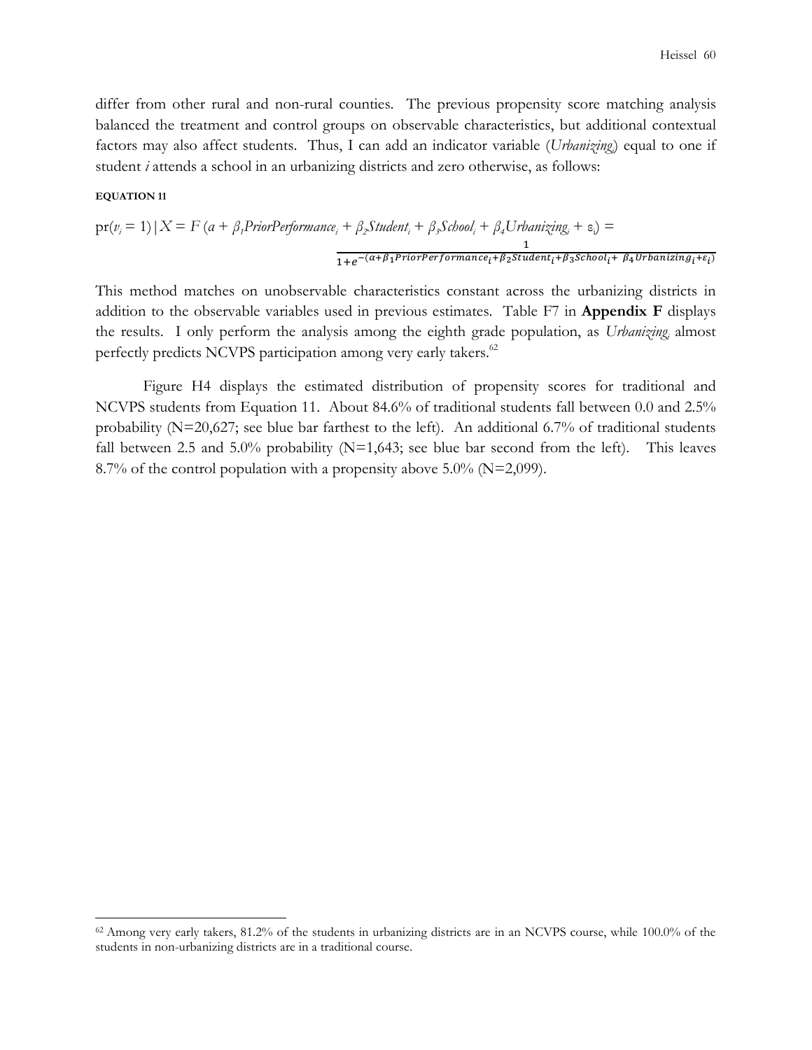differ from other rural and non-rural counties. The previous propensity score matching analysis balanced the treatment and control groups on observable characteristics, but additional contextual factors may also affect students. Thus, I can add an indicator variable (*Urbanizing*$_i$) equal to one if student *i* attends a school in an urbanizing districts and zero otherwise, as follows:

**EQUATION 11**

$$\text{pr}(v_i = 1) \mid X = F\,(a + \beta_1 PriorPerformance_i + \beta_2 Student_i + \beta_3 School_i + \beta_4 Urbanizing_i + \varepsilon_i) = \frac{1}{1+e^{-(\alpha+\beta_1 PriorPerformance_i+\beta_2 Student_i+\beta_3 School_i+\ \beta_4 Urbanizing_i+\varepsilon_i)}}$$

This method matches on unobservable characteristics constant across the urbanizing districts in addition to the observable variables used in previous estimates. Table F7 in **Appendix F** displays the results. I only perform the analysis among the eighth grade population, as *Urbanizing*$_i$ almost perfectly predicts NCVPS participation among very early takers.[62]

Figure H4 displays the estimated distribution of propensity scores for traditional and NCVPS students from Equation 11. About 84.6% of traditional students fall between 0.0 and 2.5% probability (N=20,627; see blue bar farthest to the left). An additional 6.7% of traditional students fall between 2.5 and 5.0% probability (N=1,643; see blue bar second from the left). This leaves 8.7% of the control population with a propensity above 5.0% (N=2,099).

---

[62] Among very early takers, 81.2% of the students in urbanizing districts are in an NCVPS course, while 100.0% of the students in non-urbanizing districts are in a traditional course.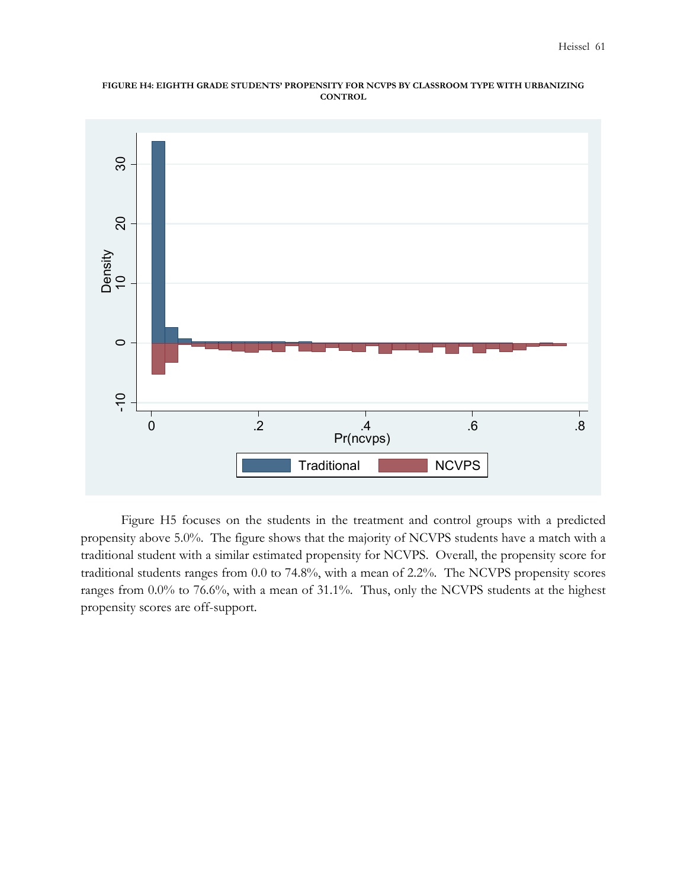**FIGURE H4: EIGHTH GRADE STUDENTS' PROPENSITY FOR NCVPS BY CLASSROOM TYPE WITH URBANIZING CONTROL**

Figure H5 focuses on the students in the treatment and control groups with a predicted propensity above 5.0%. The figure shows that the majority of NCVPS students have a match with a traditional student with a similar estimated propensity for NCVPS. Overall, the propensity score for traditional students ranges from 0.0 to 74.8%, with a mean of 2.2%. The NCVPS propensity scores ranges from 0.0% to 76.6%, with a mean of 31.1%. Thus, only the NCVPS students at the highest propensity scores are off-support.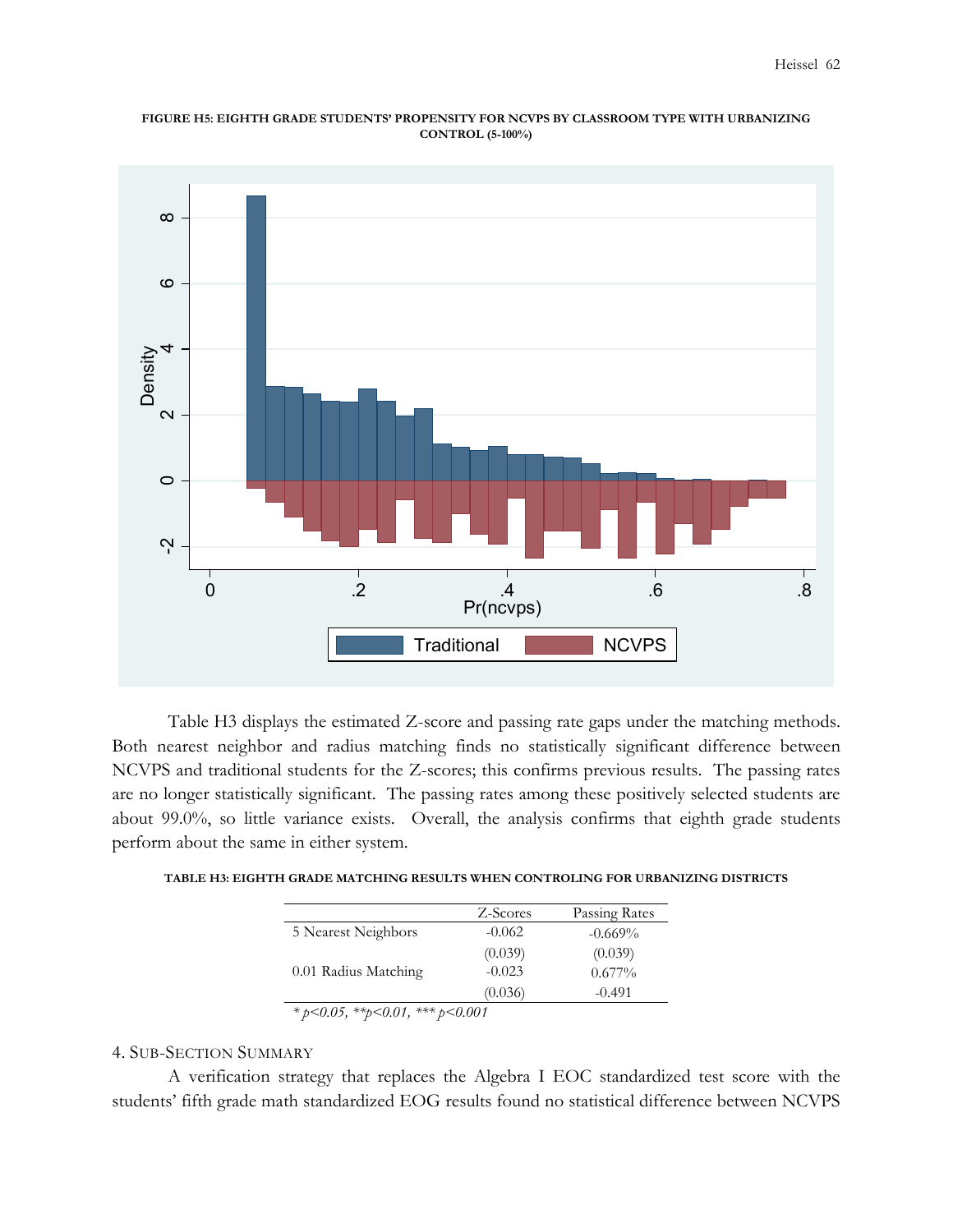**FIGURE H5: EIGHTH GRADE STUDENTS' PROPENSITY FOR NCVPS BY CLASSROOM TYPE WITH URBANIZING CONTROL (5-100%)**

Table H3 displays the estimated Z-score and passing rate gaps under the matching methods. Both nearest neighbor and radius matching finds no statistically significant difference between NCVPS and traditional students for the Z-scores; this confirms previous results. The passing rates are no longer statistically significant. The passing rates among these positively selected students are about 99.0%, so little variance exists. Overall, the analysis confirms that eighth grade students perform about the same in either system.

**TABLE H3: EIGHTH GRADE MATCHING RESULTS WHEN CONTROLING FOR URBANIZING DISTRICTS**

| | Z-Scores | Passing Rates |
|---|---|---|
| 5 Nearest Neighbors | -0.062 | -0.669% |
| | (0.039) | (0.039) |
| 0.01 Radius Matching | -0.023 | 0.677% |
| | (0.036) | -0.491 |

*\* p<0.05, \*\*p<0.01, \*\*\* p<0.001*

4. SUB-SECTION SUMMARY

A verification strategy that replaces the Algebra I EOC standardized test score with the students' fifth grade math standardized EOG results found no statistical difference between NCVPS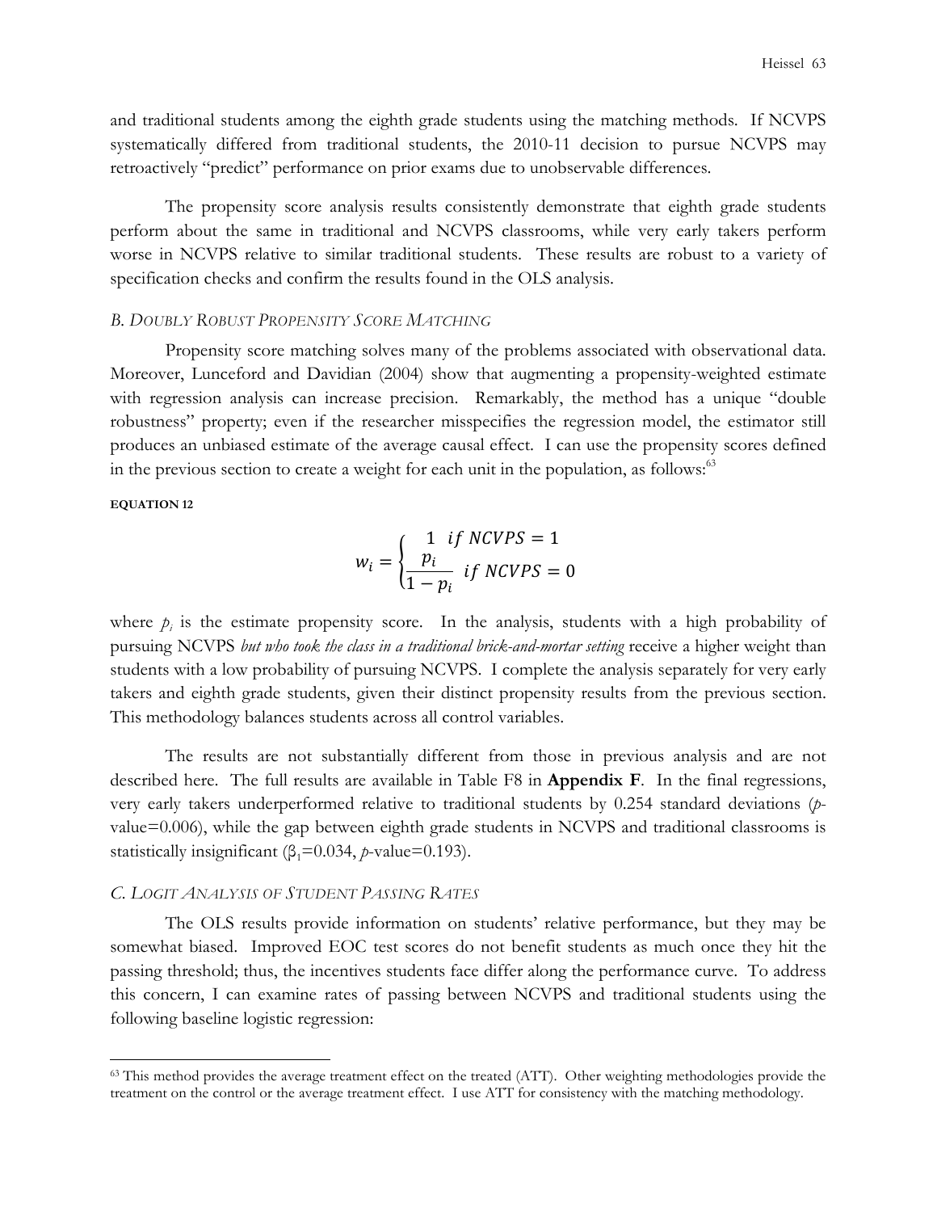and traditional students among the eighth grade students using the matching methods. If NCVPS systematically differed from traditional students, the 2010-11 decision to pursue NCVPS may retroactively "predict" performance on prior exams due to unobservable differences.

The propensity score analysis results consistently demonstrate that eighth grade students perform about the same in traditional and NCVPS classrooms, while very early takers perform worse in NCVPS relative to similar traditional students. These results are robust to a variety of specification checks and confirm the results found in the OLS analysis.

### *B. Doubly Robust Propensity Score Matching*

Propensity score matching solves many of the problems associated with observational data. Moreover, Lunceford and Davidian (2004) show that augmenting a propensity-weighted estimate with regression analysis can increase precision. Remarkably, the method has a unique "double robustness" property; even if the researcher misspecifies the regression model, the estimator still produces an unbiased estimate of the average causal effect. I can use the propensity scores defined in the previous section to create a weight for each unit in the population, as follows:[63]

**EQUATION 12**

$$w_i = \begin{cases} 1 \;\; if\ NCVPS = 1 \\ \dfrac{p_i}{1 - p_i} \;\; if\ NCVPS = 0 \end{cases}$$

where $p_i$ is the estimate propensity score. In the analysis, students with a high probability of pursuing NCVPS *but who took the class in a traditional brick-and-mortar setting* receive a higher weight than students with a low probability of pursuing NCVPS. I complete the analysis separately for very early takers and eighth grade students, given their distinct propensity results from the previous section. This methodology balances students across all control variables.

The results are not substantially different from those in previous analysis and are not described here. The full results are available in Table F8 in **Appendix F**. In the final regressions, very early takers underperformed relative to traditional students by 0.254 standard deviations ($p$-value=0.006), while the gap between eighth grade students in NCVPS and traditional classrooms is statistically insignificant ($\beta_1$=0.034, $p$-value=0.193).

### *C. Logit Analysis of Student Passing Rates*

The OLS results provide information on students' relative performance, but they may be somewhat biased. Improved EOC test scores do not benefit students as much once they hit the passing threshold; thus, the incentives students face differ along the performance curve. To address this concern, I can examine rates of passing between NCVPS and traditional students using the following baseline logistic regression:

---

[63] This method provides the average treatment effect on the treated (ATT). Other weighting methodologies provide the treatment on the control or the average treatment effect. I use ATT for consistency with the matching methodology.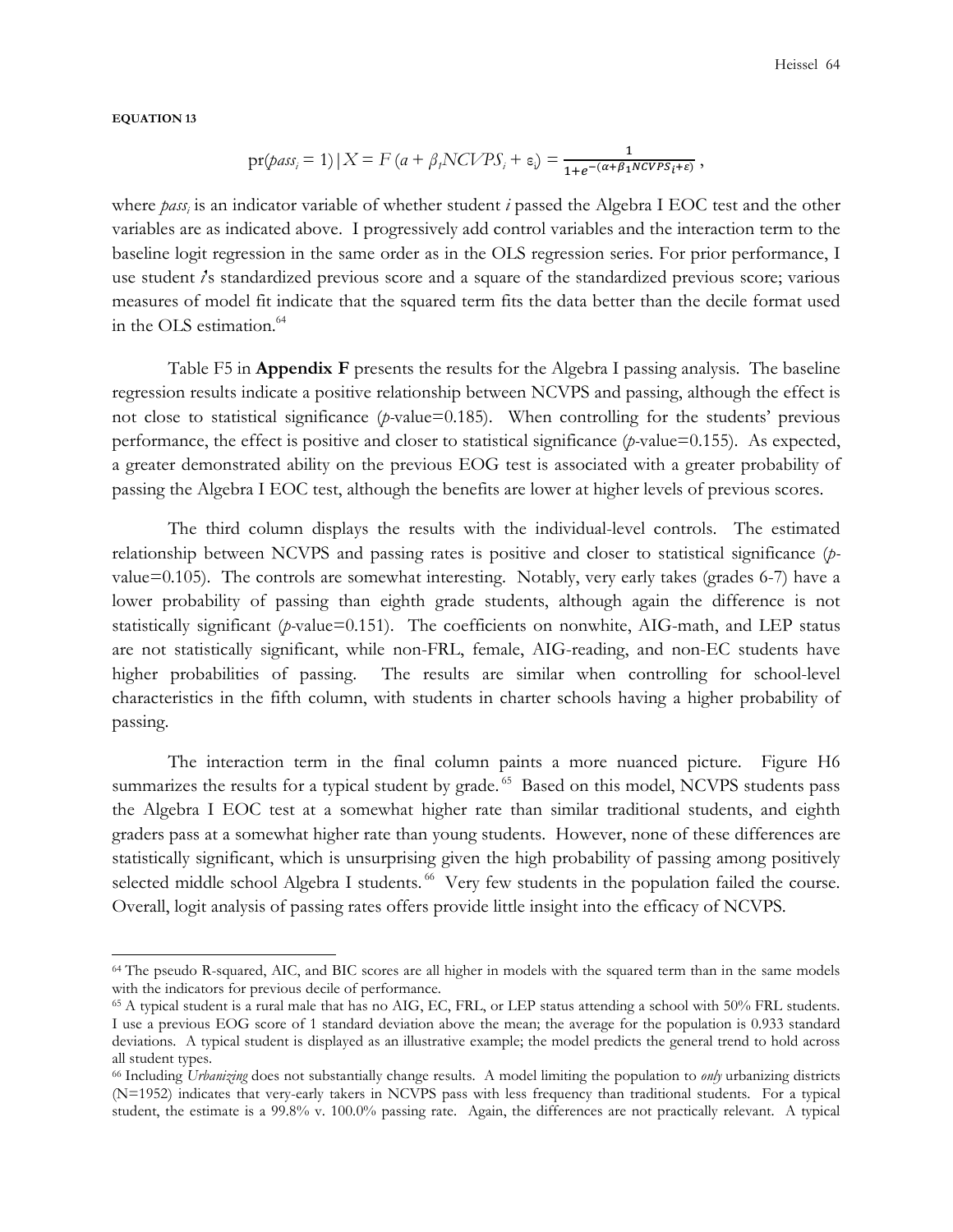**EQUATION 13**

$$\text{pr}(pass_i = 1) \mid X = F(a + \beta_1 NCVPS_i + \varepsilon_i) = \frac{1}{1+e^{-(\alpha+\beta_1 NCVPS_i+\varepsilon)}},$$

where $pass_i$ is an indicator variable of whether student *i* passed the Algebra I EOC test and the other variables are as indicated above. I progressively add control variables and the interaction term to the baseline logit regression in the same order as in the OLS regression series. For prior performance, I use student *i*'s standardized previous score and a square of the standardized previous score; various measures of model fit indicate that the squared term fits the data better than the decile format used in the OLS estimation.[64]

Table F5 in **Appendix F** presents the results for the Algebra I passing analysis. The baseline regression results indicate a positive relationship between NCVPS and passing, although the effect is not close to statistical significance (*p*-value=0.185). When controlling for the students' previous performance, the effect is positive and closer to statistical significance (*p*-value=0.155). As expected, a greater demonstrated ability on the previous EOG test is associated with a greater probability of passing the Algebra I EOC test, although the benefits are lower at higher levels of previous scores.

The third column displays the results with the individual-level controls. The estimated relationship between NCVPS and passing rates is positive and closer to statistical significance (*p*-value=0.105). The controls are somewhat interesting. Notably, very early takes (grades 6-7) have a lower probability of passing than eighth grade students, although again the difference is not statistically significant (*p*-value=0.151). The coefficients on nonwhite, AIG-math, and LEP status are not statistically significant, while non-FRL, female, AIG-reading, and non-EC students have higher probabilities of passing. The results are similar when controlling for school-level characteristics in the fifth column, with students in charter schools having a higher probability of passing.

The interaction term in the final column paints a more nuanced picture. Figure H6 summarizes the results for a typical student by grade.[65] Based on this model, NCVPS students pass the Algebra I EOC test at a somewhat higher rate than similar traditional students, and eighth graders pass at a somewhat higher rate than young students. However, none of these differences are statistically significant, which is unsurprising given the high probability of passing among positively selected middle school Algebra I students.[66] Very few students in the population failed the course. Overall, logit analysis of passing rates offers provide little insight into the efficacy of NCVPS.

---

[64] The pseudo R-squared, AIC, and BIC scores are all higher in models with the squared term than in the same models with the indicators for previous decile of performance.

[65] A typical student is a rural male that has no AIG, EC, FRL, or LEP status attending a school with 50% FRL students. I use a previous EOG score of 1 standard deviation above the mean; the average for the population is 0.933 standard deviations. A typical student is displayed as an illustrative example; the model predicts the general trend to hold across all student types.

[66] Including *Urbanizing* does not substantially change results. A model limiting the population to *only* urbanizing districts (N=1952) indicates that very-early takers in NCVPS pass with less frequency than traditional students. For a typical student, the estimate is a 99.8% v. 100.0% passing rate. Again, the differences are not practically relevant. A typical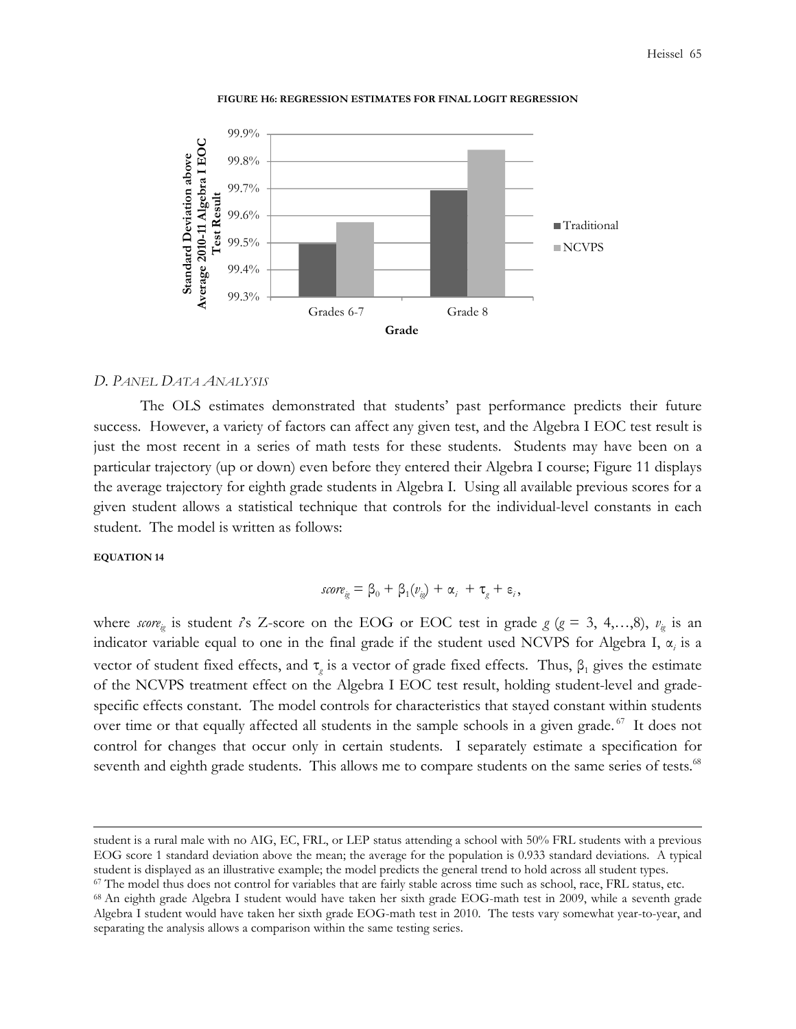**FIGURE H6: REGRESSION ESTIMATES FOR FINAL LOGIT REGRESSION**

| Grade | Traditional | NCVPS |
| --- | --- | --- |
| Grades 6-7 | 99.5% | 99.57% |
| Grade 8 | 99.69% | 99.84% |

### *D. Panel Data Analysis*

The OLS estimates demonstrated that students' past performance predicts their future success. However, a variety of factors can affect any given test, and the Algebra I EOC test result is just the most recent in a series of math tests for these students. Students may have been on a particular trajectory (up or down) even before they entered their Algebra I course; Figure 11 displays the average trajectory for eighth grade students in Algebra I. Using all available previous scores for a given student allows a statistical technique that controls for the individual-level constants in each student. The model is written as follows:

**EQUATION 14**

$$score_{ig} = \beta_0 + \beta_1(v_{ig}) + \alpha_i + \tau_g + \varepsilon_i,$$

where $score_{ig}$ is student $i$'s Z-score on the EOG or EOC test in grade $g$ ($g$ = 3, 4,…,8), $v_{ig}$ is an indicator variable equal to one in the final grade if the student used NCVPS for Algebra I, $\alpha_i$ is a vector of student fixed effects, and $\tau_g$ is a vector of grade fixed effects. Thus, $\beta_1$ gives the estimate of the NCVPS treatment effect on the Algebra I EOC test result, holding student-level and grade-specific effects constant. The model controls for characteristics that stayed constant within students over time or that equally affected all students in the sample schools in a given grade.[67] It does not control for changes that occur only in certain students. I separately estimate a specification for seventh and eighth grade students. This allows me to compare students on the same series of tests.[68]

---

student is a rural male with no AIG, EC, FRL, or LEP status attending a school with 50% FRL students with a previous EOG score 1 standard deviation above the mean; the average for the population is 0.933 standard deviations. A typical student is displayed as an illustrative example; the model predicts the general trend to hold across all student types.

[67] The model thus does not control for variables that are fairly stable across time such as school, race, FRL status, etc.

[68] An eighth grade Algebra I student would have taken her sixth grade EOG-math test in 2009, while a seventh grade Algebra I student would have taken her sixth grade EOG-math test in 2010. The tests vary somewhat year-to-year, and separating the analysis allows a comparison within the same testing series.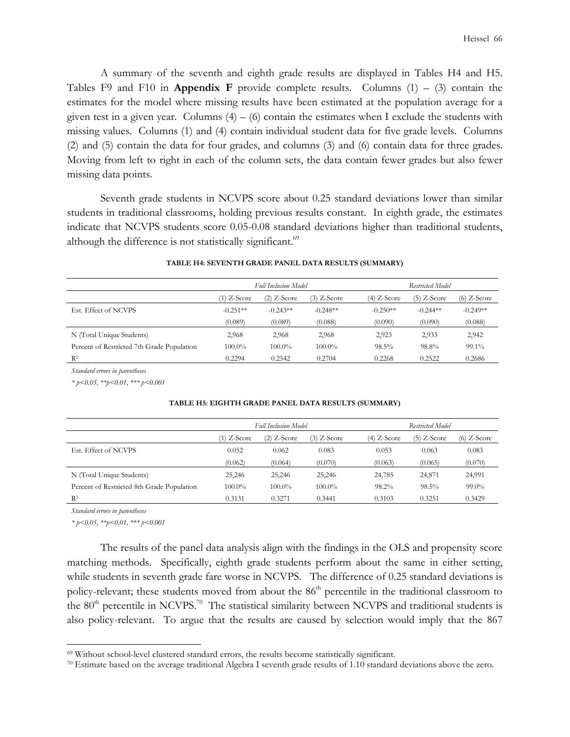A summary of the seventh and eighth grade results are displayed in Tables H4 and H5. Tables F9 and F10 in **Appendix F** provide complete results. Columns (1) – (3) contain the estimates for the model where missing results have been estimated at the population average for a given test in a given year. Columns (4) – (6) contain the estimates when I exclude the students with missing values. Columns (1) and (4) contain individual student data for five grade levels. Columns (2) and (5) contain the data for four grades, and columns (3) and (6) contain data for three grades. Moving from left to right in each of the column sets, the data contain fewer grades but also fewer missing data points.

Seventh grade students in NCVPS score about 0.25 standard deviations lower than similar students in traditional classrooms, holding previous results constant. In eighth grade, the estimates indicate that NCVPS students score 0.05-0.08 standard deviations higher than traditional students, although the difference is not statistically significant.[69]

**TABLE H4: SEVENTH GRADE PANEL DATA RESULTS (SUMMARY)**

| | *Full Inclusion Model* | | | *Restricted Model* | | |
|---|---|---|---|---|---|---|
| | (1) Z-Score | (2) Z-Score | (3) Z-Score | (4) Z-Score | (5) Z-Score | (6) Z-Score |
| Est. Effect of NCVPS | -0.251** | -0.243** | -0.248** | -0.250** | -0.244** | -0.249** |
| | (0.089) | (0.089) | (0.088) | (0.090) | (0.090) | (0.088) |
| N (Total Unique Students) | 2,968 | 2,968 | 2,968 | 2,923 | 2,933 | 2,942 |
| Percent of Restricted 7th Grade Population | 100.0% | 100.0% | 100.0% | 98.5% | 98.8% | 99.1% |
| $R^2$ | 0.2294 | 0.2542 | 0.2704 | 0.2268 | 0.2522 | 0.2686 |

*Standard errors in parentheses*

*\* p<0.05, \*\*p<0.01, \*\*\* p<0.001*

**TABLE H5: EIGHTH GRADE PANEL DATA RESULTS (SUMMARY)**

| | *Full Inclusion Model* | | | *Restricted Model* | | |
|---|---|---|---|---|---|---|
| | (1) Z-Score | (2) Z-Score | (3) Z-Score | (4) Z-Score | (5) Z-Score | (6) Z-Score |
| Est. Effect of NCVPS | 0.052 | 0.062 | 0.083 | 0.053 | 0.063 | 0.083 |
| | (0.062) | (0.064) | (0.070) | (0.063) | (0.065) | (0.070) |
| N (Total Unique Students) | 25,246 | 25,246 | 25,246 | 24,785 | 24,871 | 24,991 |
| Percent of Restricted 8th Grade Population | 100.0% | 100.0% | 100.0% | 98.2% | 98.5% | 99.0% |
| $R^2$ | 0.3131 | 0.3271 | 0.3441 | 0.3103 | 0.3251 | 0.3429 |

*Standard errors in parentheses*

*\* p<0.05, \*\*p<0.01, \*\*\* p<0.001*

The results of the panel data analysis align with the findings in the OLS and propensity score matching methods. Specifically, eighth grade students perform about the same in either setting, while students in seventh grade fare worse in NCVPS. The difference of 0.25 standard deviations is policy-relevant; these students moved from about the 86th percentile in the traditional classroom to the 80th percentile in NCVPS.[70] The statistical similarity between NCVPS and traditional students is also policy-relevant. To argue that the results are caused by selection would imply that the 867

[69] Without school-level clustered standard errors, the results become statistically significant.

[70] Estimate based on the average traditional Algebra I seventh grade results of 1.10 standard deviations above the zero.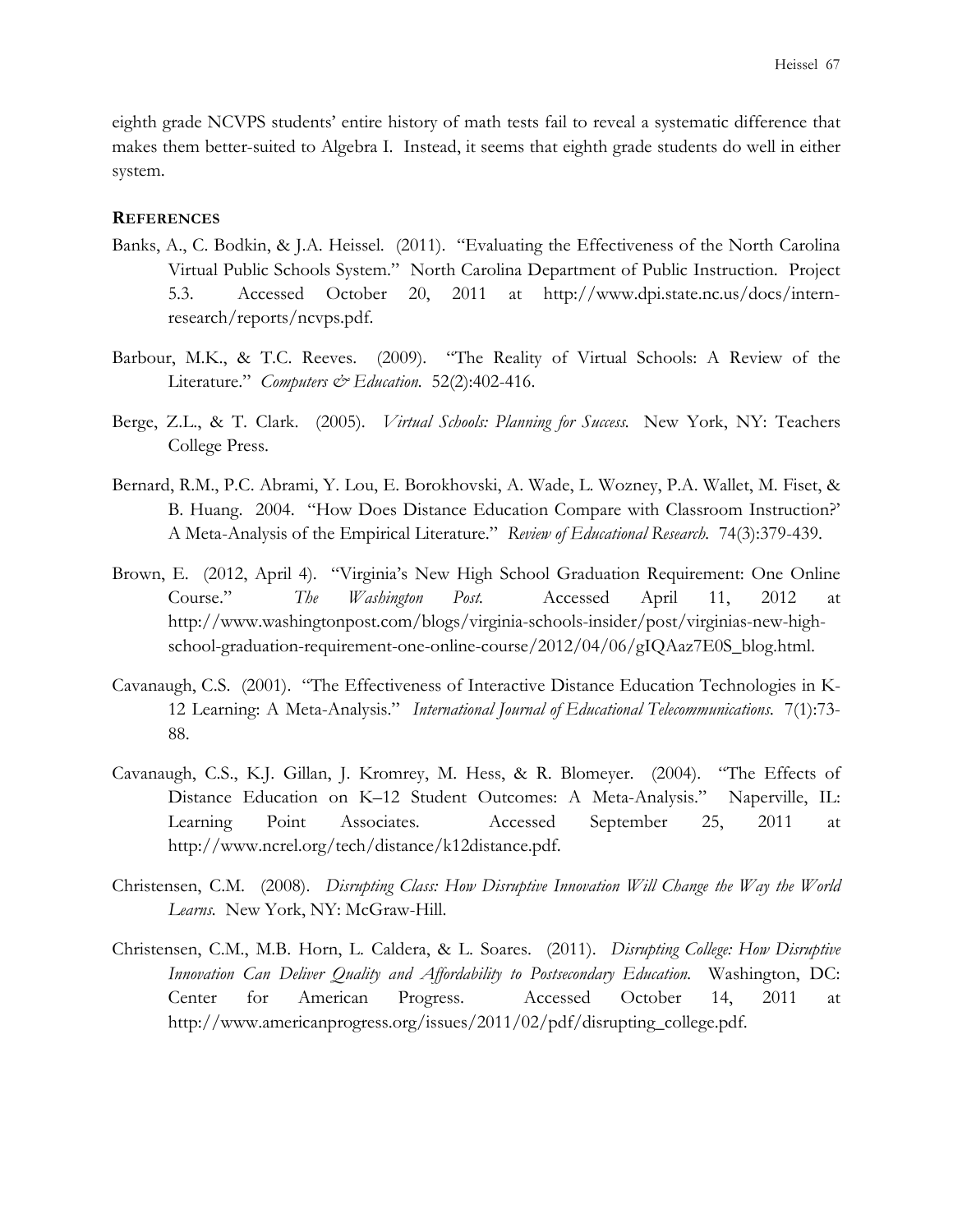eighth grade NCVPS students' entire history of math tests fail to reveal a systematic difference that makes them better-suited to Algebra I. Instead, it seems that eighth grade students do well in either system.

## **REFERENCES**

Banks, A., C. Bodkin, & J.A. Heissel. (2011). "Evaluating the Effectiveness of the North Carolina Virtual Public Schools System." North Carolina Department of Public Instruction. Project 5.3. Accessed October 20, 2011 at http://www.dpi.state.nc.us/docs/intern-research/reports/ncvps.pdf.

Barbour, M.K., & T.C. Reeves. (2009). "The Reality of Virtual Schools: A Review of the Literature." *Computers & Education.* 52(2):402-416.

Berge, Z.L., & T. Clark. (2005). *Virtual Schools: Planning for Success.* New York, NY: Teachers College Press.

Bernard, R.M., P.C. Abrami, Y. Lou, E. Borokhovski, A. Wade, L. Wozney, P.A. Wallet, M. Fiset, & B. Huang. 2004. "How Does Distance Education Compare with Classroom Instruction?' A Meta-Analysis of the Empirical Literature." *Review of Educational Research.* 74(3):379-439.

Brown, E. (2012, April 4). "Virginia's New High School Graduation Requirement: One Online Course." *The Washington Post.* Accessed April 11, 2012 at http://www.washingtonpost.com/blogs/virginia-schools-insider/post/virginias-new-high-school-graduation-requirement-one-online-course/2012/04/06/gIQAaz7E0S_blog.html.

Cavanaugh, C.S. (2001). "The Effectiveness of Interactive Distance Education Technologies in K-12 Learning: A Meta-Analysis." *International Journal of Educational Telecommunications.* 7(1):73-88.

Cavanaugh, C.S., K.J. Gillan, J. Kromrey, M. Hess, & R. Blomeyer. (2004). "The Effects of Distance Education on K–12 Student Outcomes: A Meta-Analysis." Naperville, IL: Learning Point Associates. Accessed September 25, 2011 at http://www.ncrel.org/tech/distance/k12distance.pdf.

Christensen, C.M. (2008). *Disrupting Class: How Disruptive Innovation Will Change the Way the World Learns.* New York, NY: McGraw-Hill.

Christensen, C.M., M.B. Horn, L. Caldera, & L. Soares. (2011). *Disrupting College: How Disruptive Innovation Can Deliver Quality and Affordability to Postsecondary Education.* Washington, DC: Center for American Progress. Accessed October 14, 2011 at http://www.americanprogress.org/issues/2011/02/pdf/disrupting_college.pdf.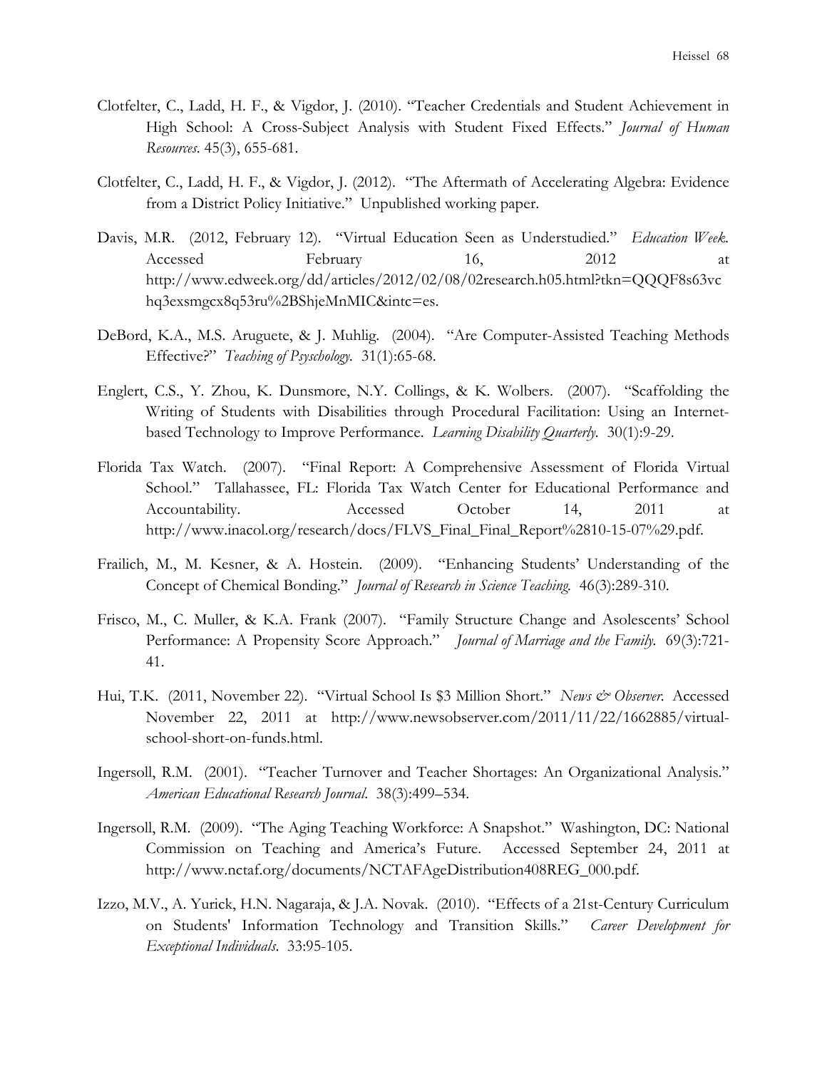Clotfelter, C., Ladd, H. F., & Vigdor, J. (2010). "Teacher Credentials and Student Achievement in High School: A Cross-Subject Analysis with Student Fixed Effects." *Journal of Human Resources*. 45(3), 655-681.

Clotfelter, C., Ladd, H. F., & Vigdor, J. (2012). "The Aftermath of Accelerating Algebra: Evidence from a District Policy Initiative." Unpublished working paper.

Davis, M.R. (2012, February 12). "Virtual Education Seen as Understudied." *Education Week*. Accessed February 16, 2012 at http://www.edweek.org/dd/articles/2012/02/08/02research.h05.html?tkn=QQQF8s63vchq3exsmgcx8q53ru%2BShjeMnMIC&intc=es.

DeBord, K.A., M.S. Aruguete, & J. Muhlig. (2004). "Are Computer-Assisted Teaching Methods Effective?" *Teaching of Psyschology*. 31(1):65-68.

Englert, C.S., Y. Zhou, K. Dunsmore, N.Y. Collings, & K. Wolbers. (2007). "Scaffolding the Writing of Students with Disabilities through Procedural Facilitation: Using an Internet-based Technology to Improve Performance. *Learning Disability Quarterly*. 30(1):9-29.

Florida Tax Watch. (2007). "Final Report: A Comprehensive Assessment of Florida Virtual School." Tallahassee, FL: Florida Tax Watch Center for Educational Performance and Accountability. Accessed October 14, 2011 at http://www.inacol.org/research/docs/FLVS_Final_Final_Report%2810-15-07%29.pdf.

Frailich, M., M. Kesner, & A. Hostein. (2009). "Enhancing Students' Understanding of the Concept of Chemical Bonding." *Journal of Research in Science Teaching*. 46(3):289-310.

Frisco, M., C. Muller, & K.A. Frank (2007). "Family Structure Change and Asolescents' School Performance: A Propensity Score Approach." *Journal of Marriage and the Family*. 69(3):721-41.

Hui, T.K. (2011, November 22). "Virtual School Is $3 Million Short." *News & Observer*. Accessed November 22, 2011 at http://www.newsobserver.com/2011/11/22/1662885/virtual-school-short-on-funds.html.

Ingersoll, R.M. (2001). "Teacher Turnover and Teacher Shortages: An Organizational Analysis." *American Educational Research Journal*. 38(3):499–534.

Ingersoll, R.M. (2009). "The Aging Teaching Workforce: A Snapshot." Washington, DC: National Commission on Teaching and America's Future. Accessed September 24, 2011 at http://www.nctaf.org/documents/NCTAFAgeDistribution408REG_000.pdf.

Izzo, M.V., A. Yurick, H.N. Nagaraja, & J.A. Novak. (2010). "Effects of a 21st-Century Curriculum on Students' Information Technology and Transition Skills." *Career Development for Exceptional Individuals*. 33:95-105.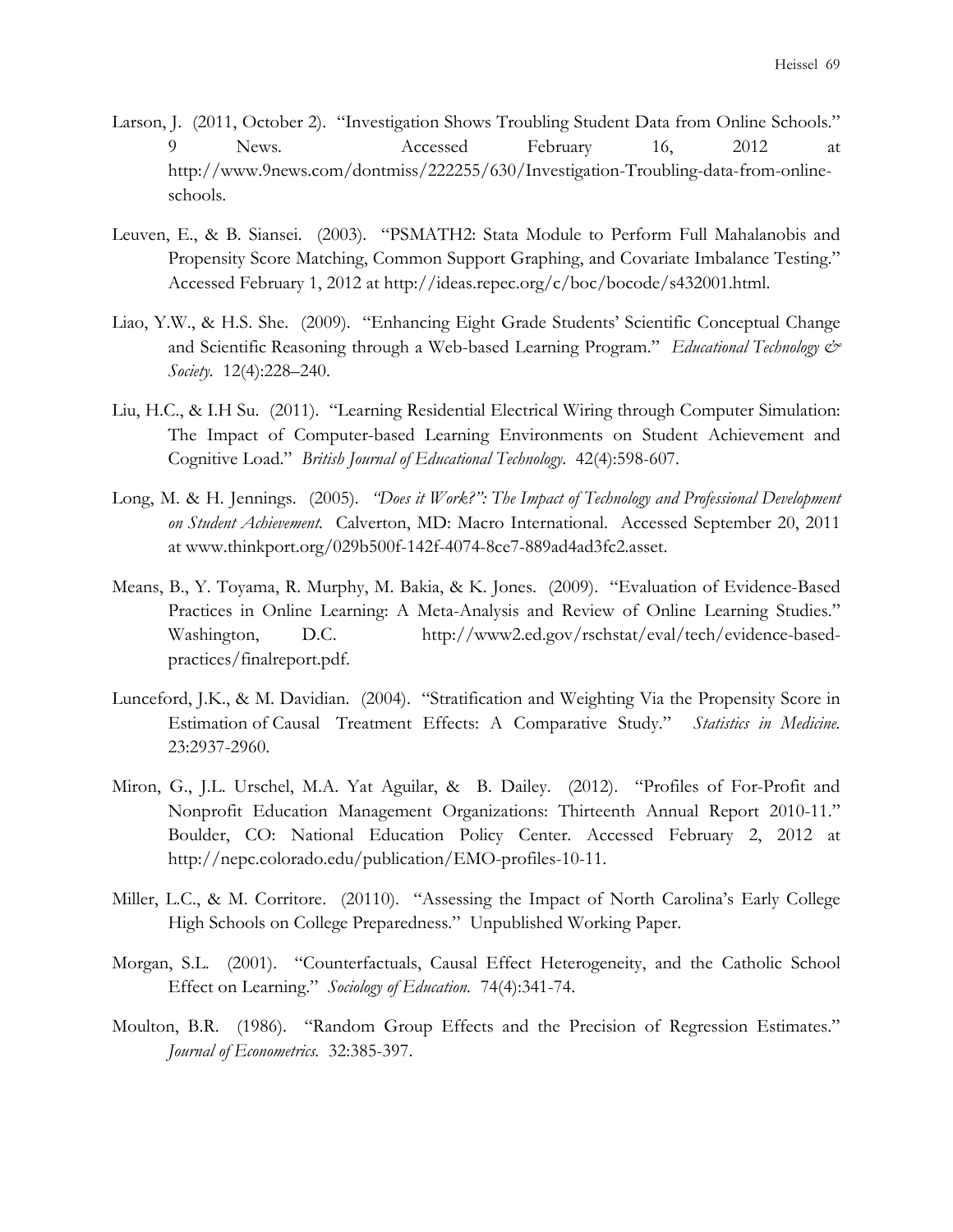Larson, J. (2011, October 2). "Investigation Shows Troubling Student Data from Online Schools." 9 News. Accessed February 16, 2012 at http://www.9news.com/dontmiss/222255/630/Investigation-Troubling-data-from-online-schools.

Leuven, E., & B. Siansei. (2003). "PSMATH2: Stata Module to Perform Full Mahalanobis and Propensity Score Matching, Common Support Graphing, and Covariate Imbalance Testing." Accessed February 1, 2012 at http://ideas.repec.org/c/boc/bocode/s432001.html.

Liao, Y.W., & H.S. She. (2009). "Enhancing Eight Grade Students' Scientific Conceptual Change and Scientific Reasoning through a Web-based Learning Program." *Educational Technology & Society*. 12(4):228–240.

Liu, H.C., & I.H Su. (2011). "Learning Residential Electrical Wiring through Computer Simulation: The Impact of Computer-based Learning Environments on Student Achievement and Cognitive Load." *British Journal of Educational Technology*. 42(4):598-607.

Long, M. & H. Jennings. (2005). *"Does it Work?": The Impact of Technology and Professional Development on Student Achievement.* Calverton, MD: Macro International. Accessed September 20, 2011 at www.thinkport.org/029b500f-142f-4074-8ce7-889ad4ad3fc2.asset.

Means, B., Y. Toyama, R. Murphy, M. Bakia, & K. Jones. (2009). "Evaluation of Evidence-Based Practices in Online Learning: A Meta-Analysis and Review of Online Learning Studies." Washington, D.C. http://www2.ed.gov/rschstat/eval/tech/evidence-based-practices/finalreport.pdf.

Lunceford, J.K., & M. Davidian. (2004). "Stratification and Weighting Via the Propensity Score in Estimation of Causal Treatment Effects: A Comparative Study." *Statistics in Medicine*. 23:2937-2960.

Miron, G., J.L. Urschel, M.A. Yat Aguilar, & B. Dailey. (2012). "Profiles of For-Profit and Nonprofit Education Management Organizations: Thirteenth Annual Report 2010-11." Boulder, CO: National Education Policy Center. Accessed February 2, 2012 at http://nepc.colorado.edu/publication/EMO-profiles-10-11.

Miller, L.C., & M. Corritore. (20110). "Assessing the Impact of North Carolina's Early College High Schools on College Preparedness." Unpublished Working Paper.

Morgan, S.L. (2001). "Counterfactuals, Causal Effect Heterogeneity, and the Catholic School Effect on Learning." *Sociology of Education*. 74(4):341-74.

Moulton, B.R. (1986). "Random Group Effects and the Precision of Regression Estimates." *Journal of Econometrics*. 32:385-397.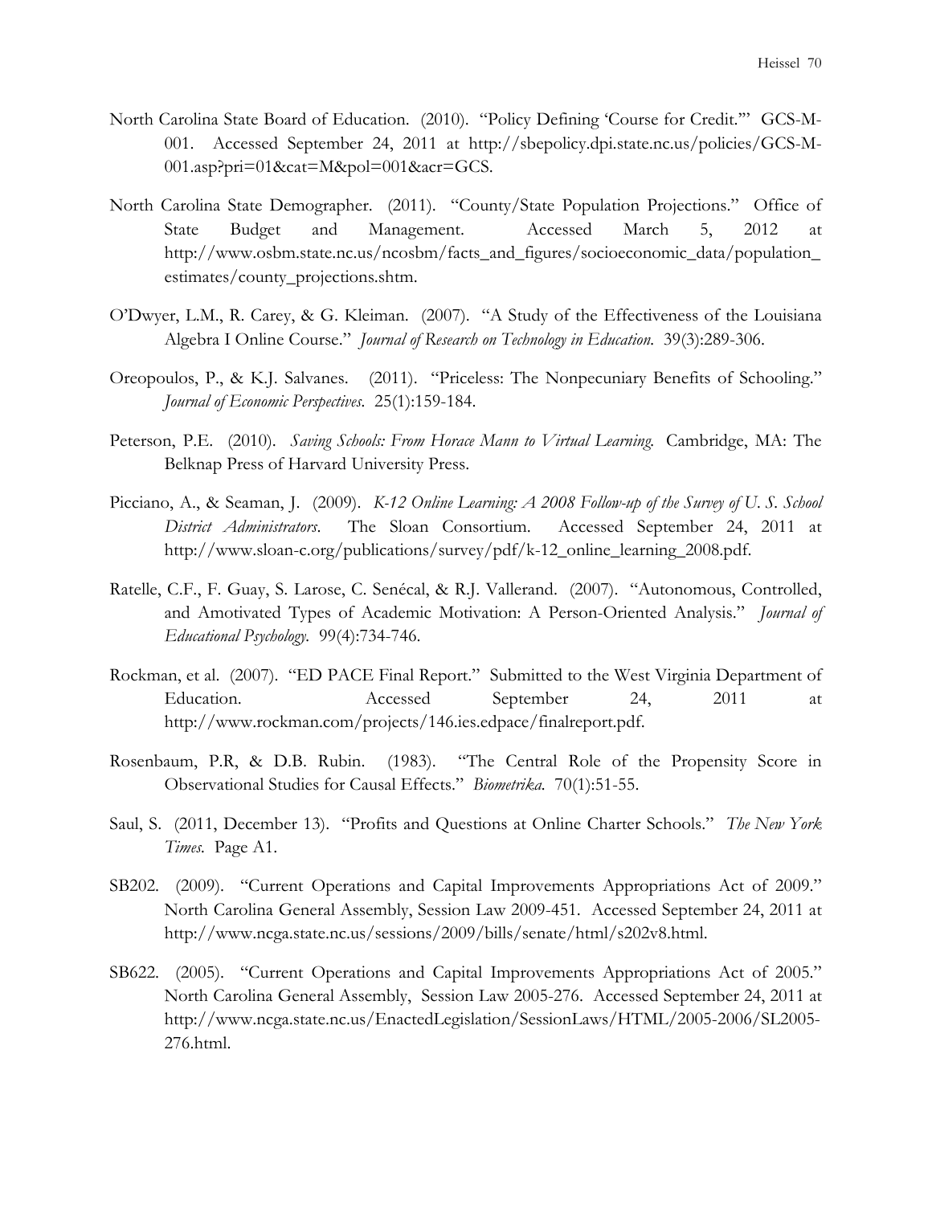North Carolina State Board of Education. (2010). "Policy Defining 'Course for Credit.'" GCS-M-001. Accessed September 24, 2011 at http://sbepolicy.dpi.state.nc.us/policies/GCS-M-001.asp?pri=01&cat=M&pol=001&acr=GCS.

North Carolina State Demographer. (2011). "County/State Population Projections." Office of State Budget and Management. Accessed March 5, 2012 at http://www.osbm.state.nc.us/ncosbm/facts_and_figures/socioeconomic_data/population_estimates/county_projections.shtm.

O'Dwyer, L.M., R. Carey, & G. Kleiman. (2007). "A Study of the Effectiveness of the Louisiana Algebra I Online Course." *Journal of Research on Technology in Education.* 39(3):289-306.

Oreopoulos, P., & K.J. Salvanes. (2011). "Priceless: The Nonpecuniary Benefits of Schooling." *Journal of Economic Perspectives.* 25(1):159-184.

Peterson, P.E. (2010). *Saving Schools: From Horace Mann to Virtual Learning.* Cambridge, MA: The Belknap Press of Harvard University Press.

Picciano, A., & Seaman, J. (2009). *K-12 Online Learning: A 2008 Follow-up of the Survey of U. S. School District Administrators.* The Sloan Consortium. Accessed September 24, 2011 at http://www.sloan-c.org/publications/survey/pdf/k-12_online_learning_2008.pdf.

Ratelle, C.F., F. Guay, S. Larose, C. Senécal, & R.J. Vallerand. (2007). "Autonomous, Controlled, and Amotivated Types of Academic Motivation: A Person-Oriented Analysis." *Journal of Educational Psychology.* 99(4):734-746.

Rockman, et al. (2007). "ED PACE Final Report." Submitted to the West Virginia Department of Education. Accessed September 24, 2011 at http://www.rockman.com/projects/146.ies.edpace/finalreport.pdf.

Rosenbaum, P.R, & D.B. Rubin. (1983). "The Central Role of the Propensity Score in Observational Studies for Causal Effects." *Biometrika.* 70(1):51-55.

Saul, S. (2011, December 13). "Profits and Questions at Online Charter Schools." *The New York Times.* Page A1.

SB202. (2009). "Current Operations and Capital Improvements Appropriations Act of 2009." North Carolina General Assembly, Session Law 2009-451. Accessed September 24, 2011 at http://www.ncga.state.nc.us/sessions/2009/bills/senate/html/s202v8.html.

SB622. (2005). "Current Operations and Capital Improvements Appropriations Act of 2005." North Carolina General Assembly, Session Law 2005-276. Accessed September 24, 2011 at http://www.ncga.state.nc.us/EnactedLegislation/SessionLaws/HTML/2005-2006/SL2005-276.html.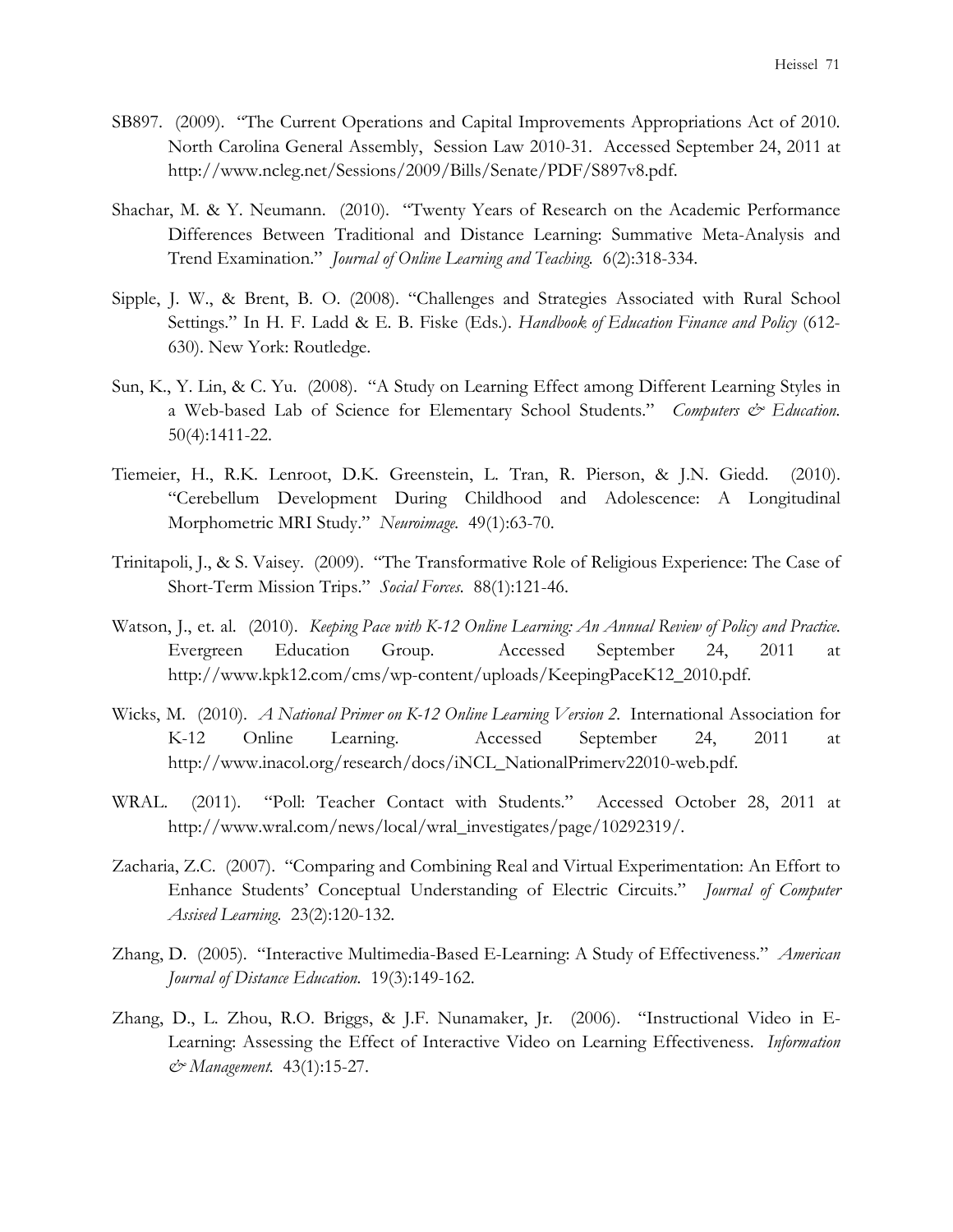SB897. (2009). "The Current Operations and Capital Improvements Appropriations Act of 2010. North Carolina General Assembly, Session Law 2010-31. Accessed September 24, 2011 at http://www.ncleg.net/Sessions/2009/Bills/Senate/PDF/S897v8.pdf.

Shachar, M. & Y. Neumann. (2010). "Twenty Years of Research on the Academic Performance Differences Between Traditional and Distance Learning: Summative Meta-Analysis and Trend Examination." *Journal of Online Learning and Teaching.* 6(2):318-334.

Sipple, J. W., & Brent, B. O. (2008). "Challenges and Strategies Associated with Rural School Settings." In H. F. Ladd & E. B. Fiske (Eds.). *Handbook of Education Finance and Policy* (612-630). New York: Routledge.

Sun, K., Y. Lin, & C. Yu. (2008). "A Study on Learning Effect among Different Learning Styles in a Web-based Lab of Science for Elementary School Students." *Computers & Education.* 50(4):1411-22.

Tiemeier, H., R.K. Lenroot, D.K. Greenstein, L. Tran, R. Pierson, & J.N. Giedd. (2010). "Cerebellum Development During Childhood and Adolescence: A Longitudinal Morphometric MRI Study." *Neuroimage.* 49(1):63-70.

Trinitapoli, J., & S. Vaisey. (2009). "The Transformative Role of Religious Experience: The Case of Short-Term Mission Trips." *Social Forces.* 88(1):121-46.

Watson, J., et. al. (2010). *Keeping Pace with K-12 Online Learning: An Annual Review of Policy and Practice.* Evergreen Education Group. Accessed September 24, 2011 at http://www.kpk12.com/cms/wp-content/uploads/KeepingPaceK12_2010.pdf.

Wicks, M. (2010). *A National Primer on K-12 Online Learning Version 2.* International Association for K-12 Online Learning. Accessed September 24, 2011 at http://www.inacol.org/research/docs/iNCL_NationalPrimerv22010-web.pdf.

WRAL. (2011). "Poll: Teacher Contact with Students." Accessed October 28, 2011 at http://www.wral.com/news/local/wral_investigates/page/10292319/.

Zacharia, Z.C. (2007). "Comparing and Combining Real and Virtual Experimentation: An Effort to Enhance Students' Conceptual Understanding of Electric Circuits." *Journal of Computer Assised Learning.* 23(2):120-132.

Zhang, D. (2005). "Interactive Multimedia-Based E-Learning: A Study of Effectiveness." *American Journal of Distance Education.* 19(3):149-162.

Zhang, D., L. Zhou, R.O. Briggs, & J.F. Nunamaker, Jr. (2006). "Instructional Video in E-Learning: Assessing the Effect of Interactive Video on Learning Effectiveness. *Information & Management.* 43(1):15-27.